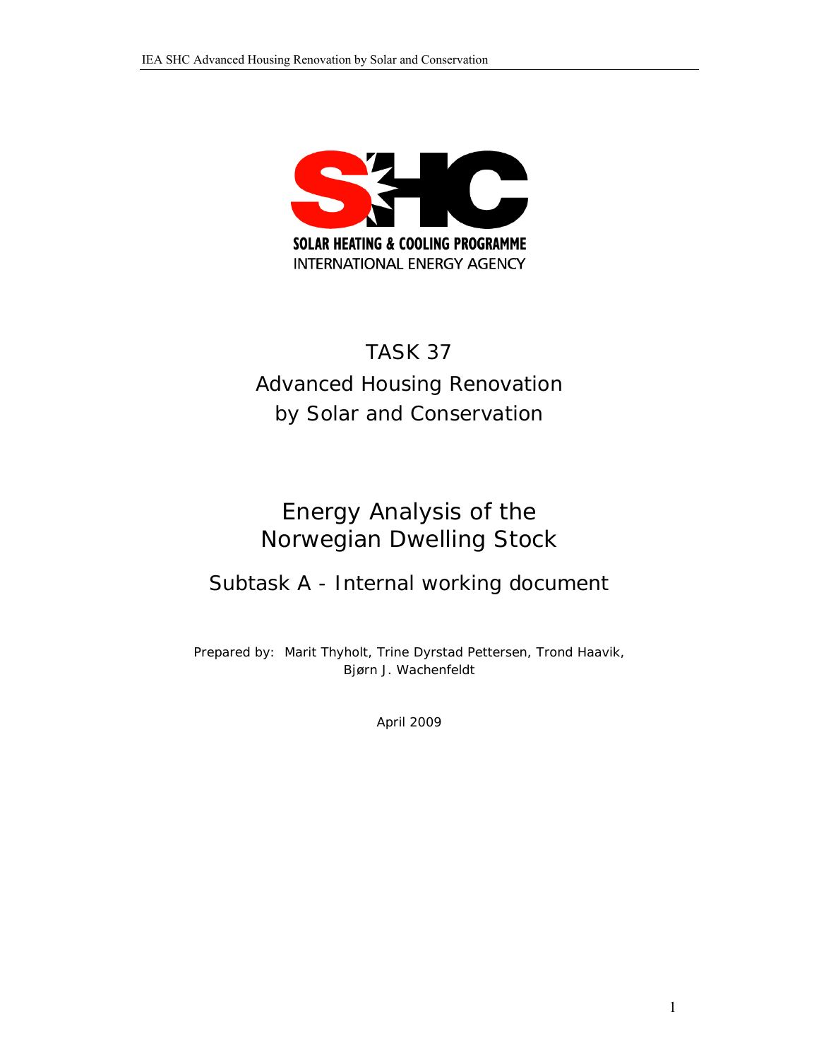SOLAR HEATING & COOLING PROGRAMME

INTERNATIONAL ENERGY AGENCY

# TASK 37

# Advanced Housing Renovation by Solar and Conservation

## Energy Analysis of the Norwegian Dwelling Stock

### Subtask A - Internal working document

Prepared by: Marit Thyholt, Trine Dyrstad Pettersen, Trond Haavik, Bjørn J. Wachenfeldt

April 2009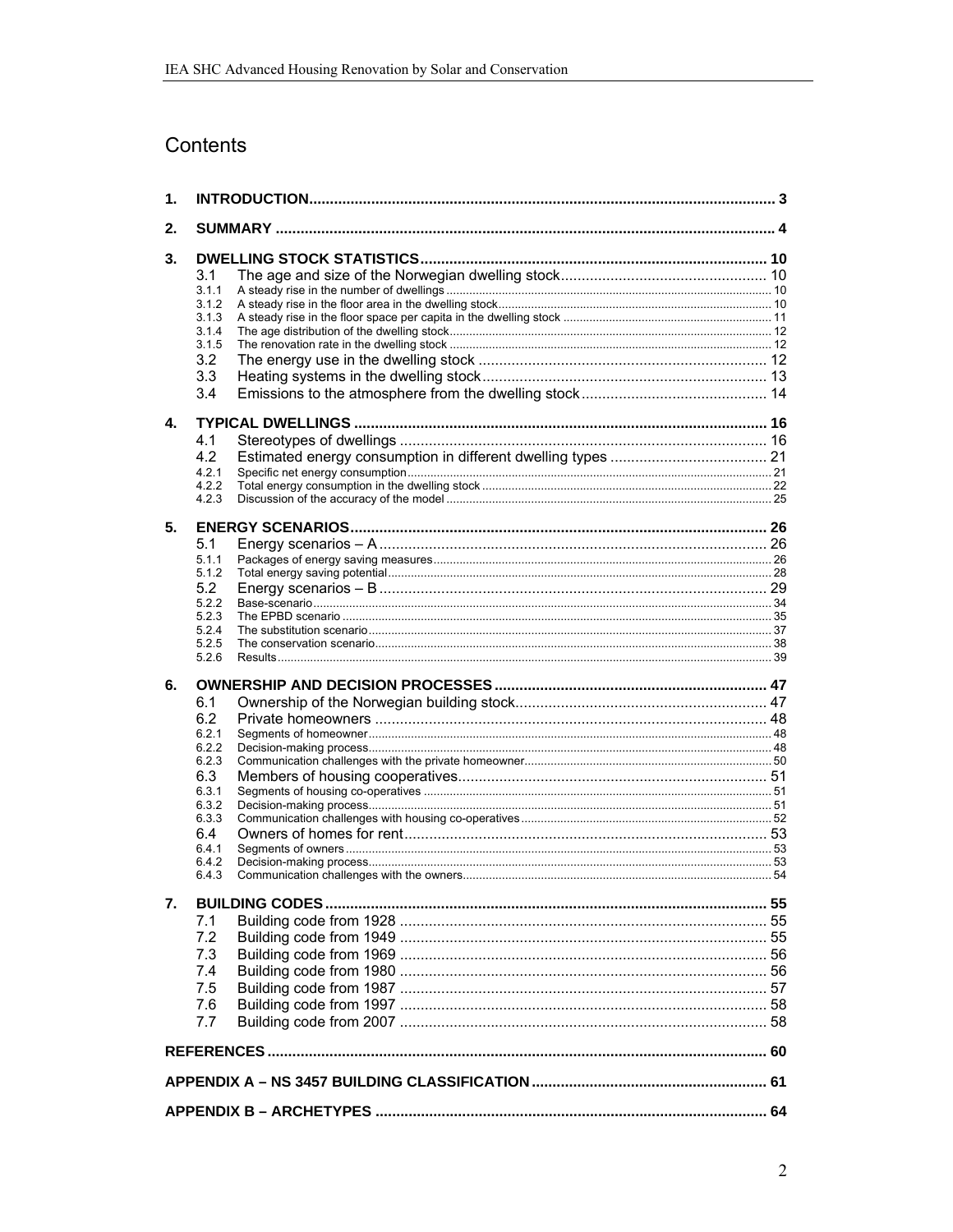# Contents

1. **INTRODUCTION** ... 3
2. **SUMMARY** ... 4
3. **DWELLING STOCK STATISTICS** ... 10
   - 3.1 The age and size of the Norwegian dwelling stock ... 10
     - 3.1.1 A steady rise in the number of dwellings ... 10
     - 3.1.2 A steady rise in the floor area in the dwelling stock ... 10
     - 3.1.3 A steady rise in the floor space per capita in the dwelling stock ... 11
     - 3.1.4 The age distribution of the dwelling stock ... 12
     - 3.1.5 The renovation rate in the dwelling stock ... 12
   - 3.2 The energy use in the dwelling stock ... 12
   - 3.3 Heating systems in the dwelling stock ... 13
   - 3.4 Emissions to the atmosphere from the dwelling stock ... 14
4. **TYPICAL DWELLINGS** ... 16
   - 4.1 Stereotypes of dwellings ... 16
   - 4.2 Estimated energy consumption in different dwelling types ... 21
     - 4.2.1 Specific net energy consumption ... 21
     - 4.2.2 Total energy consumption in the dwelling stock ... 22
     - 4.2.3 Discussion of the accuracy of the model ... 25
5. **ENERGY SCENARIOS** ... 26
   - 5.1 Energy scenarios – A ... 26
     - 5.1.1 Packages of energy saving measures ... 26
     - 5.1.2 Total energy saving potential ... 28
   - 5.2 Energy scenarios – B ... 29
     - 5.2.2 Base-scenario ... 34
     - 5.2.3 The EPBD scenario ... 35
     - 5.2.4 The substitution scenario ... 37
     - 5.2.5 The conservation scenario ... 38
     - 5.2.6 Results ... 39
6. **OWNERSHIP AND DECISION PROCESSES** ... 47
   - 6.1 Ownership of the Norwegian building stock ... 47
   - 6.2 Private homeowners ... 48
     - 6.2.1 Segments of homeowner ... 48
     - 6.2.2 Decision-making process ... 48
     - 6.2.3 Communication challenges with the private homeowner ... 50
   - 6.3 Members of housing cooperatives ... 51
     - 6.3.1 Segments of housing co-operatives ... 51
     - 6.3.2 Decision-making process ... 51
     - 6.3.3 Communication challenges with housing co-operatives ... 52
   - 6.4 Owners of homes for rent ... 53
     - 6.4.1 Segments of owners ... 53
     - 6.4.2 Decision-making process ... 53
     - 6.4.3 Communication challenges with the owners ... 54
7. **BUILDING CODES** ... 55
   - 7.1 Building code from 1928 ... 55
   - 7.2 Building code from 1949 ... 55
   - 7.3 Building code from 1969 ... 56
   - 7.4 Building code from 1980 ... 56
   - 7.5 Building code from 1987 ... 57
   - 7.6 Building code from 1997 ... 58
   - 7.7 Building code from 2007 ... 58

**REFERENCES** ... 60

**APPENDIX A – NS 3457 BUILDING CLASSIFICATION** ... 61

**APPENDIX B – ARCHETYPES** ... 64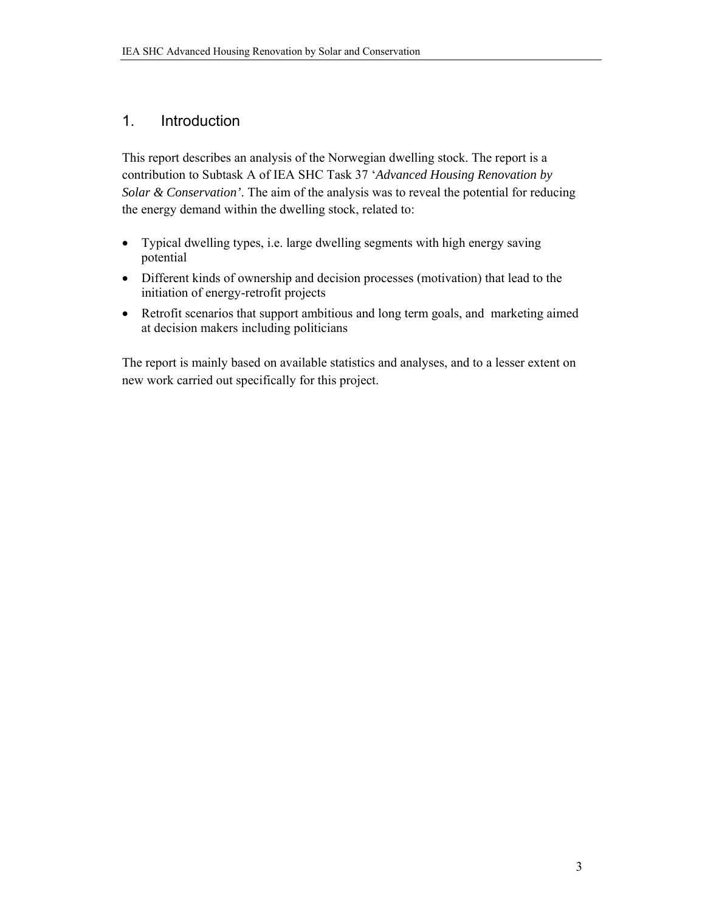# 1. Introduction

This report describes an analysis of the Norwegian dwelling stock. The report is a contribution to Subtask A of IEA SHC Task 37 '*Advanced Housing Renovation by Solar & Conservation'*. The aim of the analysis was to reveal the potential for reducing the energy demand within the dwelling stock, related to:

- Typical dwelling types, i.e. large dwelling segments with high energy saving potential
- Different kinds of ownership and decision processes (motivation) that lead to the initiation of energy-retrofit projects
- Retrofit scenarios that support ambitious and long term goals, and marketing aimed at decision makers including politicians

The report is mainly based on available statistics and analyses, and to a lesser extent on new work carried out specifically for this project.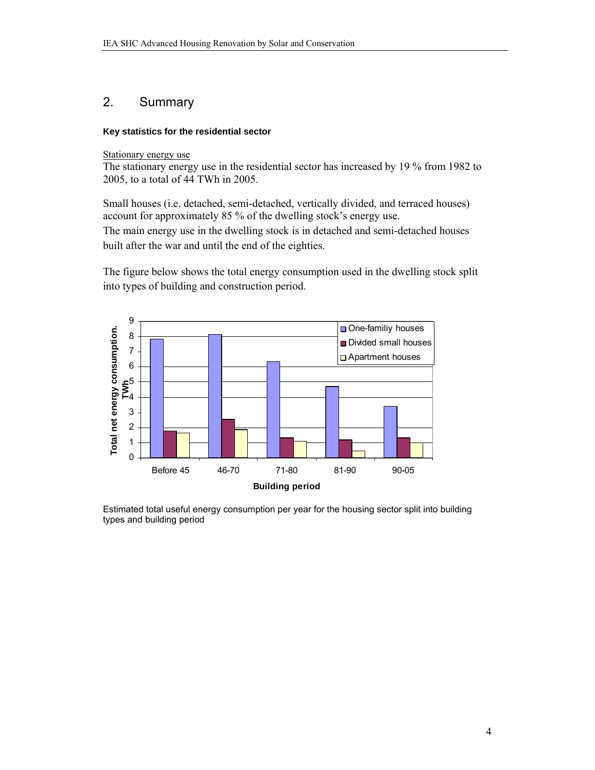## 2. Summary

**Key statistics for the residential sector**

Stationary energy use

The stationary energy use in the residential sector has increased by 19 % from 1982 to 2005, to a total of 44 TWh in 2005.

Small houses (i.e. detached, semi-detached, vertically divided, and terraced houses) account for approximately 85 % of the dwelling stock's energy use.

The main energy use in the dwelling stock is in detached and semi-detached houses built after the war and until the end of the eighties.

The figure below shows the total energy consumption used in the dwelling stock split into types of building and construction period.

Estimated total useful energy consumption per year for the housing sector split into building types and building period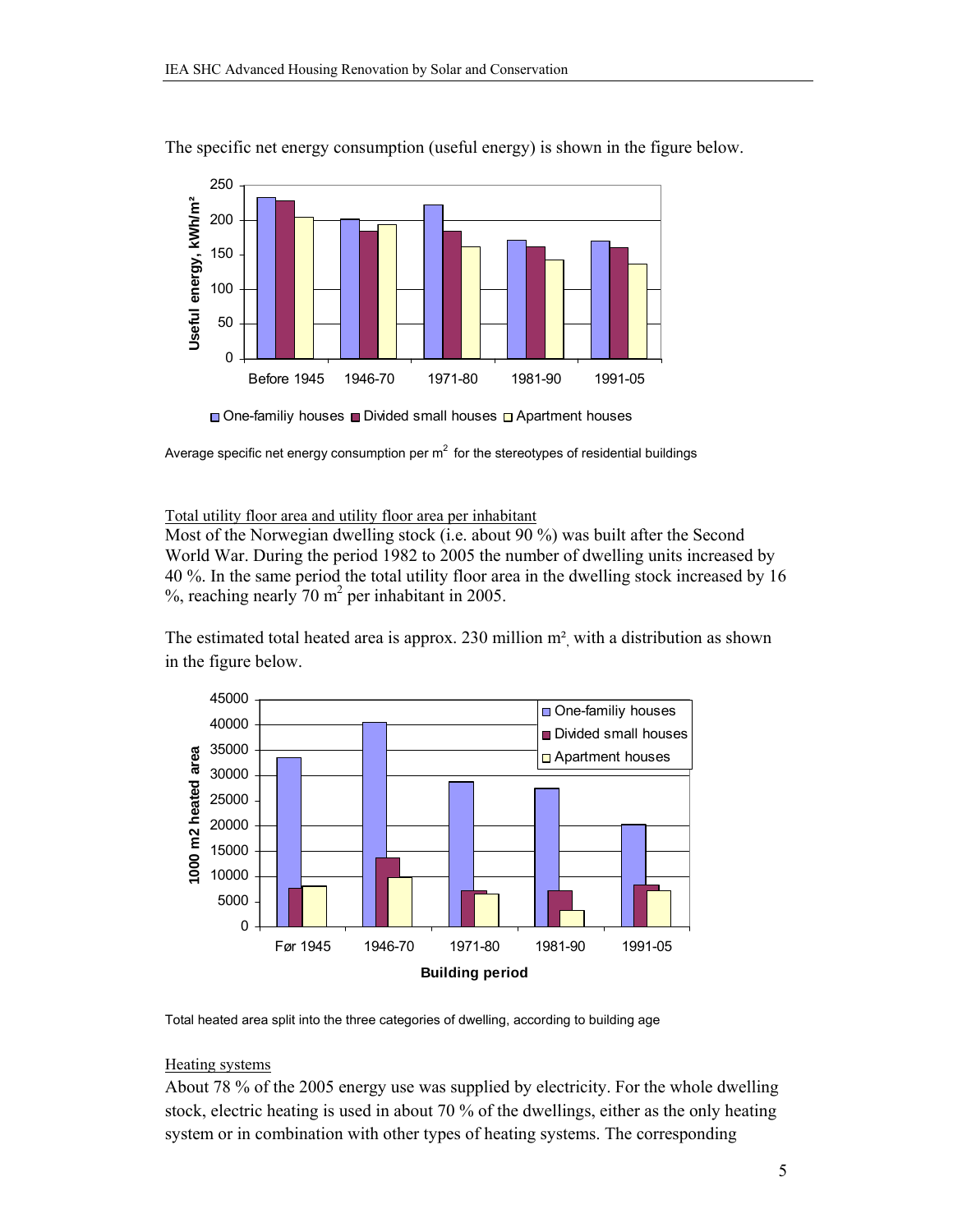The specific net energy consumption (useful energy) is shown in the figure below.

Average specific net energy consumption per m$^2$ for the stereotypes of residential buildings

Total utility floor area and utility floor area per inhabitant

Most of the Norwegian dwelling stock (i.e. about 90 %) was built after the Second World War. During the period 1982 to 2005 the number of dwelling units increased by 40 %. In the same period the total utility floor area in the dwelling stock increased by 16 %, reaching nearly 70 m$^2$ per inhabitant in 2005.

The estimated total heated area is approx. 230 million m², with a distribution as shown in the figure below.

Total heated area split into the three categories of dwelling, according to building age

Heating systems

About 78 % of the 2005 energy use was supplied by electricity. For the whole dwelling stock, electric heating is used in about 70 % of the dwellings, either as the only heating system or in combination with other types of heating systems. The corresponding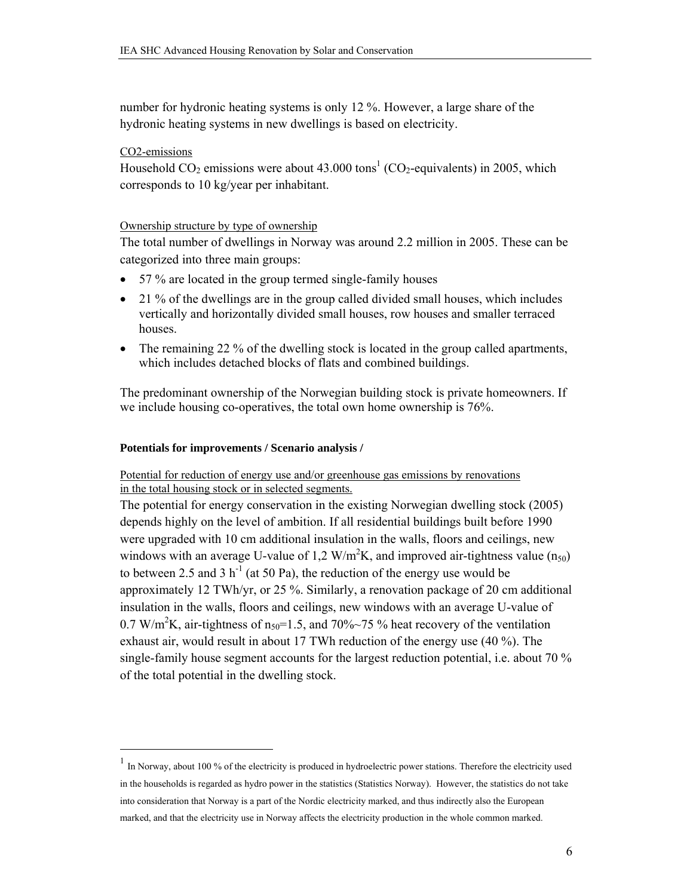number for hydronic heating systems is only 12 %. However, a large share of the hydronic heating systems in new dwellings is based on electricity.

CO2-emissions

Household $CO_2$ emissions were about 43.000 tons[1] ($CO_2$-equivalents) in 2005, which corresponds to 10 kg/year per inhabitant.

Ownership structure by type of ownership

The total number of dwellings in Norway was around 2.2 million in 2005. These can be categorized into three main groups:

- 57 % are located in the group termed single-family houses
- 21 % of the dwellings are in the group called divided small houses, which includes vertically and horizontally divided small houses, row houses and smaller terraced houses.
- The remaining 22 % of the dwelling stock is located in the group called apartments, which includes detached blocks of flats and combined buildings.

The predominant ownership of the Norwegian building stock is private homeowners. If we include housing co-operatives, the total own home ownership is 76%.

**Potentials for improvements / Scenario analysis /**

Potential for reduction of energy use and/or greenhouse gas emissions by renovations in the total housing stock or in selected segments.

The potential for energy conservation in the existing Norwegian dwelling stock (2005) depends highly on the level of ambition. If all residential buildings built before 1990 were upgraded with 10 cm additional insulation in the walls, floors and ceilings, new windows with an average U-value of 1,2 $W/m^2K$, and improved air-tightness value ($n_{50}$) to between 2.5 and 3 $h^{-1}$ (at 50 Pa), the reduction of the energy use would be approximately 12 TWh/yr, or 25 %. Similarly, a renovation package of 20 cm additional insulation in the walls, floors and ceilings, new windows with an average U-value of 0.7 $W/m^2K$, air-tightness of $n_{50}$=1.5, and 70%~75 % heat recovery of the ventilation exhaust air, would result in about 17 TWh reduction of the energy use (40 %). The single-family house segment accounts for the largest reduction potential, i.e. about 70 % of the total potential in the dwelling stock.

---

[1] In Norway, about 100 % of the electricity is produced in hydroelectric power stations. Therefore the electricity used in the households is regarded as hydro power in the statistics (Statistics Norway). However, the statistics do not take into consideration that Norway is a part of the Nordic electricity marked, and thus indirectly also the European marked, and that the electricity use in Norway affects the electricity production in the whole common marked.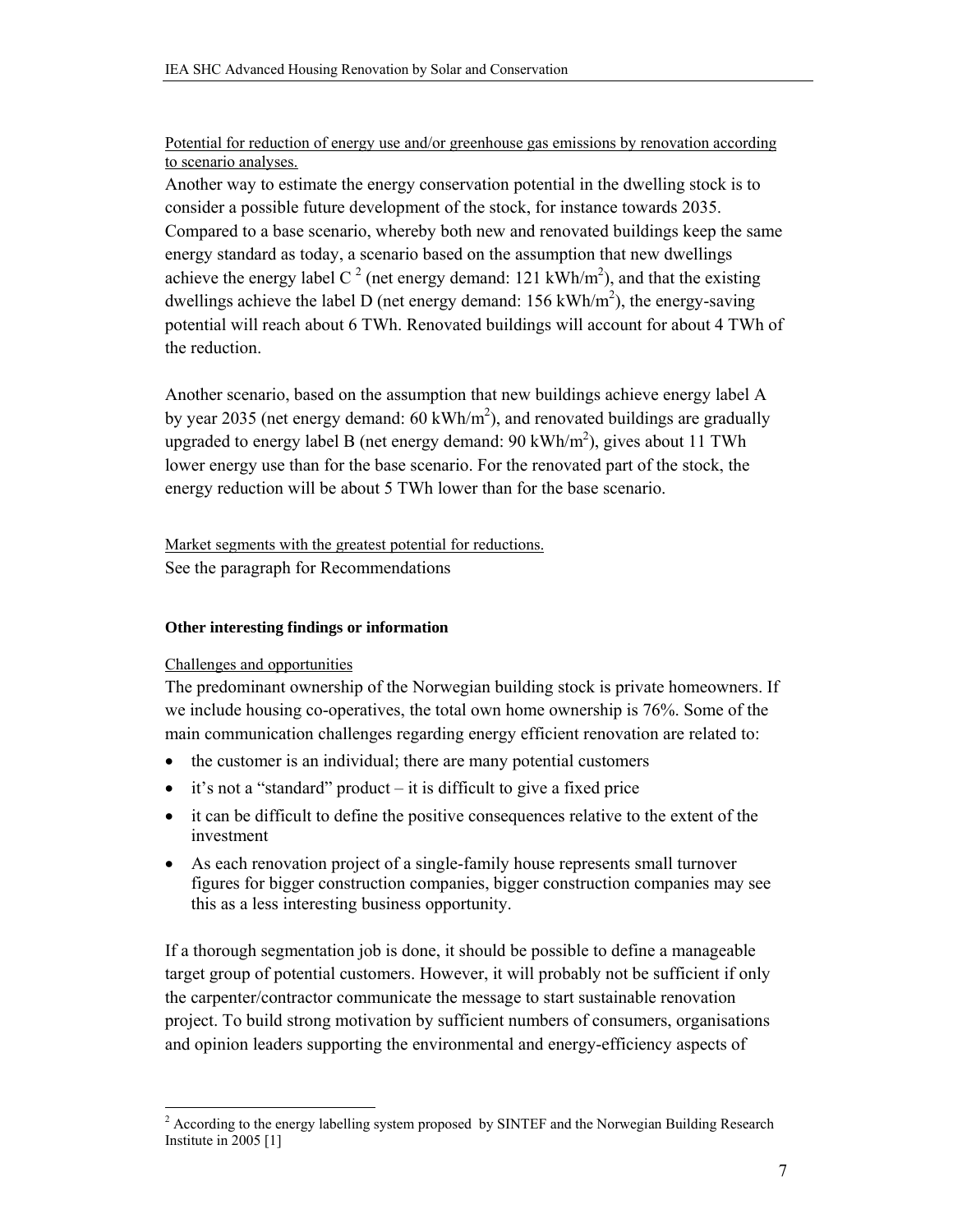Potential for reduction of energy use and/or greenhouse gas emissions by renovation according to scenario analyses.

Another way to estimate the energy conservation potential in the dwelling stock is to consider a possible future development of the stock, for instance towards 2035. Compared to a base scenario, whereby both new and renovated buildings keep the same energy standard as today, a scenario based on the assumption that new dwellings achieve the energy label C [2] (net energy demand: 121 kWh/m$^2$), and that the existing dwellings achieve the label D (net energy demand: 156 kWh/m$^2$), the energy-saving potential will reach about 6 TWh. Renovated buildings will account for about 4 TWh of the reduction.

Another scenario, based on the assumption that new buildings achieve energy label A by year 2035 (net energy demand: 60 kWh/m$^2$), and renovated buildings are gradually upgraded to energy label B (net energy demand: 90 kWh/m$^2$), gives about 11 TWh lower energy use than for the base scenario. For the renovated part of the stock, the energy reduction will be about 5 TWh lower than for the base scenario.

Market segments with the greatest potential for reductions.

See the paragraph for Recommendations

**Other interesting findings or information**

Challenges and opportunities

The predominant ownership of the Norwegian building stock is private homeowners. If we include housing co-operatives, the total own home ownership is 76%. Some of the main communication challenges regarding energy efficient renovation are related to:

- the customer is an individual; there are many potential customers
- it's not a "standard" product – it is difficult to give a fixed price
- it can be difficult to define the positive consequences relative to the extent of the investment
- As each renovation project of a single-family house represents small turnover figures for bigger construction companies, bigger construction companies may see this as a less interesting business opportunity.

If a thorough segmentation job is done, it should be possible to define a manageable target group of potential customers. However, it will probably not be sufficient if only the carpenter/contractor communicate the message to start sustainable renovation project. To build strong motivation by sufficient numbers of consumers, organisations and opinion leaders supporting the environmental and energy-efficiency aspects of

[2] According to the energy labelling system proposed by SINTEF and the Norwegian Building Research Institute in 2005 [1]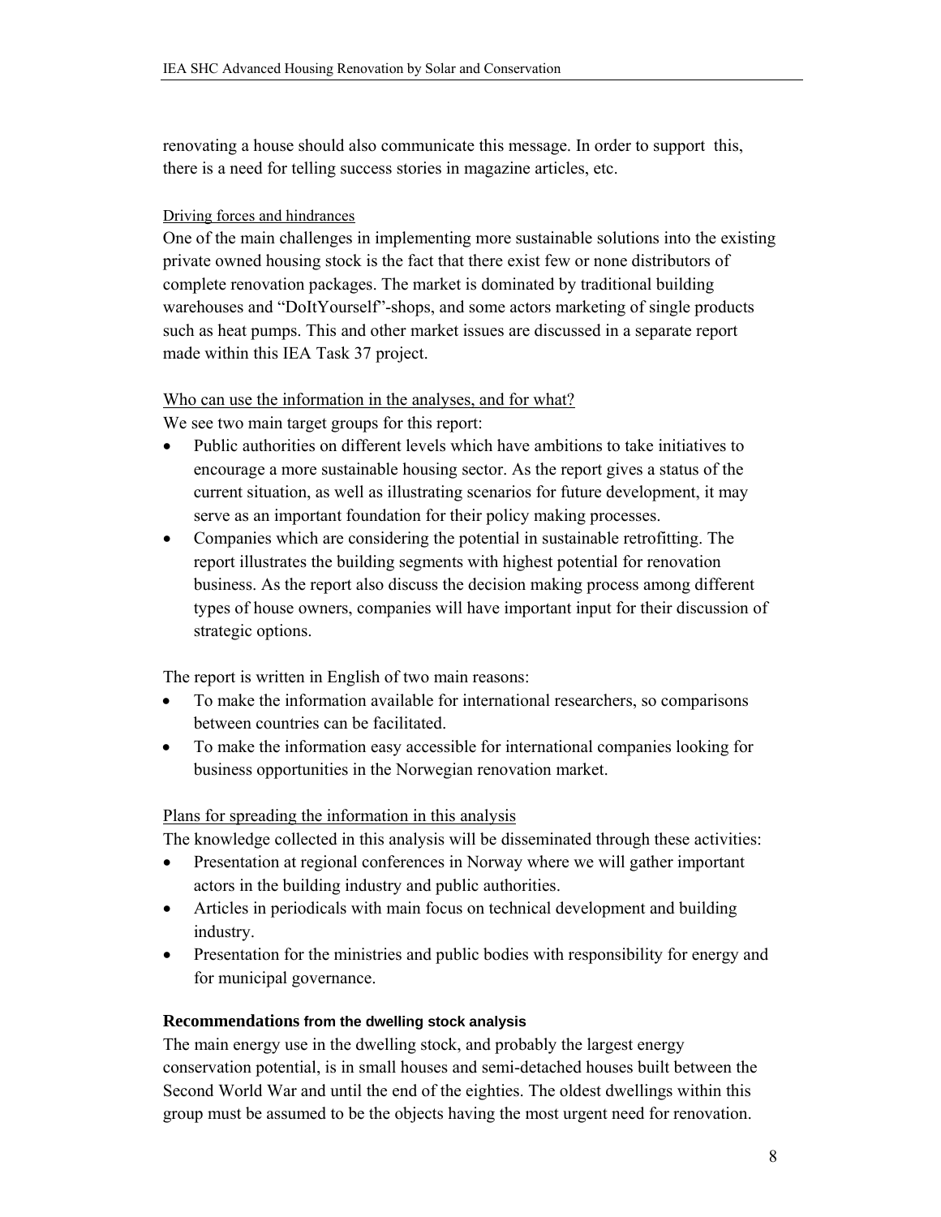renovating a house should also communicate this message. In order to support this, there is a need for telling success stories in magazine articles, etc.

Driving forces and hindrances

One of the main challenges in implementing more sustainable solutions into the existing private owned housing stock is the fact that there exist few or none distributors of complete renovation packages. The market is dominated by traditional building warehouses and "DoItYourself"-shops, and some actors marketing of single products such as heat pumps. This and other market issues are discussed in a separate report made within this IEA Task 37 project.

Who can use the information in the analyses, and for what?

We see two main target groups for this report:

- Public authorities on different levels which have ambitions to take initiatives to encourage a more sustainable housing sector. As the report gives a status of the current situation, as well as illustrating scenarios for future development, it may serve as an important foundation for their policy making processes.
- Companies which are considering the potential in sustainable retrofitting. The report illustrates the building segments with highest potential for renovation business. As the report also discuss the decision making process among different types of house owners, companies will have important input for their discussion of strategic options.

The report is written in English of two main reasons:

- To make the information available for international researchers, so comparisons between countries can be facilitated.
- To make the information easy accessible for international companies looking for business opportunities in the Norwegian renovation market.

Plans for spreading the information in this analysis

The knowledge collected in this analysis will be disseminated through these activities:

- Presentation at regional conferences in Norway where we will gather important actors in the building industry and public authorities.
- Articles in periodicals with main focus on technical development and building industry.
- Presentation for the ministries and public bodies with responsibility for energy and for municipal governance.

**Recommendations from the dwelling stock analysis**

The main energy use in the dwelling stock, and probably the largest energy conservation potential, is in small houses and semi-detached houses built between the Second World War and until the end of the eighties. The oldest dwellings within this group must be assumed to be the objects having the most urgent need for renovation.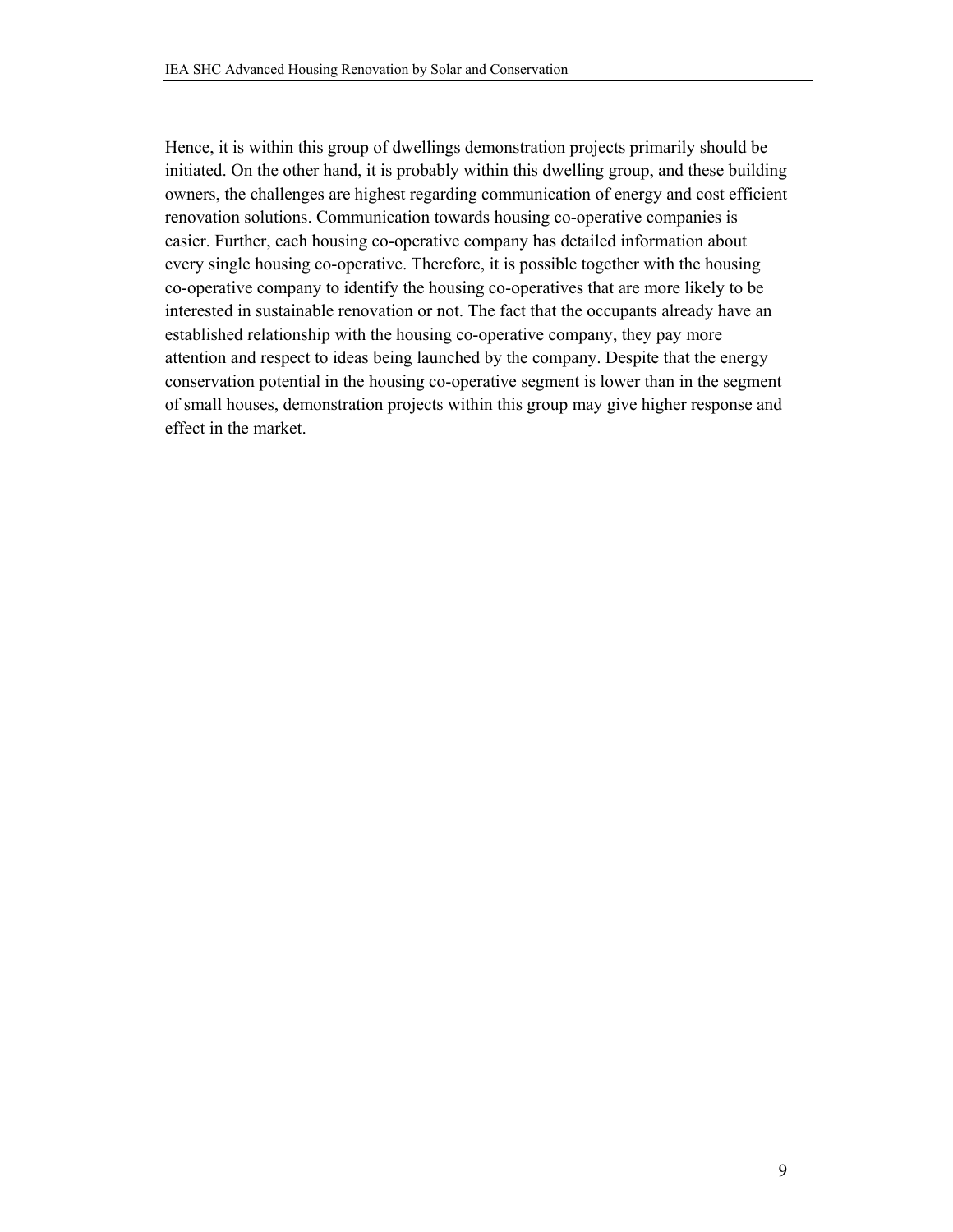Hence, it is within this group of dwellings demonstration projects primarily should be initiated. On the other hand, it is probably within this dwelling group, and these building owners, the challenges are highest regarding communication of energy and cost efficient renovation solutions. Communication towards housing co-operative companies is easier. Further, each housing co-operative company has detailed information about every single housing co-operative. Therefore, it is possible together with the housing co-operative company to identify the housing co-operatives that are more likely to be interested in sustainable renovation or not. The fact that the occupants already have an established relationship with the housing co-operative company, they pay more attention and respect to ideas being launched by the company. Despite that the energy conservation potential in the housing co-operative segment is lower than in the segment of small houses, demonstration projects within this group may give higher response and effect in the market.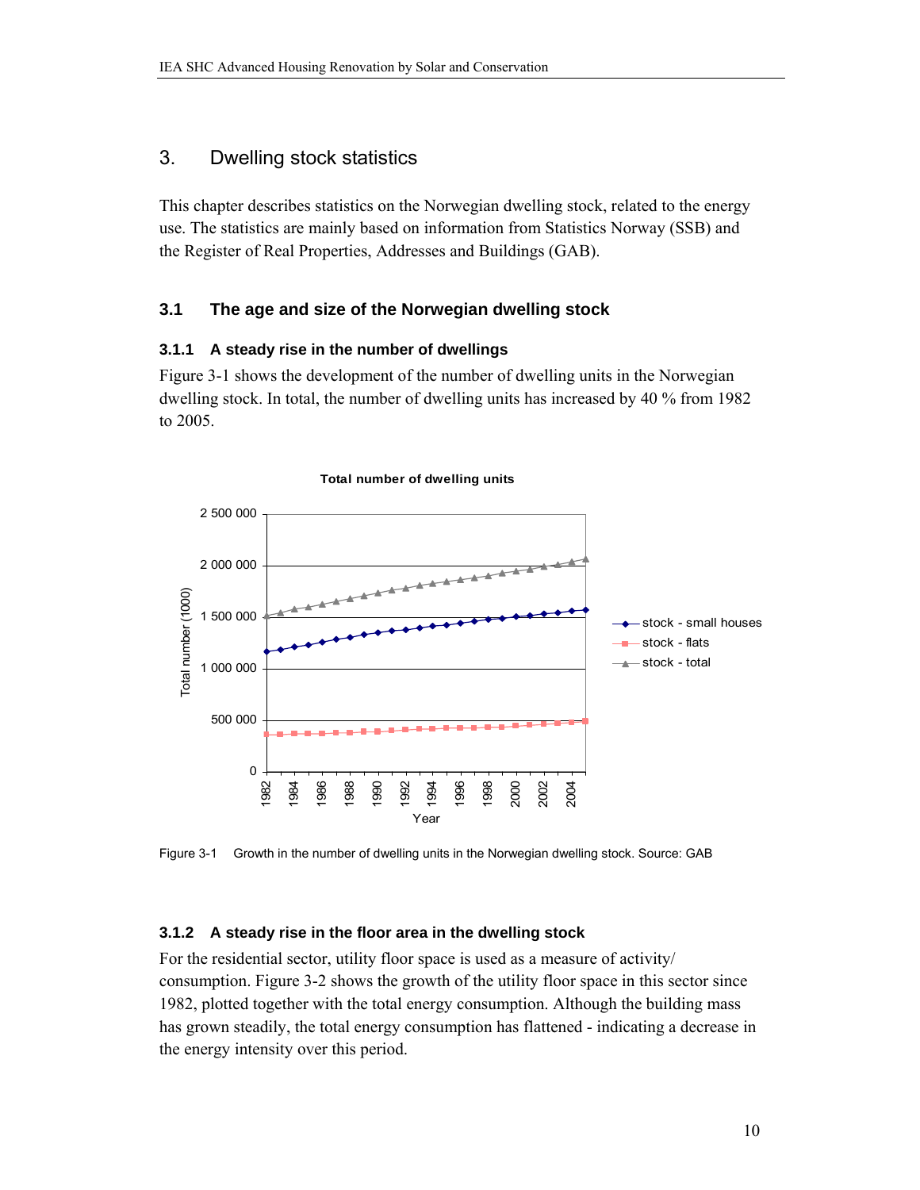# 3. Dwelling stock statistics

This chapter describes statistics on the Norwegian dwelling stock, related to the energy use. The statistics are mainly based on information from Statistics Norway (SSB) and the Register of Real Properties, Addresses and Buildings (GAB).

## 3.1 The age and size of the Norwegian dwelling stock

### 3.1.1 A steady rise in the number of dwellings

Figure 3-1 shows the development of the number of dwelling units in the Norwegian dwelling stock. In total, the number of dwelling units has increased by 40 % from 1982 to 2005.

Figure 3-1 Growth in the number of dwelling units in the Norwegian dwelling stock. Source: GAB

### 3.1.2 A steady rise in the floor area in the dwelling stock

For the residential sector, utility floor space is used as a measure of activity/consumption. Figure 3-2 shows the growth of the utility floor space in this sector since 1982, plotted together with the total energy consumption. Although the building mass has grown steadily, the total energy consumption has flattened - indicating a decrease in the energy intensity over this period.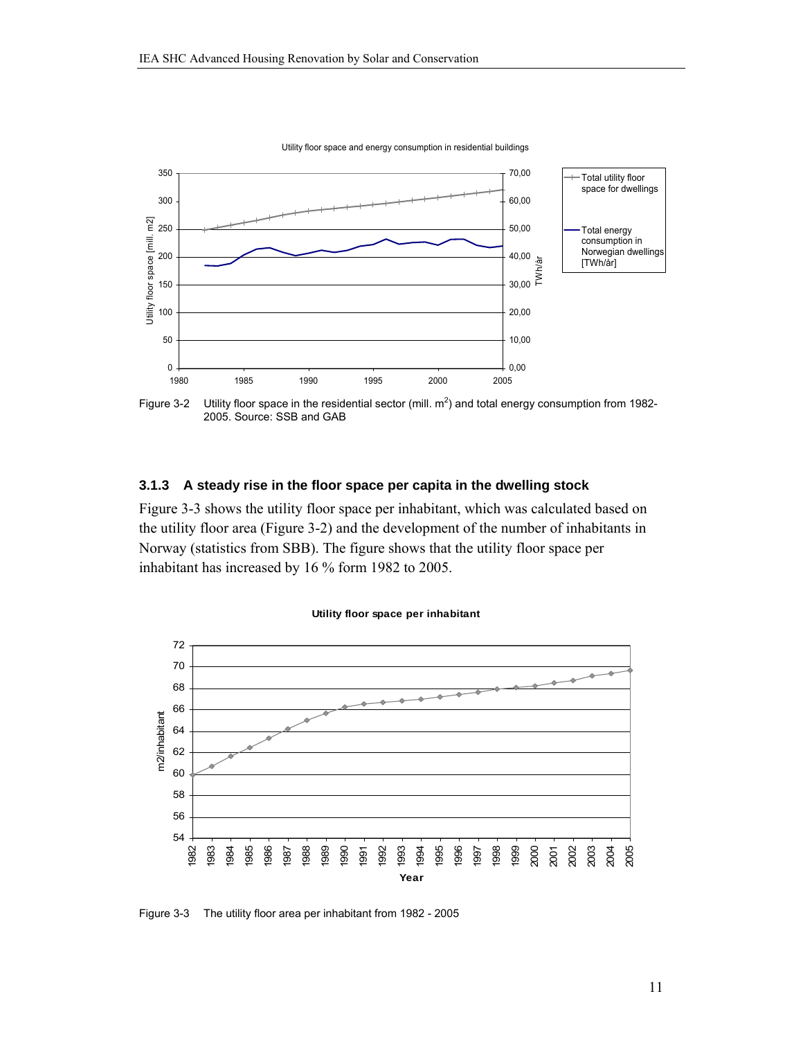Figure 3-2 Utility floor space in the residential sector (mill. $m^2$) and total energy consumption from 1982-2005. Source: SSB and GAB

### 3.1.3 A steady rise in the floor space per capita in the dwelling stock

Figure 3-3 shows the utility floor space per inhabitant, which was calculated based on the utility floor area (Figure 3-2) and the development of the number of inhabitants in Norway (statistics from SBB). The figure shows that the utility floor space per inhabitant has increased by 16 % form 1982 to 2005.

Figure 3-3 The utility floor area per inhabitant from 1982 - 2005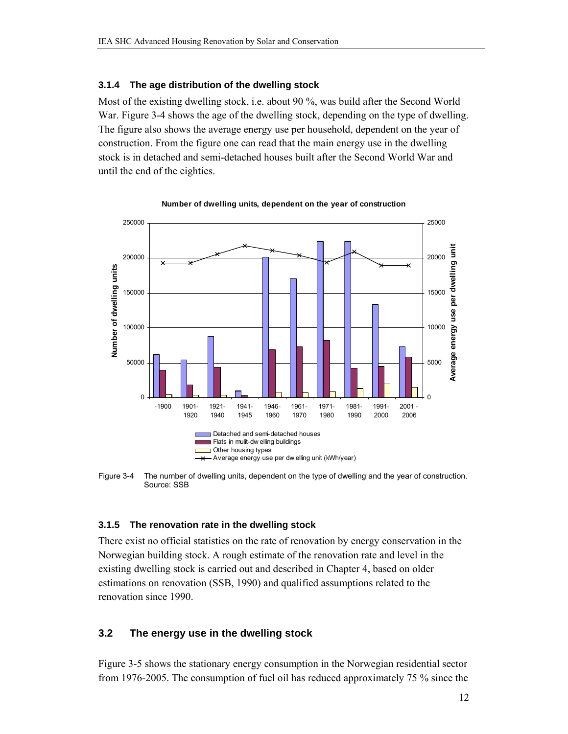### 3.1.4 The age distribution of the dwelling stock

Most of the existing dwelling stock, i.e. about 90 %, was build after the Second World War. Figure 3-4 shows the age of the dwelling stock, depending on the type of dwelling. The figure also shows the average energy use per household, dependent on the year of construction. From the figure one can read that the main energy use in the dwelling stock is in detached and semi-detached houses built after the Second World War and until the end of the eighties.

Figure 3-4 The number of dwelling units, dependent on the type of dwelling and the year of construction. Source: SSB

### 3.1.5 The renovation rate in the dwelling stock

There exist no official statistics on the rate of renovation by energy conservation in the Norwegian building stock. A rough estimate of the renovation rate and level in the existing dwelling stock is carried out and described in Chapter 4, based on older estimations on renovation (SSB, 1990) and qualified assumptions related to the renovation since 1990.

## 3.2 The energy use in the dwelling stock

Figure 3-5 shows the stationary energy consumption in the Norwegian residential sector from 1976-2005. The consumption of fuel oil has reduced approximately 75 % since the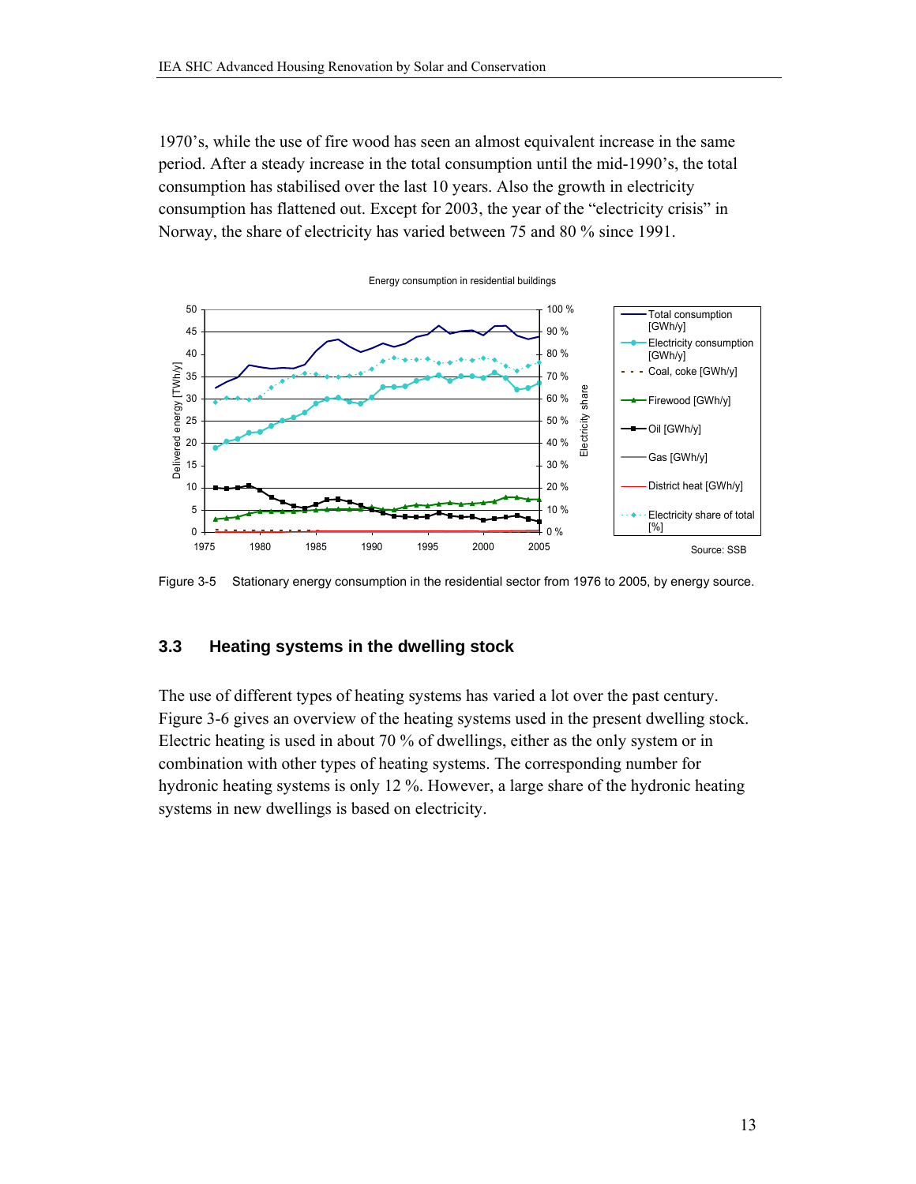1970's, while the use of fire wood has seen an almost equivalent increase in the same period. After a steady increase in the total consumption until the mid-1990's, the total consumption has stabilised over the last 10 years. Also the growth in electricity consumption has flattened out. Except for 2003, the year of the "electricity crisis" in Norway, the share of electricity has varied between 75 and 80 % since 1991.

Figure 3-5 Stationary energy consumption in the residential sector from 1976 to 2005, by energy source.

## 3.3 Heating systems in the dwelling stock

The use of different types of heating systems has varied a lot over the past century. Figure 3-6 gives an overview of the heating systems used in the present dwelling stock. Electric heating is used in about 70 % of dwellings, either as the only system or in combination with other types of heating systems. The corresponding number for hydronic heating systems is only 12 %. However, a large share of the hydronic heating systems in new dwellings is based on electricity.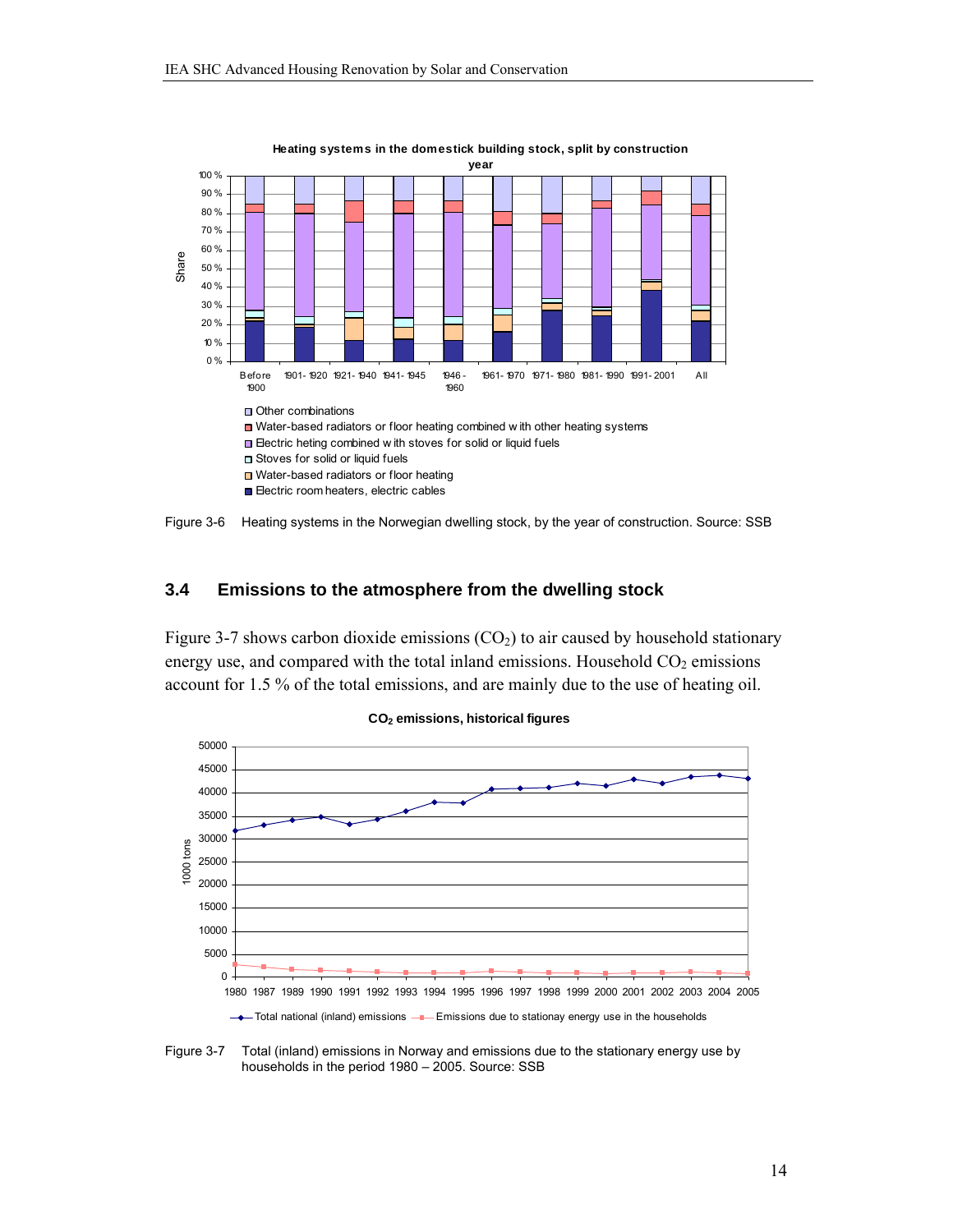Figure 3-6 Heating systems in the Norwegian dwelling stock, by the year of construction. Source: SSB

## 3.4 Emissions to the atmosphere from the dwelling stock

Figure 3-7 shows carbon dioxide emissions ($CO_2$) to air caused by household stationary energy use, and compared with the total inland emissions. Household $CO_2$ emissions account for 1.5 % of the total emissions, and are mainly due to the use of heating oil.

Figure 3-7 Total (inland) emissions in Norway and emissions due to the stationary energy use by households in the period 1980 – 2005. Source: SSB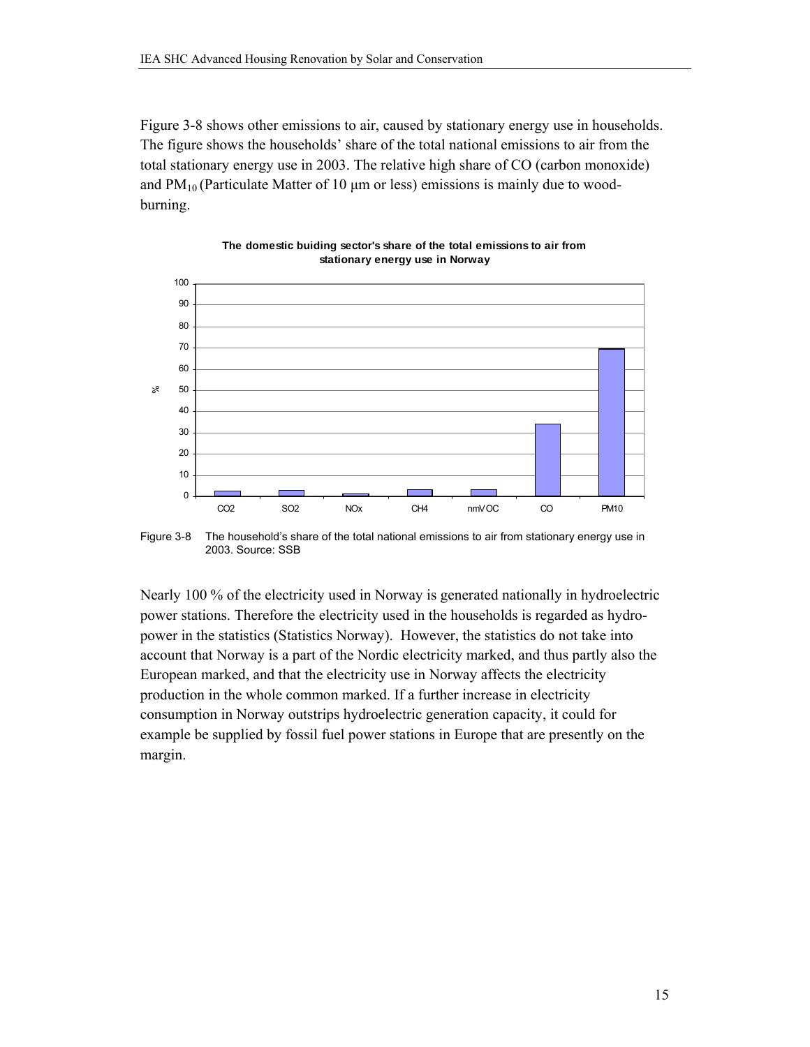Figure 3-8 shows other emissions to air, caused by stationary energy use in households. The figure shows the households' share of the total national emissions to air from the total stationary energy use in 2003. The relative high share of CO (carbon monoxide) and $PM_{10}$ (Particulate Matter of 10 μm or less) emissions is mainly due to wood-burning.

**The domestic buiding sector's share of the total emissions to air from stationary energy use in Norway**

Figure 3-8 The household's share of the total national emissions to air from stationary energy use in 2003. Source: SSB

Nearly 100 % of the electricity used in Norway is generated nationally in hydroelectric power stations. Therefore the electricity used in the households is regarded as hydro-power in the statistics (Statistics Norway). However, the statistics do not take into account that Norway is a part of the Nordic electricity marked, and thus partly also the European marked, and that the electricity use in Norway affects the electricity production in the whole common marked. If a further increase in electricity consumption in Norway outstrips hydroelectric generation capacity, it could for example be supplied by fossil fuel power stations in Europe that are presently on the margin.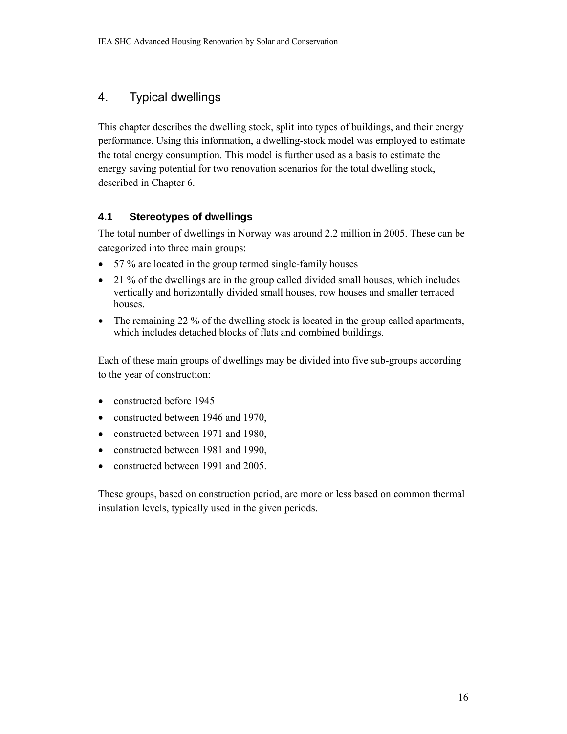# 4. Typical dwellings

This chapter describes the dwelling stock, split into types of buildings, and their energy performance. Using this information, a dwelling-stock model was employed to estimate the total energy consumption. This model is further used as a basis to estimate the energy saving potential for two renovation scenarios for the total dwelling stock, described in Chapter 6.

## 4.1 Stereotypes of dwellings

The total number of dwellings in Norway was around 2.2 million in 2005. These can be categorized into three main groups:

- 57 % are located in the group termed single-family houses
- 21 % of the dwellings are in the group called divided small houses, which includes vertically and horizontally divided small houses, row houses and smaller terraced houses.
- The remaining 22 % of the dwelling stock is located in the group called apartments, which includes detached blocks of flats and combined buildings.

Each of these main groups of dwellings may be divided into five sub-groups according to the year of construction:

- constructed before 1945
- constructed between 1946 and 1970,
- constructed between 1971 and 1980,
- constructed between 1981 and 1990,
- constructed between 1991 and 2005.

These groups, based on construction period, are more or less based on common thermal insulation levels, typically used in the given periods.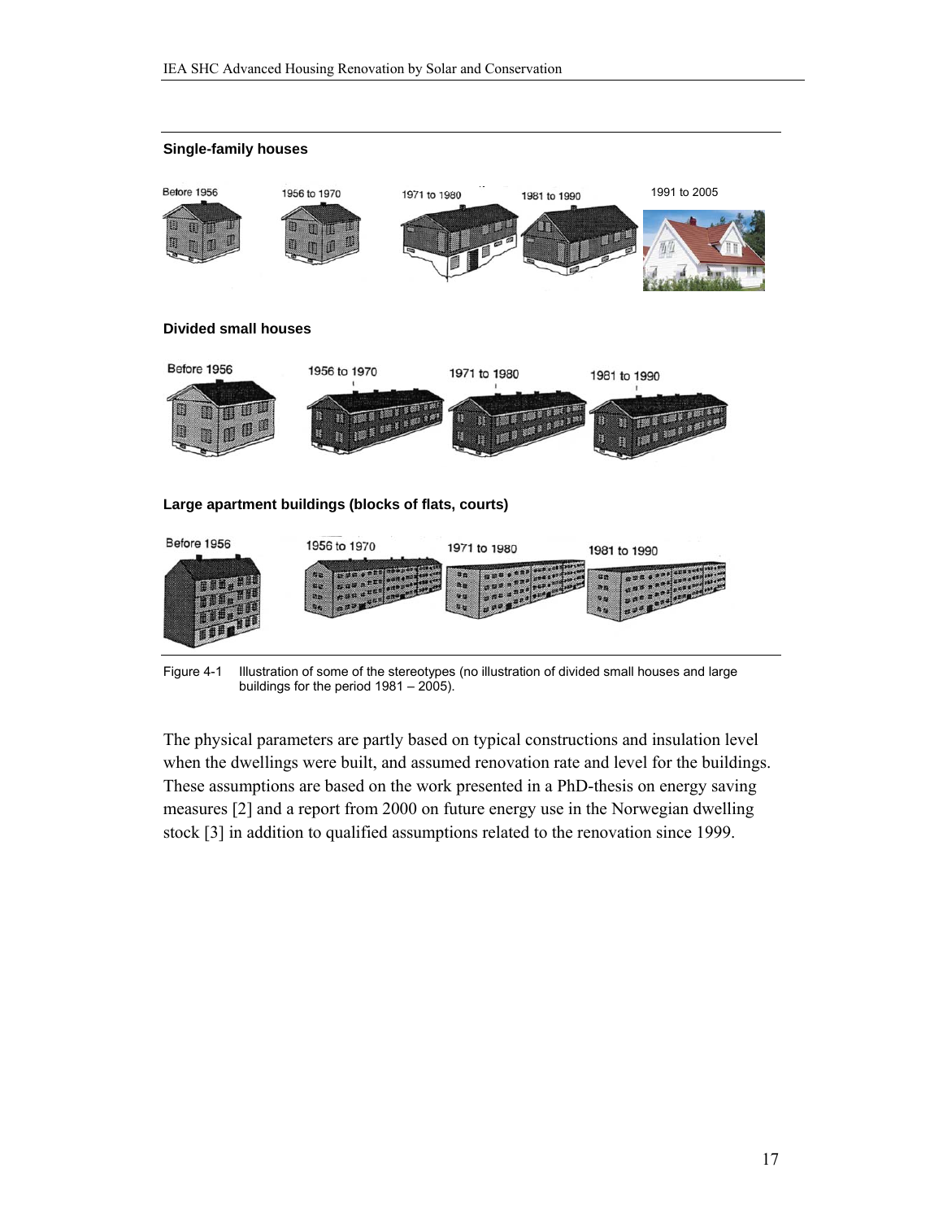**Single-family houses**

Before 1956 | 1956 to 1970 | 1971 to 1980 | 1981 to 1990 | 1991 to 2005

**Divided small houses**

Before 1956 | 1956 to 1970 | 1971 to 1980 | 1981 to 1990

**Large apartment buildings (blocks of flats, courts)**

Before 1956 | 1956 to 1970 | 1971 to 1980 | 1981 to 1990

Figure 4-1 Illustration of some of the stereotypes (no illustration of divided small houses and large buildings for the period 1981 – 2005).

The physical parameters are partly based on typical constructions and insulation level when the dwellings were built, and assumed renovation rate and level for the buildings. These assumptions are based on the work presented in a PhD-thesis on energy saving measures [2] and a report from 2000 on future energy use in the Norwegian dwelling stock [3] in addition to qualified assumptions related to the renovation since 1999.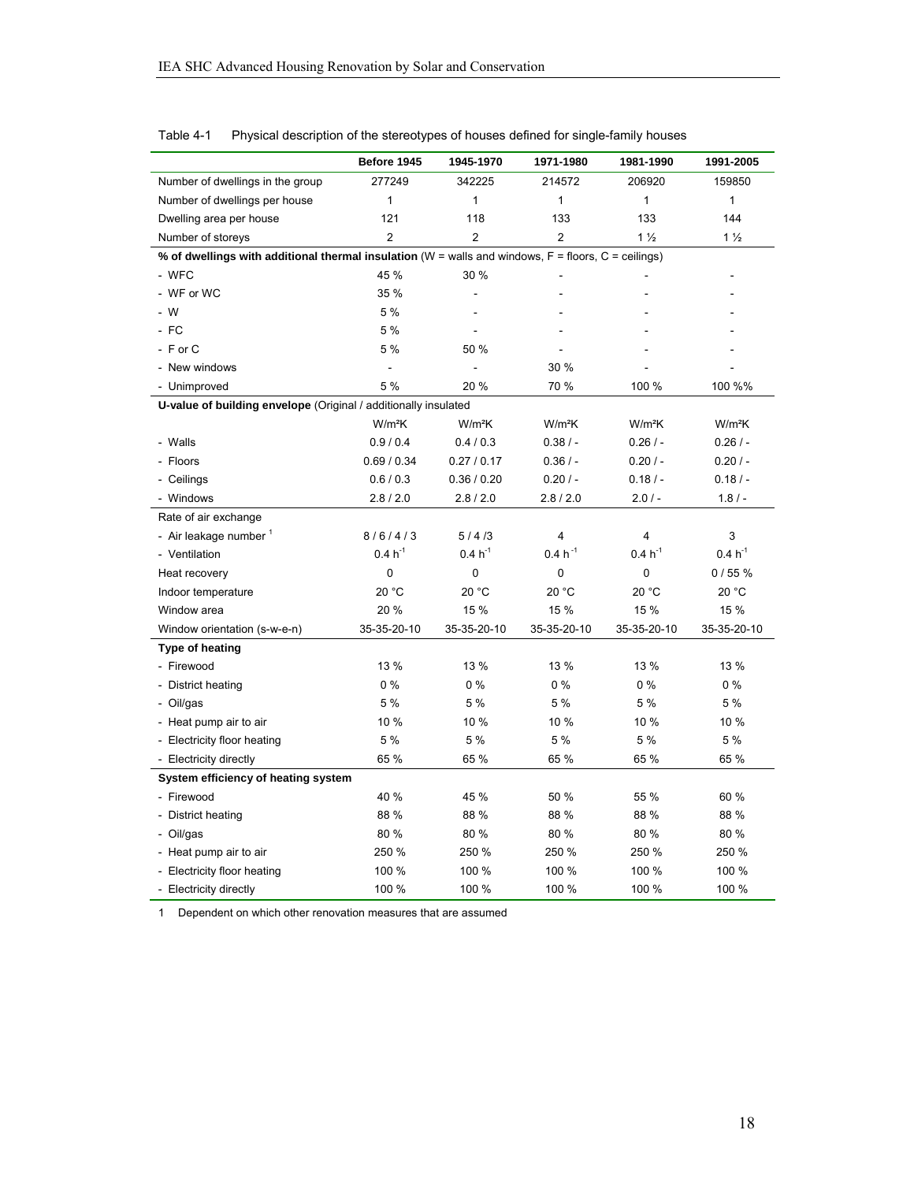Table 4-1 Physical description of the stereotypes of houses defined for single-family houses

| | Before 1945 | 1945-1970 | 1971-1980 | 1981-1990 | 1991-2005 |
|---|---|---|---|---|---|
| Number of dwellings in the group | 277249 | 342225 | 214572 | 206920 | 159850 |
| Number of dwellings per house | 1 | 1 | 1 | 1 | 1 |
| Dwelling area per house | 121 | 118 | 133 | 133 | 144 |
| Number of storeys | 2 | 2 | 2 | 1 ½ | 1 ½ |
| **% of dwellings with additional thermal insulation** (W = walls and windows, F = floors, C = ceilings) | | | | | |
| - WFC | 45 % | 30 % | - | - | - |
| - WF or WC | 35 % | - | - | - | - |
| - W | 5 % | - | - | - | - |
| - FC | 5 % | - | - | - | - |
| - F or C | 5 % | 50 % | - | - | - |
| - New windows | - | - | 30 % | - | - |
| - Unimproved | 5 % | 20 % | 70 % | 100 % | 100 %% |
| **U-value of building envelope** (Original / additionally insulated | | | | | |
| | W/m²K | W/m²K | W/m²K | W/m²K | W/m²K |
| - Walls | 0.9 / 0.4 | 0.4 / 0.3 | 0.38 / - | 0.26 / - | 0.26 / - |
| - Floors | 0.69 / 0.34 | 0.27 / 0.17 | 0.36 / - | 0.20 / - | 0.20 / - |
| - Ceilings | 0.6 / 0.3 | 0.36 / 0.20 | 0.20 / - | 0.18 / - | 0.18 / - |
| - Windows | 2.8 / 2.0 | 2.8 / 2.0 | 2.8 / 2.0 | 2.0 / - | 1.8 / - |
| Rate of air exchange | | | | | |
| - Air leakage number [1] | 8 / 6 / 4 / 3 | 5 / 4 /3 | 4 | 4 | 3 |
| - Ventilation | 0.4 $h^{-1}$ | 0.4 $h^{-1}$ | 0.4 $h^{-1}$ | 0.4 $h^{-1}$ | 0.4 $h^{-1}$ |
| Heat recovery | 0 | 0 | 0 | 0 | 0 / 55 % |
| Indoor temperature | 20 °C | 20 °C | 20 °C | 20 °C | 20 °C |
| Window area | 20 % | 15 % | 15 % | 15 % | 15 % |
| Window orientation (s-w-e-n) | 35-35-20-10 | 35-35-20-10 | 35-35-20-10 | 35-35-20-10 | 35-35-20-10 |
| **Type of heating** | | | | | |
| - Firewood | 13 % | 13 % | 13 % | 13 % | 13 % |
| - District heating | 0 % | 0 % | 0 % | 0 % | 0 % |
| - Oil/gas | 5 % | 5 % | 5 % | 5 % | 5 % |
| - Heat pump air to air | 10 % | 10 % | 10 % | 10 % | 10 % |
| - Electricity floor heating | 5 % | 5 % | 5 % | 5 % | 5 % |
| - Electricity directly | 65 % | 65 % | 65 % | 65 % | 65 % |
| **System efficiency of heating system** | | | | | |
| - Firewood | 40 % | 45 % | 50 % | 55 % | 60 % |
| - District heating | 88 % | 88 % | 88 % | 88 % | 88 % |
| - Oil/gas | 80 % | 80 % | 80 % | 80 % | 80 % |
| - Heat pump air to air | 250 % | 250 % | 250 % | 250 % | 250 % |
| - Electricity floor heating | 100 % | 100 % | 100 % | 100 % | 100 % |
| - Electricity directly | 100 % | 100 % | 100 % | 100 % | 100 % |

1 Dependent on which other renovation measures that are assumed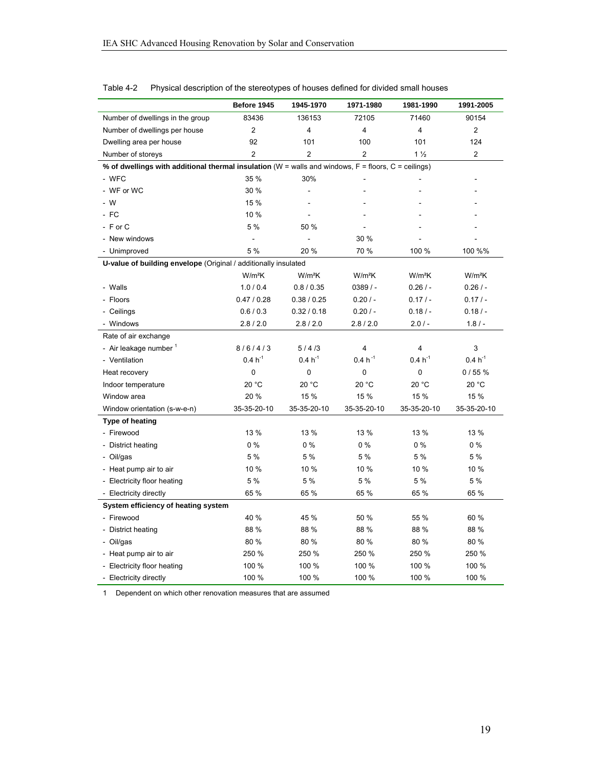Table 4-2 Physical description of the stereotypes of houses defined for divided small houses

| | Before 1945 | 1945-1970 | 1971-1980 | 1981-1990 | 1991-2005 |
|---|---|---|---|---|---|
| Number of dwellings in the group | 83436 | 136153 | 72105 | 71460 | 90154 |
| Number of dwellings per house | 2 | 4 | 4 | 4 | 2 |
| Dwelling area per house | 92 | 101 | 100 | 101 | 124 |
| Number of storeys | 2 | 2 | 2 | 1 ½ | 2 |
| **% of dwellings with additional thermal insulation** (W = walls and windows, F = floors, C = ceilings) | | | | | |
| - WFC | 35 % | 30% | - | - | - |
| - WF or WC | 30 % | - | - | - | - |
| - W | 15 % | - | - | - | - |
| - FC | 10 % | - | - | - | - |
| - F or C | 5 % | 50 % | - | - | - |
| - New windows | - | - | 30 % | - | - |
| - Unimproved | 5 % | 20 % | 70 % | 100 % | 100 %% |
| **U-value of building envelope** (Original / additionally insulated | | | | | |
| | W/m²K | W/m²K | W/m²K | W/m²K | W/m²K |
| - Walls | 1.0 / 0.4 | 0.8 / 0.35 | 0389 / - | 0.26 / - | 0.26 / - |
| - Floors | 0.47 / 0.28 | 0.38 / 0.25 | 0.20 / - | 0.17 / - | 0.17 / - |
| - Ceilings | 0.6 / 0.3 | 0.32 / 0.18 | 0.20 / - | 0.18 / - | 0.18 / - |
| - Windows | 2.8 / 2.0 | 2.8 / 2.0 | 2.8 / 2.0 | 2.0 / - | 1.8 / - |
| Rate of air exchange | | | | | |
| - Air leakage number [1] | 8 / 6 / 4 / 3 | 5 / 4 /3 | 4 | 4 | 3 |
| - Ventilation | 0.4 $h^{-1}$ | 0.4 $h^{-1}$ | 0.4 $h^{-1}$ | 0.4 $h^{-1}$ | 0.4 $h^{-1}$ |
| Heat recovery | 0 | 0 | 0 | 0 | 0 / 55 % |
| Indoor temperature | 20 °C | 20 °C | 20 °C | 20 °C | 20 °C |
| Window area | 20 % | 15 % | 15 % | 15 % | 15 % |
| Window orientation (s-w-e-n) | 35-35-20-10 | 35-35-20-10 | 35-35-20-10 | 35-35-20-10 | 35-35-20-10 |
| **Type of heating** | | | | | |
| - Firewood | 13 % | 13 % | 13 % | 13 % | 13 % |
| - District heating | 0 % | 0 % | 0 % | 0 % | 0 % |
| - Oil/gas | 5 % | 5 % | 5 % | 5 % | 5 % |
| - Heat pump air to air | 10 % | 10 % | 10 % | 10 % | 10 % |
| - Electricity floor heating | 5 % | 5 % | 5 % | 5 % | 5 % |
| - Electricity directly | 65 % | 65 % | 65 % | 65 % | 65 % |
| **System efficiency of heating system** | | | | | |
| - Firewood | 40 % | 45 % | 50 % | 55 % | 60 % |
| - District heating | 88 % | 88 % | 88 % | 88 % | 88 % |
| - Oil/gas | 80 % | 80 % | 80 % | 80 % | 80 % |
| - Heat pump air to air | 250 % | 250 % | 250 % | 250 % | 250 % |
| - Electricity floor heating | 100 % | 100 % | 100 % | 100 % | 100 % |
| - Electricity directly | 100 % | 100 % | 100 % | 100 % | 100 % |

1 Dependent on which other renovation measures that are assumed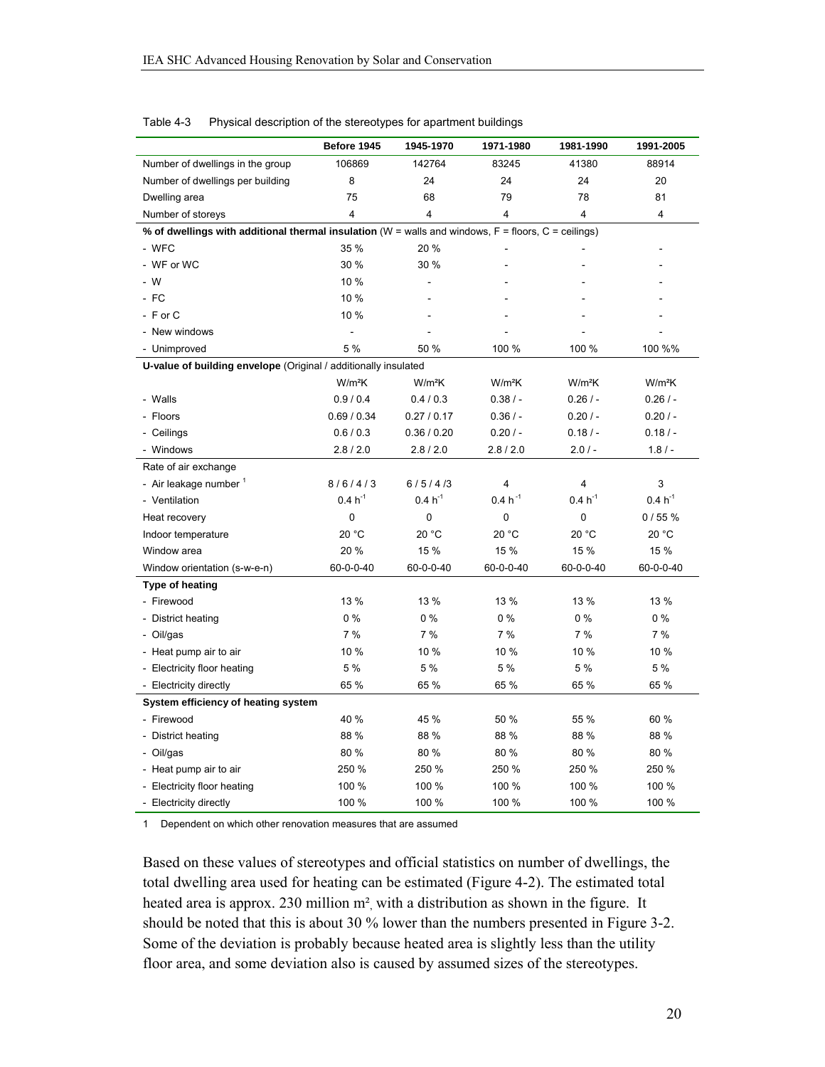Table 4-3 Physical description of the stereotypes for apartment buildings

| | Before 1945 | 1945-1970 | 1971-1980 | 1981-1990 | 1991-2005 |
|---|---|---|---|---|---|
| Number of dwellings in the group | 106869 | 142764 | 83245 | 41380 | 88914 |
| Number of dwellings per building | 8 | 24 | 24 | 24 | 20 |
| Dwelling area | 75 | 68 | 79 | 78 | 81 |
| Number of storeys | 4 | 4 | 4 | 4 | 4 |
| **% of dwellings with additional thermal insulation** (W = walls and windows, F = floors, C = ceilings) | | | | | |
| - WFC | 35 % | 20 % | - | - | - |
| - WF or WC | 30 % | 30 % | - | - | - |
| - W | 10 % | - | - | - | - |
| - FC | 10 % | - | - | - | - |
| - F or C | 10 % | - | - | - | - |
| - New windows | - | - | - | - | - |
| - Unimproved | 5 % | 50 % | 100 % | 100 % | 100 %% |
| **U-value of building envelope** (Original / additionally insulated | | | | | |
| | W/m²K | W/m²K | W/m²K | W/m²K | W/m²K |
| - Walls | 0.9 / 0.4 | 0.4 / 0.3 | 0.38 / - | 0.26 / - | 0.26 / - |
| - Floors | 0.69 / 0.34 | 0.27 / 0.17 | 0.36 / - | 0.20 / - | 0.20 / - |
| - Ceilings | 0.6 / 0.3 | 0.36 / 0.20 | 0.20 / - | 0.18 / - | 0.18 / - |
| - Windows | 2.8 / 2.0 | 2.8 / 2.0 | 2.8 / 2.0 | 2.0 / - | 1.8 / - |
| Rate of air exchange | | | | | |
| - Air leakage number [1] | 8 / 6 / 4 / 3 | 6 / 5 / 4 /3 | 4 | 4 | 3 |
| - Ventilation | 0.4 $h^{-1}$ | 0.4 $h^{-1}$ | 0.4 $h^{-1}$ | 0.4 $h^{-1}$ | 0.4 $h^{-1}$ |
| Heat recovery | 0 | 0 | 0 | 0 | 0 / 55 % |
| Indoor temperature | 20 °C | 20 °C | 20 °C | 20 °C | 20 °C |
| Window area | 20 % | 15 % | 15 % | 15 % | 15 % |
| Window orientation (s-w-e-n) | 60-0-0-40 | 60-0-0-40 | 60-0-0-40 | 60-0-0-40 | 60-0-0-40 |
| **Type of heating** | | | | | |
| - Firewood | 13 % | 13 % | 13 % | 13 % | 13 % |
| - District heating | 0 % | 0 % | 0 % | 0 % | 0 % |
| - Oil/gas | 7 % | 7 % | 7 % | 7 % | 7 % |
| - Heat pump air to air | 10 % | 10 % | 10 % | 10 % | 10 % |
| - Electricity floor heating | 5 % | 5 % | 5 % | 5 % | 5 % |
| - Electricity directly | 65 % | 65 % | 65 % | 65 % | 65 % |
| **System efficiency of heating system** | | | | | |
| - Firewood | 40 % | 45 % | 50 % | 55 % | 60 % |
| - District heating | 88 % | 88 % | 88 % | 88 % | 88 % |
| - Oil/gas | 80 % | 80 % | 80 % | 80 % | 80 % |
| - Heat pump air to air | 250 % | 250 % | 250 % | 250 % | 250 % |
| - Electricity floor heating | 100 % | 100 % | 100 % | 100 % | 100 % |
| - Electricity directly | 100 % | 100 % | 100 % | 100 % | 100 % |

1 Dependent on which other renovation measures that are assumed

Based on these values of stereotypes and official statistics on number of dwellings, the total dwelling area used for heating can be estimated (Figure 4-2). The estimated total heated area is approx. 230 million m², with a distribution as shown in the figure. It should be noted that this is about 30 % lower than the numbers presented in Figure 3-2. Some of the deviation is probably because heated area is slightly less than the utility floor area, and some deviation also is caused by assumed sizes of the stereotypes.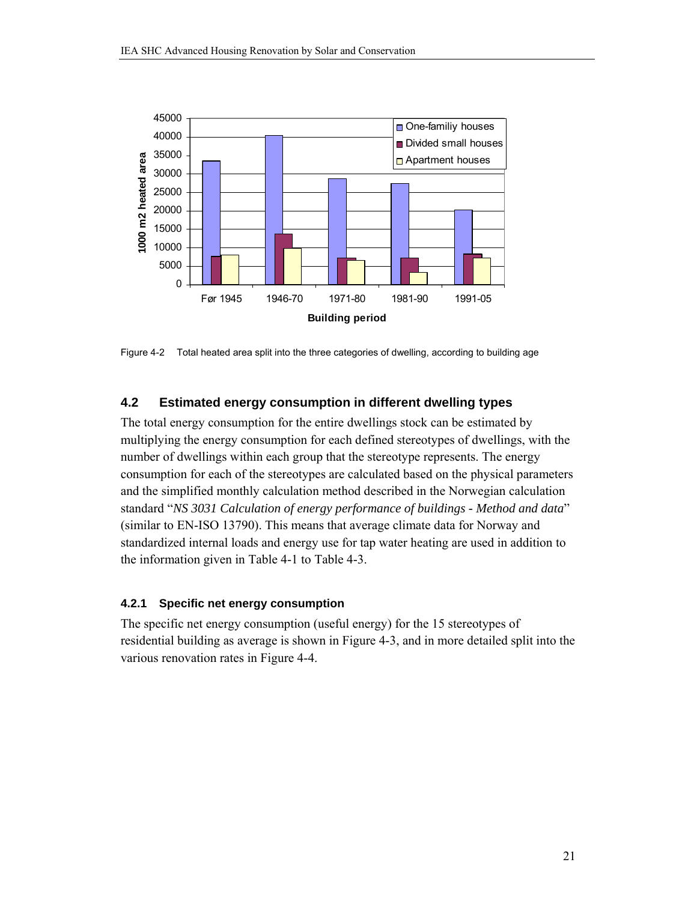Figure 4-2 Total heated area split into the three categories of dwelling, according to building age

## 4.2 Estimated energy consumption in different dwelling types

The total energy consumption for the entire dwellings stock can be estimated by multiplying the energy consumption for each defined stereotypes of dwellings, with the number of dwellings within each group that the stereotype represents. The energy consumption for each of the stereotypes are calculated based on the physical parameters and the simplified monthly calculation method described in the Norwegian calculation standard "*NS 3031 Calculation of energy performance of buildings - Method and data*" (similar to EN-ISO 13790). This means that average climate data for Norway and standardized internal loads and energy use for tap water heating are used in addition to the information given in Table 4-1 to Table 4-3.

### 4.2.1 Specific net energy consumption

The specific net energy consumption (useful energy) for the 15 stereotypes of residential building as average is shown in Figure 4-3, and in more detailed split into the various renovation rates in Figure 4-4.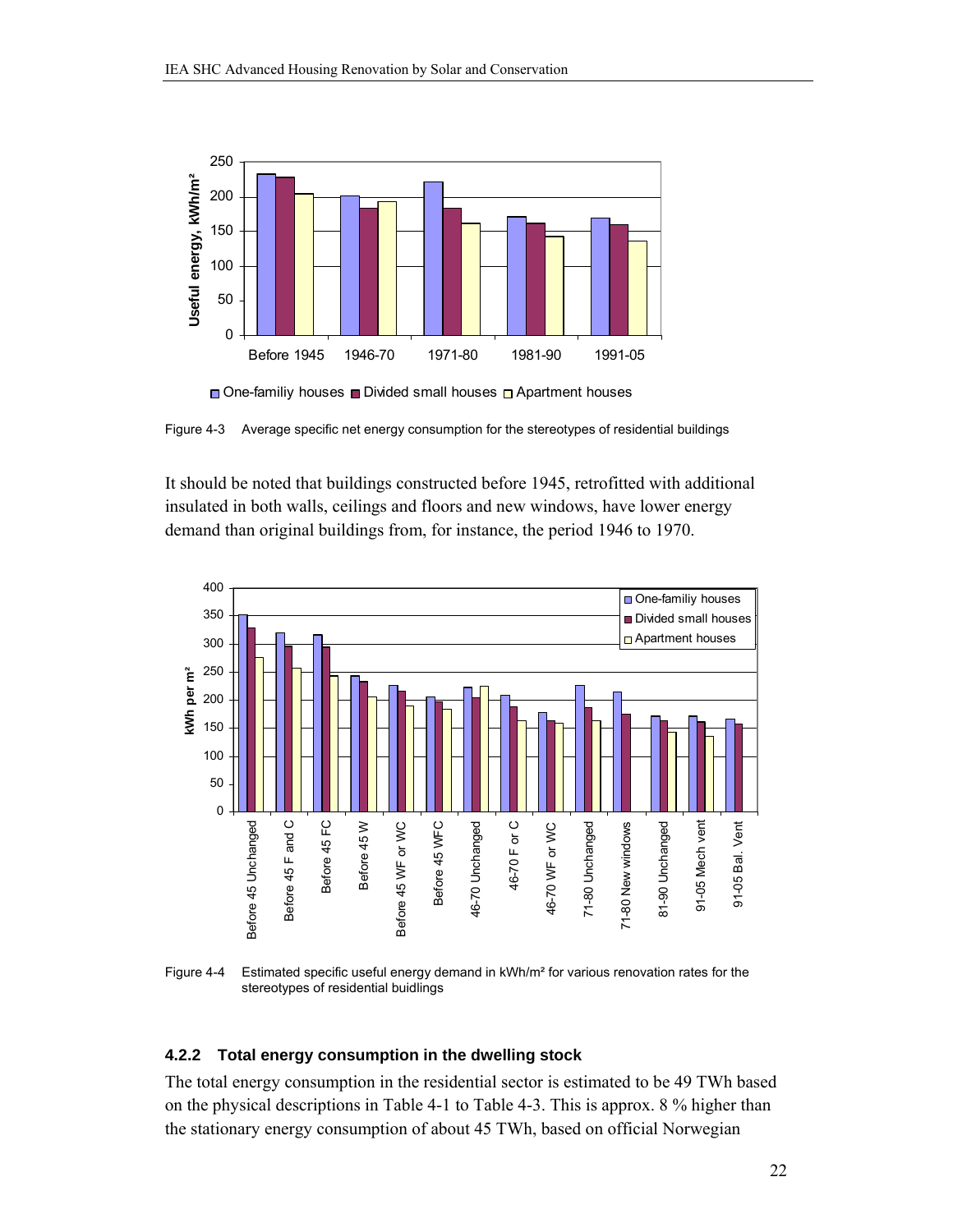Figure 4-3 Average specific net energy consumption for the stereotypes of residential buildings

It should be noted that buildings constructed before 1945, retrofitted with additional insulated in both walls, ceilings and floors and new windows, have lower energy demand than original buildings from, for instance, the period 1946 to 1970.

Figure 4-4 Estimated specific useful energy demand in kWh/m² for various renovation rates for the stereotypes of residential buidlings

### 4.2.2 Total energy consumption in the dwelling stock

The total energy consumption in the residential sector is estimated to be 49 TWh based on the physical descriptions in Table 4-1 to Table 4-3. This is approx. 8 % higher than the stationary energy consumption of about 45 TWh, based on official Norwegian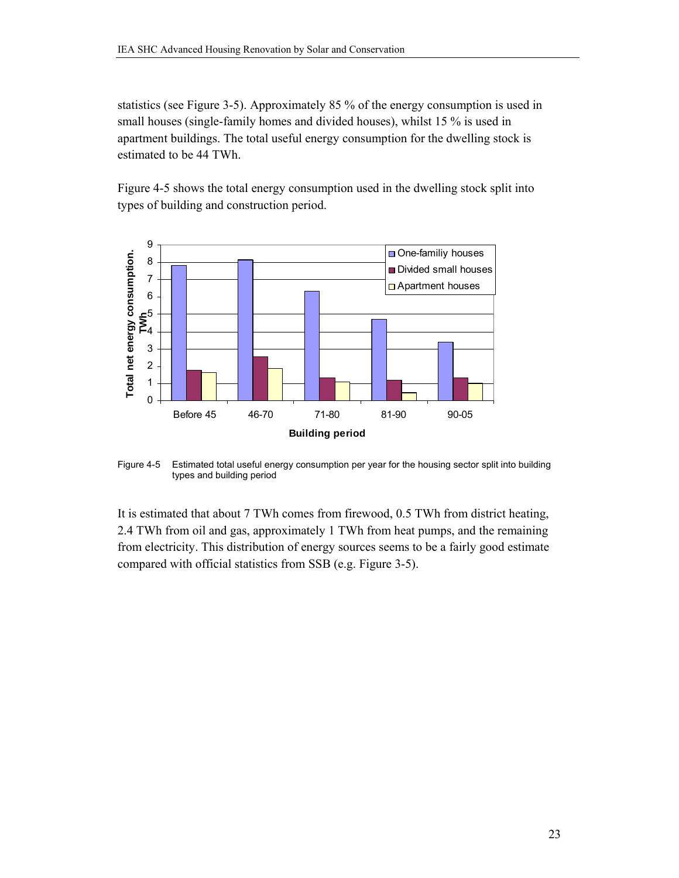statistics (see Figure 3-5). Approximately 85 % of the energy consumption is used in small houses (single-family homes and divided houses), whilst 15 % is used in apartment buildings. The total useful energy consumption for the dwelling stock is estimated to be 44 TWh.

Figure 4-5 shows the total energy consumption used in the dwelling stock split into types of building and construction period.

Figure 4-5 Estimated total useful energy consumption per year for the housing sector split into building types and building period

It is estimated that about 7 TWh comes from firewood, 0.5 TWh from district heating, 2.4 TWh from oil and gas, approximately 1 TWh from heat pumps, and the remaining from electricity. This distribution of energy sources seems to be a fairly good estimate compared with official statistics from SSB (e.g. Figure 3-5).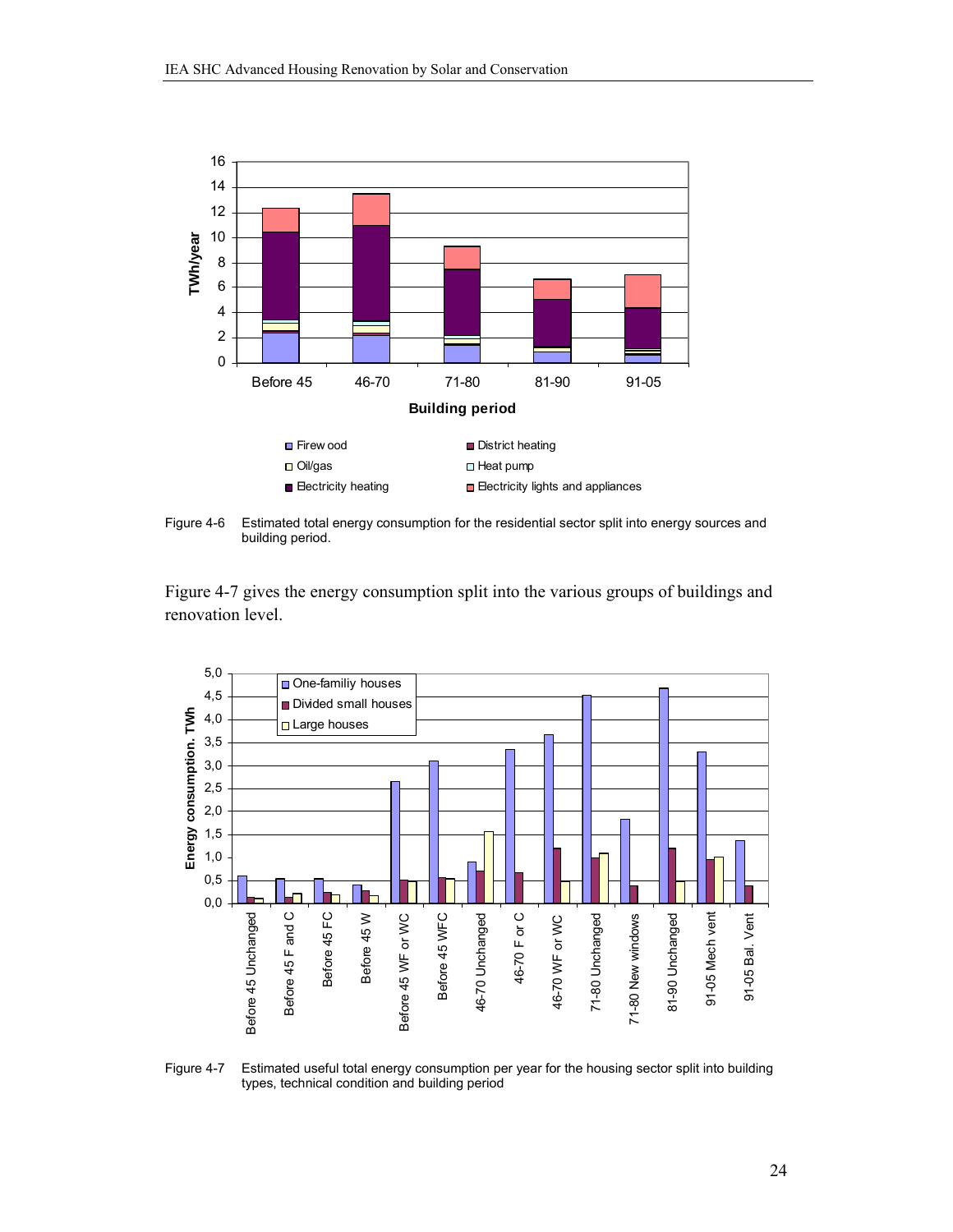Figure 4-6 Estimated total energy consumption for the residential sector split into energy sources and building period.

Figure 4-7 gives the energy consumption split into the various groups of buildings and renovation level.

Figure 4-7 Estimated useful total energy consumption per year for the housing sector split into building types, technical condition and building period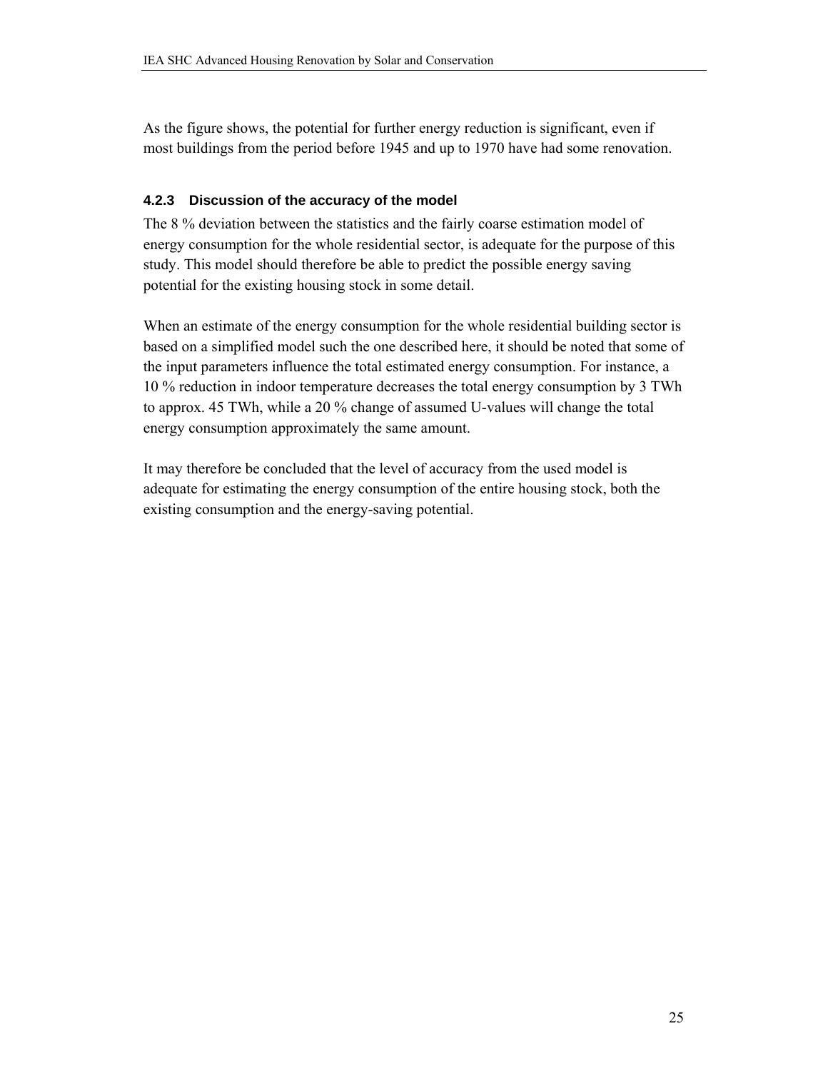As the figure shows, the potential for further energy reduction is significant, even if most buildings from the period before 1945 and up to 1970 have had some renovation.

### 4.2.3 Discussion of the accuracy of the model

The 8 % deviation between the statistics and the fairly coarse estimation model of energy consumption for the whole residential sector, is adequate for the purpose of this study. This model should therefore be able to predict the possible energy saving potential for the existing housing stock in some detail.

When an estimate of the energy consumption for the whole residential building sector is based on a simplified model such the one described here, it should be noted that some of the input parameters influence the total estimated energy consumption. For instance, a 10 % reduction in indoor temperature decreases the total energy consumption by 3 TWh to approx. 45 TWh, while a 20 % change of assumed U-values will change the total energy consumption approximately the same amount.

It may therefore be concluded that the level of accuracy from the used model is adequate for estimating the energy consumption of the entire housing stock, both the existing consumption and the energy-saving potential.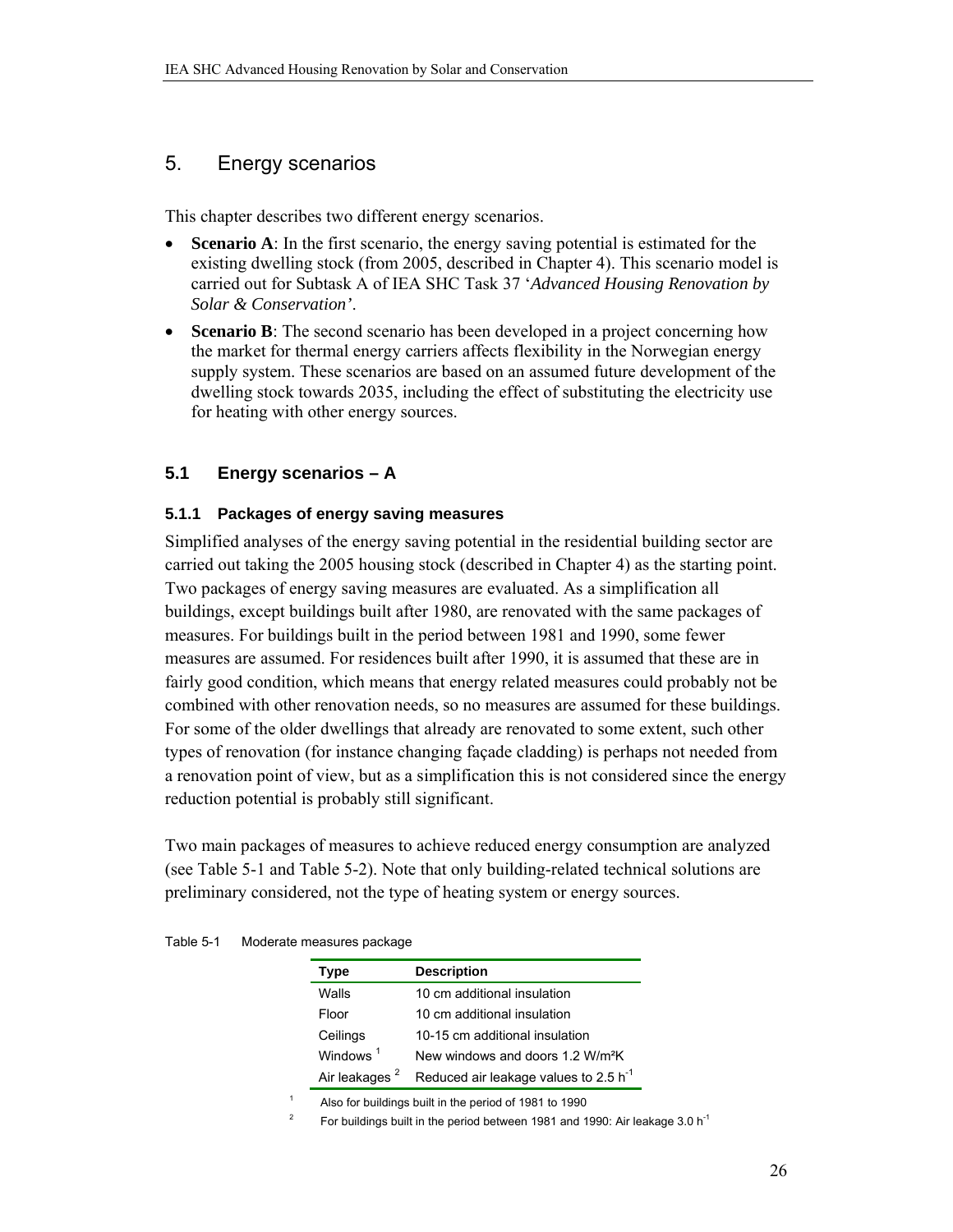# 5. Energy scenarios

This chapter describes two different energy scenarios.

- **Scenario A**: In the first scenario, the energy saving potential is estimated for the existing dwelling stock (from 2005, described in Chapter 4). This scenario model is carried out for Subtask A of IEA SHC Task 37 '*Advanced Housing Renovation by Solar & Conservation'*.
- **Scenario B**: The second scenario has been developed in a project concerning how the market for thermal energy carriers affects flexibility in the Norwegian energy supply system. These scenarios are based on an assumed future development of the dwelling stock towards 2035, including the effect of substituting the electricity use for heating with other energy sources.

## 5.1 Energy scenarios – A

### 5.1.1 Packages of energy saving measures

Simplified analyses of the energy saving potential in the residential building sector are carried out taking the 2005 housing stock (described in Chapter 4) as the starting point. Two packages of energy saving measures are evaluated. As a simplification all buildings, except buildings built after 1980, are renovated with the same packages of measures. For buildings built in the period between 1981 and 1990, some fewer measures are assumed. For residences built after 1990, it is assumed that these are in fairly good condition, which means that energy related measures could probably not be combined with other renovation needs, so no measures are assumed for these buildings. For some of the older dwellings that already are renovated to some extent, such other types of renovation (for instance changing façade cladding) is perhaps not needed from a renovation point of view, but as a simplification this is not considered since the energy reduction potential is probably still significant.

Two main packages of measures to achieve reduced energy consumption are analyzed (see Table 5-1 and Table 5-2). Note that only building-related technical solutions are preliminary considered, not the type of heating system or energy sources.

Table 5-1 Moderate measures package

| Type | Description |
|---|---|
| Walls | 10 cm additional insulation |
| Floor | 10 cm additional insulation |
| Ceilings | 10-15 cm additional insulation |
| Windows [1] | New windows and doors 1.2 W/m²K |
| Air leakages [2] | Reduced air leakage values to 2.5 $h^{-1}$ |

[1] Also for buildings built in the period of 1981 to 1990

[2] For buildings built in the period between 1981 and 1990: Air leakage 3.0 $h^{-1}$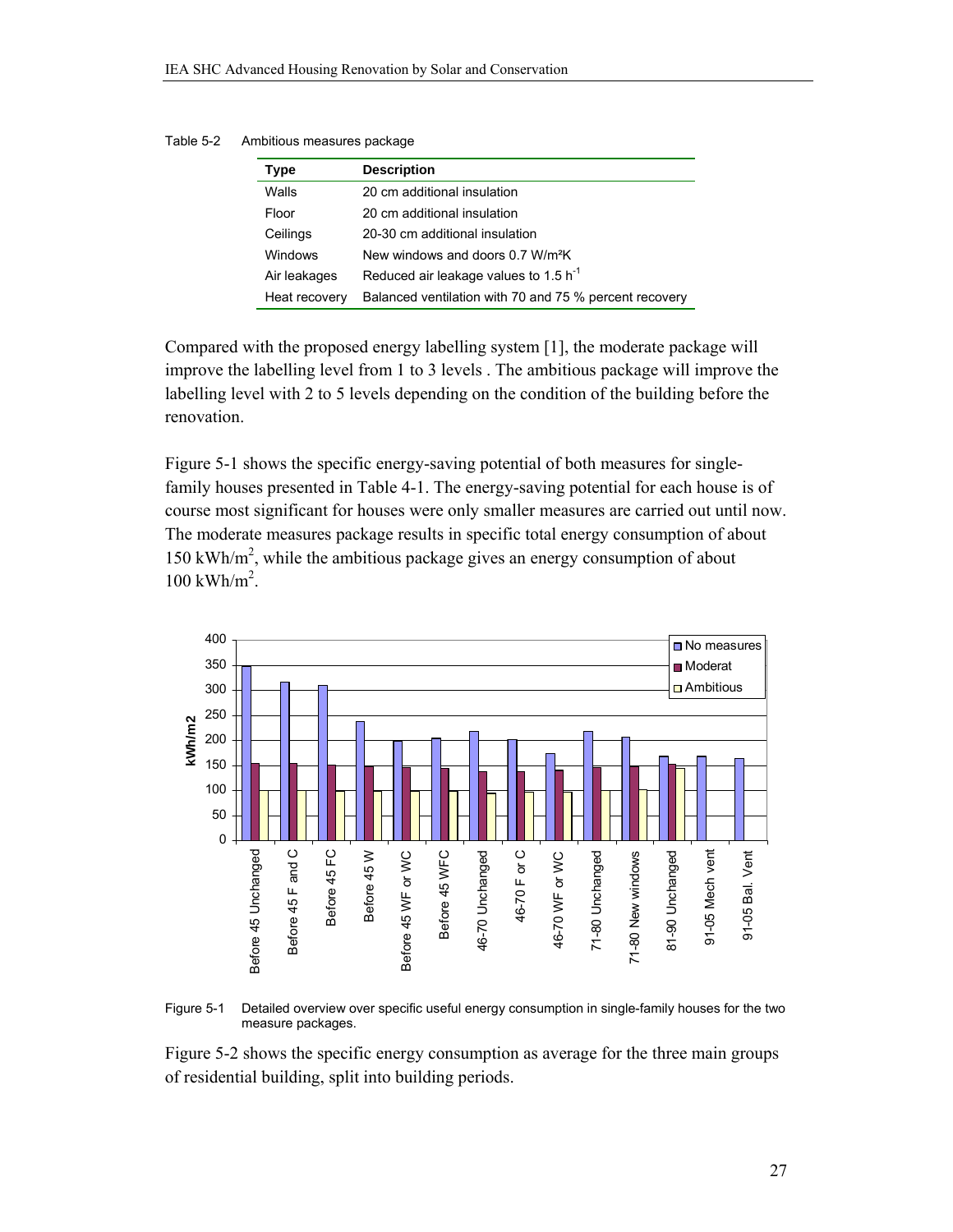Table 5-2 Ambitious measures package

| Type | Description |
|---|---|
| Walls | 20 cm additional insulation |
| Floor | 20 cm additional insulation |
| Ceilings | 20-30 cm additional insulation |
| Windows | New windows and doors 0.7 W/m²K |
| Air leakages | Reduced air leakage values to 1.5 $h^{-1}$ |
| Heat recovery | Balanced ventilation with 70 and 75 % percent recovery |

Compared with the proposed energy labelling system [1], the moderate package will improve the labelling level from 1 to 3 levels . The ambitious package will improve the labelling level with 2 to 5 levels depending on the condition of the building before the renovation.

Figure 5-1 shows the specific energy-saving potential of both measures for single-family houses presented in Table 4-1. The energy-saving potential for each house is of course most significant for houses were only smaller measures are carried out until now. The moderate measures package results in specific total energy consumption of about 150 kWh/m$^2$, while the ambitious package gives an energy consumption of about 100 kWh/m$^2$.

Figure 5-1 Detailed overview over specific useful energy consumption in single-family houses for the two measure packages.

Figure 5-2 shows the specific energy consumption as average for the three main groups of residential building, split into building periods.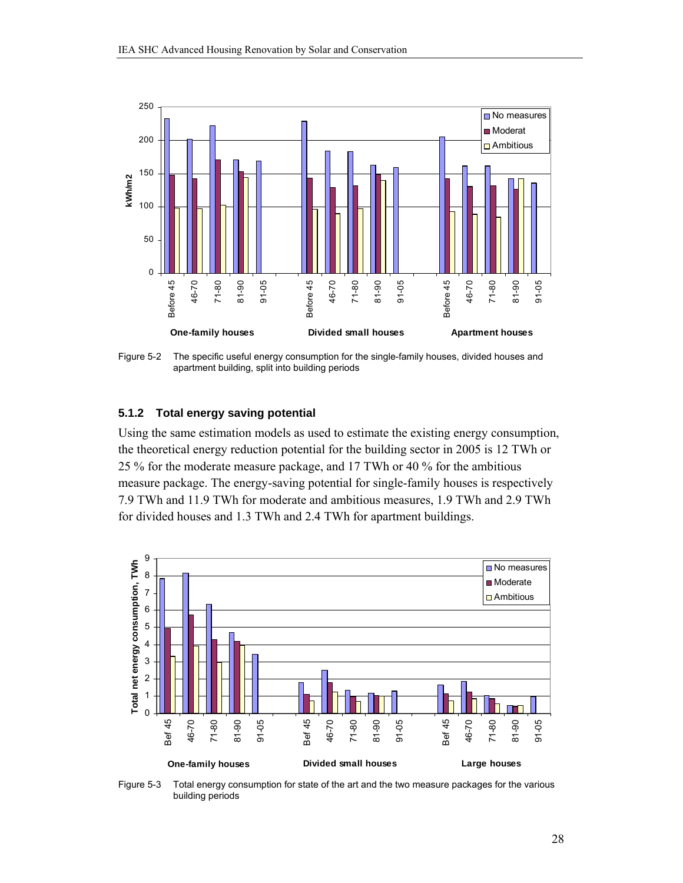Figure 5-2 The specific useful energy consumption for the single-family houses, divided houses and apartment building, split into building periods

### 5.1.2 Total energy saving potential

Using the same estimation models as used to estimate the existing energy consumption, the theoretical energy reduction potential for the building sector in 2005 is 12 TWh or 25 % for the moderate measure package, and 17 TWh or 40 % for the ambitious measure package. The energy-saving potential for single-family houses is respectively 7.9 TWh and 11.9 TWh for moderate and ambitious measures, 1.9 TWh and 2.9 TWh for divided houses and 1.3 TWh and 2.4 TWh for apartment buildings.

Figure 5-3 Total energy consumption for state of the art and the two measure packages for the various building periods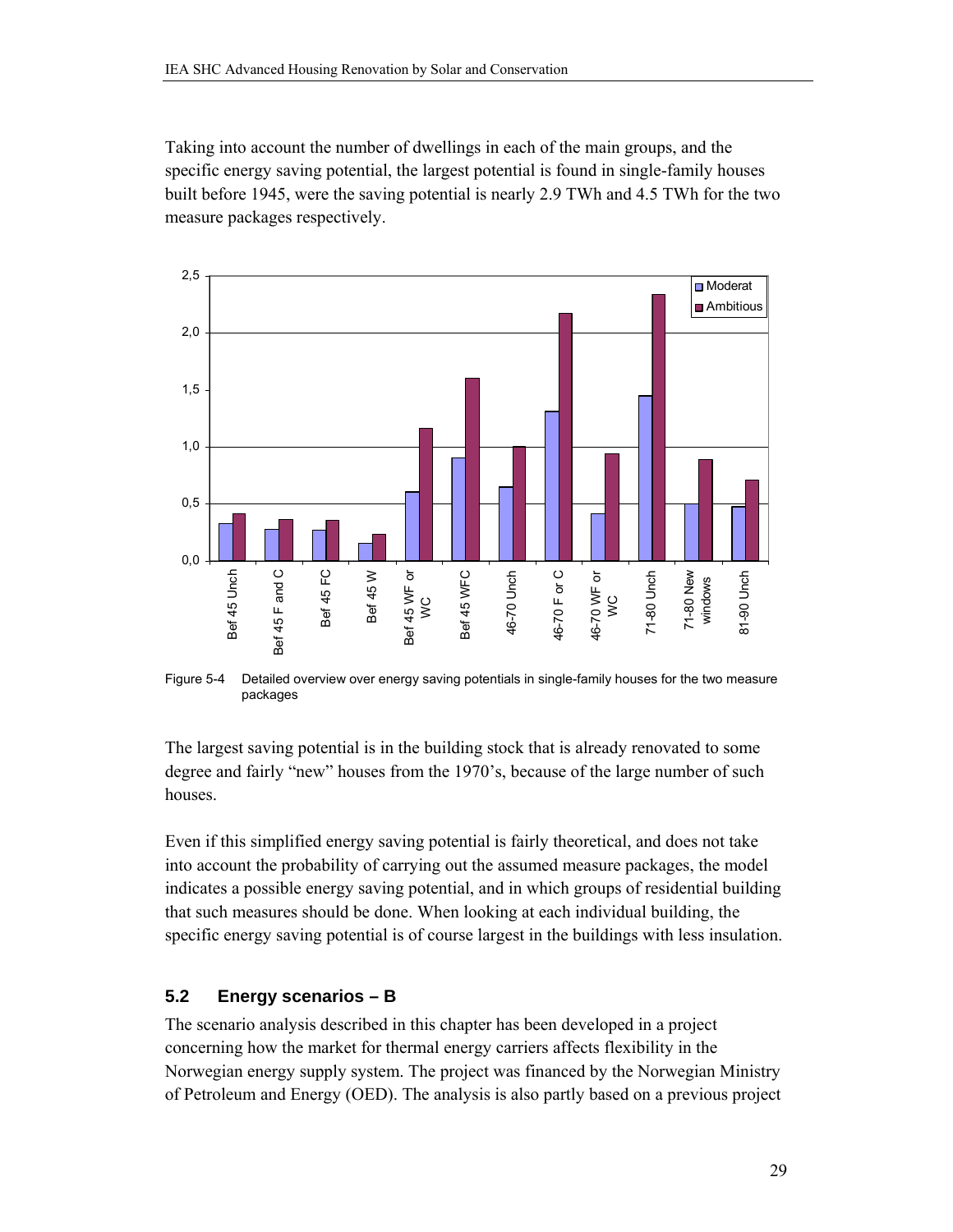Taking into account the number of dwellings in each of the main groups, and the specific energy saving potential, the largest potential is found in single-family houses built before 1945, were the saving potential is nearly 2.9 TWh and 4.5 TWh for the two measure packages respectively.

Figure 5-4 Detailed overview over energy saving potentials in single-family houses for the two measure packages

The largest saving potential is in the building stock that is already renovated to some degree and fairly "new" houses from the 1970's, because of the large number of such houses.

Even if this simplified energy saving potential is fairly theoretical, and does not take into account the probability of carrying out the assumed measure packages, the model indicates a possible energy saving potential, and in which groups of residential building that such measures should be done. When looking at each individual building, the specific energy saving potential is of course largest in the buildings with less insulation.

## 5.2 Energy scenarios – B

The scenario analysis described in this chapter has been developed in a project concerning how the market for thermal energy carriers affects flexibility in the Norwegian energy supply system. The project was financed by the Norwegian Ministry of Petroleum and Energy (OED). The analysis is also partly based on a previous project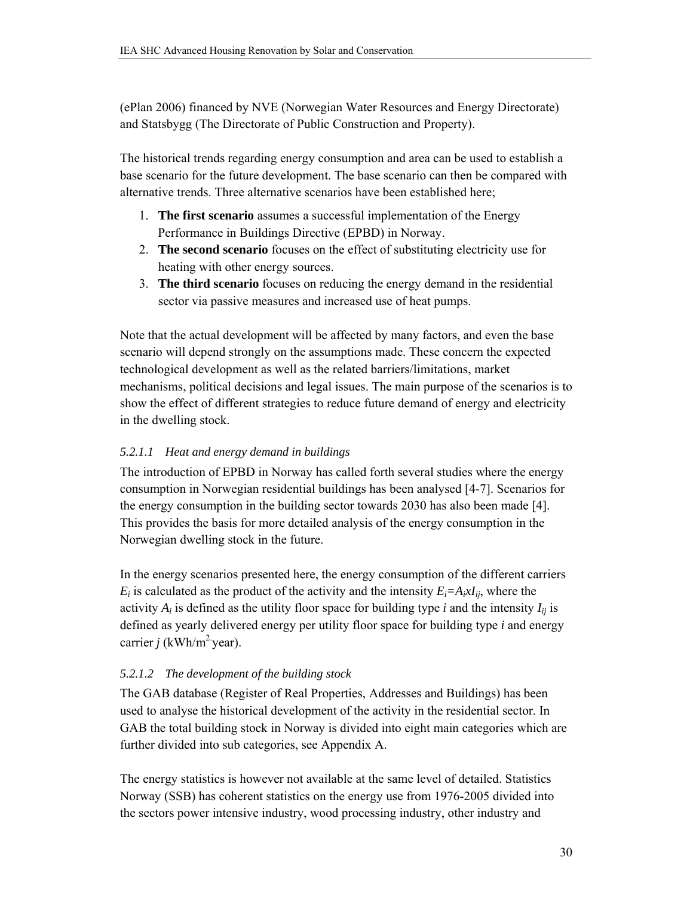(ePlan 2006) financed by NVE (Norwegian Water Resources and Energy Directorate) and Statsbygg (The Directorate of Public Construction and Property).

The historical trends regarding energy consumption and area can be used to establish a base scenario for the future development. The base scenario can then be compared with alternative trends. Three alternative scenarios have been established here;

1. **The first scenario** assumes a successful implementation of the Energy Performance in Buildings Directive (EPBD) in Norway.
2. **The second scenario** focuses on the effect of substituting electricity use for heating with other energy sources.
3. **The third scenario** focuses on reducing the energy demand in the residential sector via passive measures and increased use of heat pumps.

Note that the actual development will be affected by many factors, and even the base scenario will depend strongly on the assumptions made. These concern the expected technological development as well as the related barriers/limitations, market mechanisms, political decisions and legal issues. The main purpose of the scenarios is to show the effect of different strategies to reduce future demand of energy and electricity in the dwelling stock.

#### *5.2.1.1 Heat and energy demand in buildings*

The introduction of EPBD in Norway has called forth several studies where the energy consumption in Norwegian residential buildings has been analysed [4-7]. Scenarios for the energy consumption in the building sector towards 2030 has also been made [4]. This provides the basis for more detailed analysis of the energy consumption in the Norwegian dwelling stock in the future.

In the energy scenarios presented here, the energy consumption of the different carriers $E_i$ is calculated as the product of the activity and the intensity $E_i=A_i x I_{ij}$, where the activity $A_i$ is defined as the utility floor space for building type *i* and the intensity $I_{ij}$ is defined as yearly delivered energy per utility floor space for building type *i* and energy carrier *j* ($kWh/m^2 \cdot year$).

#### *5.2.1.2 The development of the building stock*

The GAB database (Register of Real Properties, Addresses and Buildings) has been used to analyse the historical development of the activity in the residential sector. In GAB the total building stock in Norway is divided into eight main categories which are further divided into sub categories, see Appendix A.

The energy statistics is however not available at the same level of detailed. Statistics Norway (SSB) has coherent statistics on the energy use from 1976-2005 divided into the sectors power intensive industry, wood processing industry, other industry and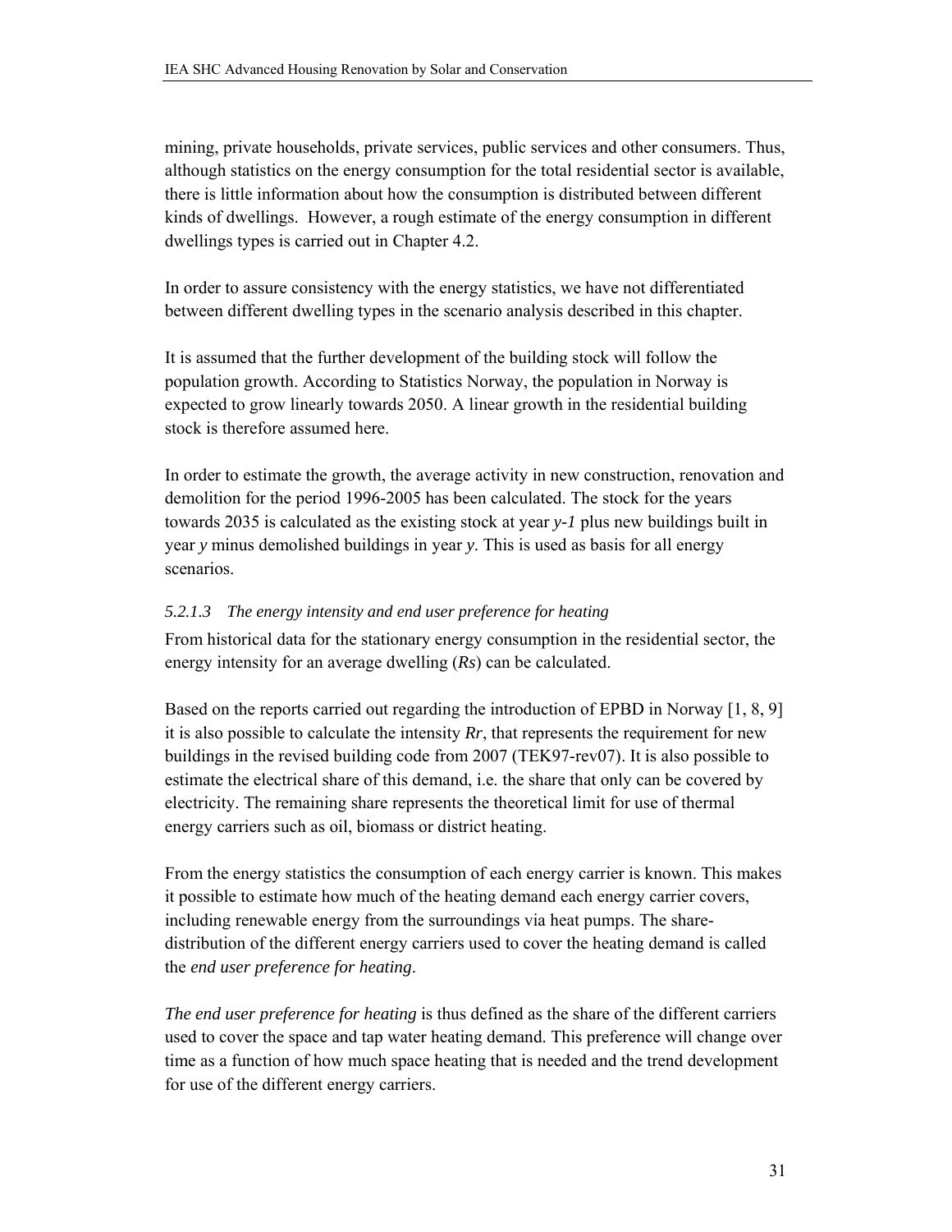mining, private households, private services, public services and other consumers. Thus, although statistics on the energy consumption for the total residential sector is available, there is little information about how the consumption is distributed between different kinds of dwellings. However, a rough estimate of the energy consumption in different dwellings types is carried out in Chapter 4.2.

In order to assure consistency with the energy statistics, we have not differentiated between different dwelling types in the scenario analysis described in this chapter.

It is assumed that the further development of the building stock will follow the population growth. According to Statistics Norway, the population in Norway is expected to grow linearly towards 2050. A linear growth in the residential building stock is therefore assumed here.

In order to estimate the growth, the average activity in new construction, renovation and demolition for the period 1996-2005 has been calculated. The stock for the years towards 2035 is calculated as the existing stock at year *y-1* plus new buildings built in year *y* minus demolished buildings in year *y*. This is used as basis for all energy scenarios.

#### *5.2.1.3 The energy intensity and end user preference for heating*

From historical data for the stationary energy consumption in the residential sector, the energy intensity for an average dwelling (***Rs***) can be calculated.

Based on the reports carried out regarding the introduction of EPBD in Norway [1, 8, 9] it is also possible to calculate the intensity ***Rr***, that represents the requirement for new buildings in the revised building code from 2007 (TEK97-rev07). It is also possible to estimate the electrical share of this demand, i.e. the share that only can be covered by electricity. The remaining share represents the theoretical limit for use of thermal energy carriers such as oil, biomass or district heating.

From the energy statistics the consumption of each energy carrier is known. This makes it possible to estimate how much of the heating demand each energy carrier covers, including renewable energy from the surroundings via heat pumps. The share-distribution of the different energy carriers used to cover the heating demand is called the *end user preference for heating*.

*The end user preference for heating* is thus defined as the share of the different carriers used to cover the space and tap water heating demand. This preference will change over time as a function of how much space heating that is needed and the trend development for use of the different energy carriers.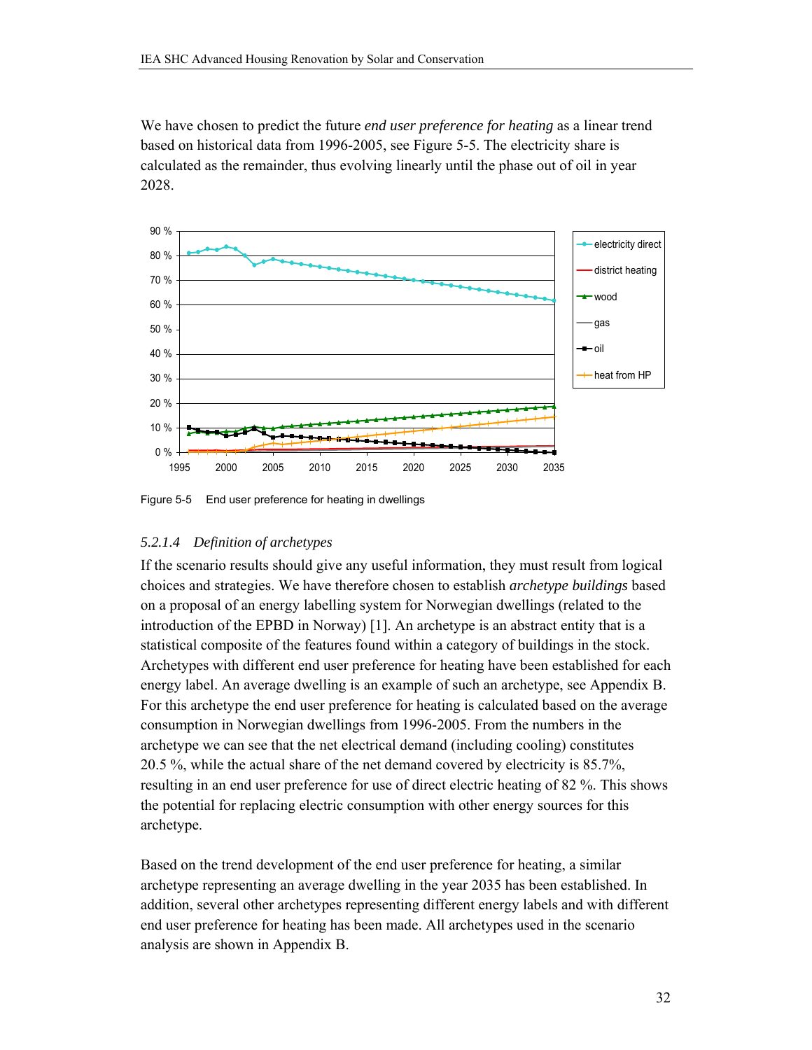We have chosen to predict the future *end user preference for heating* as a linear trend based on historical data from 1996-2005, see Figure 5-5. The electricity share is calculated as the remainder, thus evolving linearly until the phase out of oil in year 2028.

Figure 5-5 End user preference for heating in dwellings

### 5.2.1.4 *Definition of archetypes*

If the scenario results should give any useful information, they must result from logical choices and strategies. We have therefore chosen to establish *archetype buildings* based on a proposal of an energy labelling system for Norwegian dwellings (related to the introduction of the EPBD in Norway) [1]. An archetype is an abstract entity that is a statistical composite of the features found within a category of buildings in the stock. Archetypes with different end user preference for heating have been established for each energy label. An average dwelling is an example of such an archetype, see Appendix B. For this archetype the end user preference for heating is calculated based on the average consumption in Norwegian dwellings from 1996-2005. From the numbers in the archetype we can see that the net electrical demand (including cooling) constitutes 20.5 %, while the actual share of the net demand covered by electricity is 85.7%, resulting in an end user preference for use of direct electric heating of 82 %. This shows the potential for replacing electric consumption with other energy sources for this archetype.

Based on the trend development of the end user preference for heating, a similar archetype representing an average dwelling in the year 2035 has been established. In addition, several other archetypes representing different energy labels and with different end user preference for heating has been made. All archetypes used in the scenario analysis are shown in Appendix B.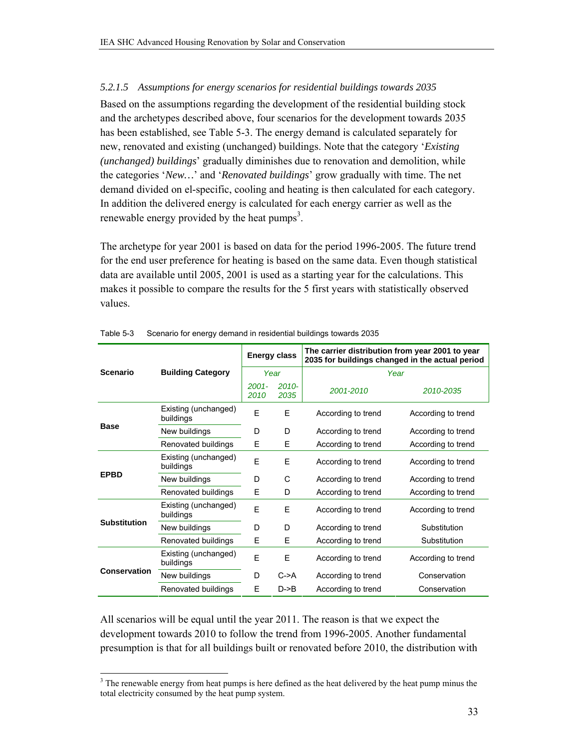#### 5.2.1.5 Assumptions for energy scenarios for residential buildings towards 2035

Based on the assumptions regarding the development of the residential building stock and the archetypes described above, four scenarios for the development towards 2035 has been established, see Table 5-3. The energy demand is calculated separately for new, renovated and existing (unchanged) buildings. Note that the category '*Existing (unchanged) buildings*' gradually diminishes due to renovation and demolition, while the categories '*New…*' and '*Renovated buildings*' grow gradually with time. The net demand divided on el-specific, cooling and heating is then calculated for each category. In addition the delivered energy is calculated for each energy carrier as well as the renewable energy provided by the heat pumps[3].

The archetype for year 2001 is based on data for the period 1996-2005. The future trend for the end user preference for heating is based on the same data. Even though statistical data are available until 2005, 2001 is used as a starting year for the calculations. This makes it possible to compare the results for the 5 first years with statistically observed values.

Table 5-3 Scenario for energy demand in residential buildings towards 2035

| Scenario | Building Category | Energy class | | The carrier distribution from year 2001 to year 2035 for buildings changed in the actual period | |
|---|---|---|---|---|---|
| | | Year | | Year | |
| | | 2001-2010 | 2010-2035 | 2001-2010 | 2010-2035 |
| **Base** | Existing (unchanged) buildings | E | E | According to trend | According to trend |
| | New buildings | D | D | According to trend | According to trend |
| | Renovated buildings | E | E | According to trend | According to trend |
| **EPBD** | Existing (unchanged) buildings | E | E | According to trend | According to trend |
| | New buildings | D | C | According to trend | According to trend |
| | Renovated buildings | E | D | According to trend | According to trend |
| **Substitution** | Existing (unchanged) buildings | E | E | According to trend | According to trend |
| | New buildings | D | D | According to trend | Substitution |
| | Renovated buildings | E | E | According to trend | Substitution |
| **Conservation** | Existing (unchanged) buildings | E | E | According to trend | According to trend |
| | New buildings | D | C->A | According to trend | Conservation |
| | Renovated buildings | E | D->B | According to trend | Conservation |

All scenarios will be equal until the year 2011. The reason is that we expect the development towards 2010 to follow the trend from 1996-2005. Another fundamental presumption is that for all buildings built or renovated before 2010, the distribution with

[3] The renewable energy from heat pumps is here defined as the heat delivered by the heat pump minus the total electricity consumed by the heat pump system.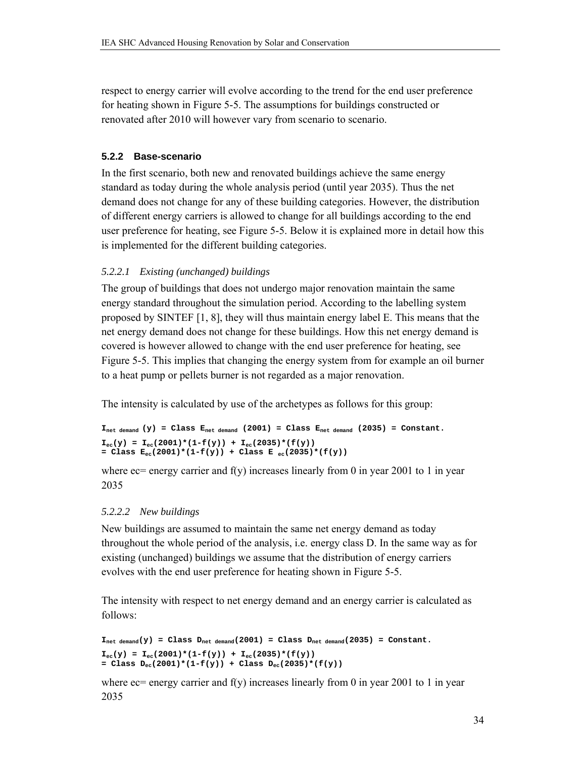respect to energy carrier will evolve according to the trend for the end user preference for heating shown in Figure 5-5. The assumptions for buildings constructed or renovated after 2010 will however vary from scenario to scenario.

### 5.2.2 Base-scenario

In the first scenario, both new and renovated buildings achieve the same energy standard as today during the whole analysis period (until year 2035). Thus the net demand does not change for any of these building categories. However, the distribution of different energy carriers is allowed to change for all buildings according to the end user preference for heating, see Figure 5-5. Below it is explained more in detail how this is implemented for the different building categories.

#### *5.2.2.1 Existing (unchanged) buildings*

The group of buildings that does not undergo major renovation maintain the same energy standard throughout the simulation period. According to the labelling system proposed by SINTEF [1, 8], they will thus maintain energy label E. This means that the net energy demand does not change for these buildings. How this net energy demand is covered is however allowed to change with the end user preference for heating, see Figure 5-5. This implies that changing the energy system from for example an oil burner to a heat pump or pellets burner is not regarded as a major renovation.

The intensity is calculated by use of the archetypes as follows for this group:

$$\mathbf{I_{net\ demand}(y) = Class\ E_{net\ demand}(2001) = Class\ E_{net\ demand}(2035) = Constant.}$$

$$\mathbf{I_{ec}(y) = I_{ec}(2001)*(1-f(y)) + I_{ec}(2035)*(f(y))}$$
$$\mathbf{= Class\ E_{ec}(2001)*(1-f(y)) + Class\ E_{ec}(2035)*(f(y))}$$

where ec= energy carrier and f(y) increases linearly from 0 in year 2001 to 1 in year 2035

#### *5.2.2.2 New buildings*

New buildings are assumed to maintain the same net energy demand as today throughout the whole period of the analysis, i.e. energy class D. In the same way as for existing (unchanged) buildings we assume that the distribution of energy carriers evolves with the end user preference for heating shown in Figure 5-5.

The intensity with respect to net energy demand and an energy carrier is calculated as follows:

$$\mathbf{I_{net\ demand}(y) = Class\ D_{net\ demand}(2001) = Class\ D_{net\ demand}(2035) = Constant.}$$

$$\mathbf{I_{ec}(y) = I_{ec}(2001)*(1-f(y)) + I_{ec}(2035)*(f(y))}$$
$$\mathbf{= Class\ D_{ec}(2001)*(1-f(y)) + Class\ D_{ec}(2035)*(f(y))}$$

where ec= energy carrier and f(y) increases linearly from 0 in year 2001 to 1 in year 2035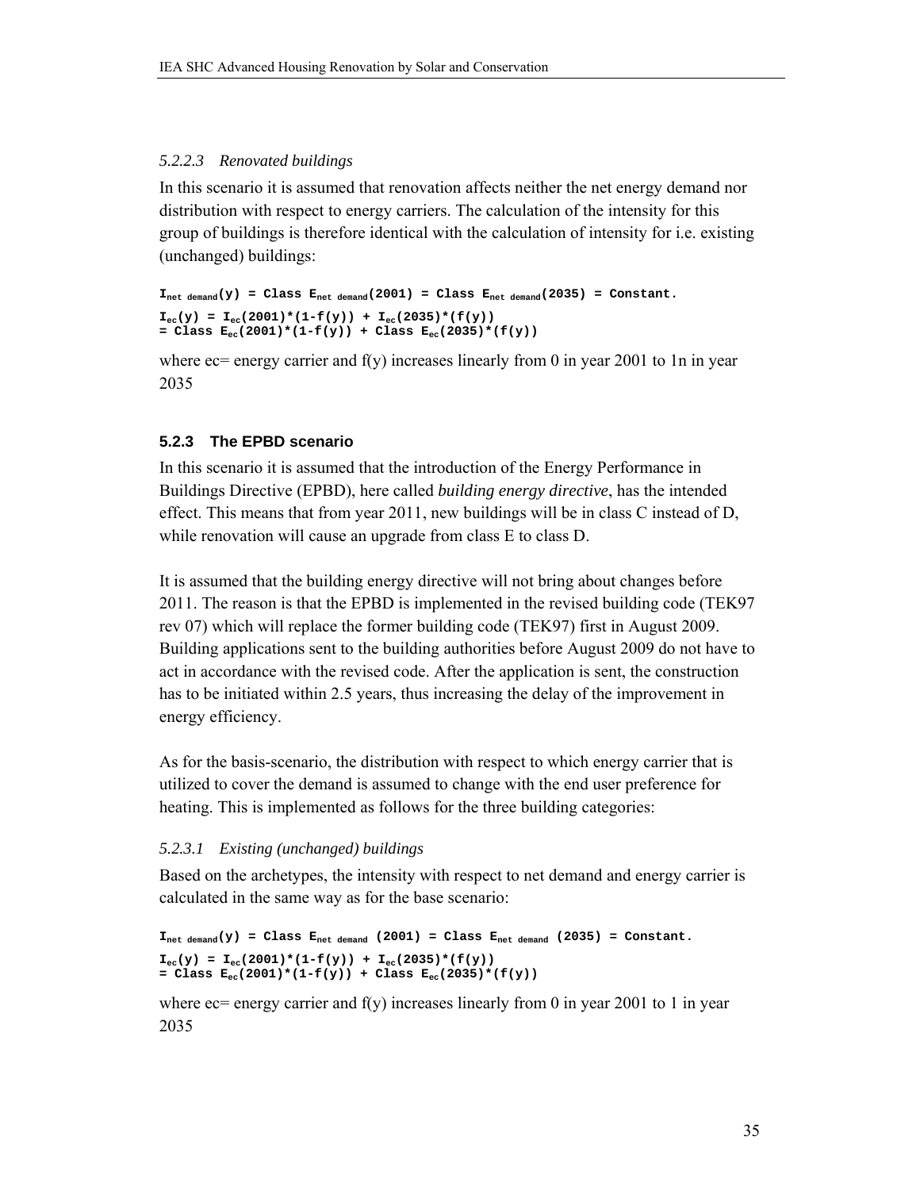#### 5.2.2.3 Renovated buildings

In this scenario it is assumed that renovation affects neither the net energy demand nor distribution with respect to energy carriers. The calculation of the intensity for this group of buildings is therefore identical with the calculation of intensity for i.e. existing (unchanged) buildings:

$$I_{net\ demand}(y) = Class\ E_{net\ demand}(2001) = Class\ E_{net\ demand}(2035) = Constant.$$

$$I_{ec}(y) = I_{ec}(2001)*(1-f(y)) + I_{ec}(2035)*(f(y))$$
$$= Class\ E_{ec}(2001)*(1-f(y)) + Class\ E_{ec}(2035)*(f(y))$$

where ec= energy carrier and f(y) increases linearly from 0 in year 2001 to 1n in year 2035

### 5.2.3 The EPBD scenario

In this scenario it is assumed that the introduction of the Energy Performance in Buildings Directive (EPBD), here called *building energy directive*, has the intended effect. This means that from year 2011, new buildings will be in class C instead of D, while renovation will cause an upgrade from class E to class D.

It is assumed that the building energy directive will not bring about changes before 2011. The reason is that the EPBD is implemented in the revised building code (TEK97 rev 07) which will replace the former building code (TEK97) first in August 2009. Building applications sent to the building authorities before August 2009 do not have to act in accordance with the revised code. After the application is sent, the construction has to be initiated within 2.5 years, thus increasing the delay of the improvement in energy efficiency.

As for the basis-scenario, the distribution with respect to which energy carrier that is utilized to cover the demand is assumed to change with the end user preference for heating. This is implemented as follows for the three building categories:

#### 5.2.3.1 Existing (unchanged) buildings

Based on the archetypes, the intensity with respect to net demand and energy carrier is calculated in the same way as for the base scenario:

$$I_{net\ demand}(y) = Class\ E_{net\ demand}\ (2001) = Class\ E_{net\ demand}\ (2035) = Constant.$$

$$I_{ec}(y) = I_{ec}(2001)*(1-f(y)) + I_{ec}(2035)*(f(y))$$
$$= Class\ E_{ec}(2001)*(1-f(y)) + Class\ E_{ec}(2035)*(f(y))$$

where ec= energy carrier and f(y) increases linearly from 0 in year 2001 to 1 in year 2035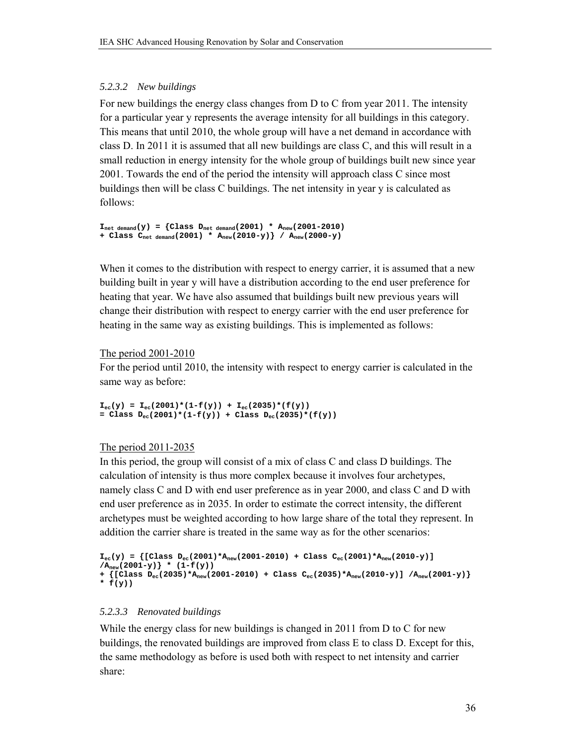#### 5.2.3.2 New buildings

For new buildings the energy class changes from D to C from year 2011. The intensity for a particular year y represents the average intensity for all buildings in this category. This means that until 2010, the whole group will have a net demand in accordance with class D. In 2011 it is assumed that all new buildings are class C, and this will result in a small reduction in energy intensity for the whole group of buildings built new since year 2001. Towards the end of the period the intensity will approach class C since most buildings then will be class C buildings. The net intensity in year y is calculated as follows:

$$I_{net\ demand}(y) = \{Class\ D_{net\ demand}(2001) * A_{new}(2001\text{-}2010) + Class\ C_{net\ demand}(2001) * A_{new}(2010\text{-}y)\} / A_{new}(2000\text{-}y)$$

When it comes to the distribution with respect to energy carrier, it is assumed that a new building built in year y will have a distribution according to the end user preference for heating that year. We have also assumed that buildings built new previous years will change their distribution with respect to energy carrier with the end user preference for heating in the same way as existing buildings. This is implemented as follows:

The period 2001-2010

For the period until 2010, the intensity with respect to energy carrier is calculated in the same way as before:

$$I_{ec}(y) = I_{ec}(2001)*(1-f(y)) + I_{ec}(2035)*(f(y)) = Class\ D_{ec}(2001)*(1-f(y)) + Class\ D_{ec}(2035)*(f(y))$$

The period 2011-2035

In this period, the group will consist of a mix of class C and class D buildings. The calculation of intensity is thus more complex because it involves four archetypes, namely class C and D with end user preference as in year 2000, and class C and D with end user preference as in 2035. In order to estimate the correct intensity, the different archetypes must be weighted according to how large share of the total they represent. In addition the carrier share is treated in the same way as for the other scenarios:

$$I_{ec}(y) = \{[Class\ D_{ec}(2001)*A_{new}(2001\text{-}2010) + Class\ C_{ec}(2001)*A_{new}(2010\text{-}y)] / A_{new}(2001\text{-}y)\} * (1-f(y)) + \{[Class\ D_{ec}(2035)*A_{new}(2001\text{-}2010) + Class\ C_{ec}(2035)*A_{new}(2010\text{-}y)] / A_{new}(2001\text{-}y)\} * f(y))$$

#### 5.2.3.3 Renovated buildings

While the energy class for new buildings is changed in 2011 from D to C for new buildings, the renovated buildings are improved from class E to class D. Except for this, the same methodology as before is used both with respect to net intensity and carrier share: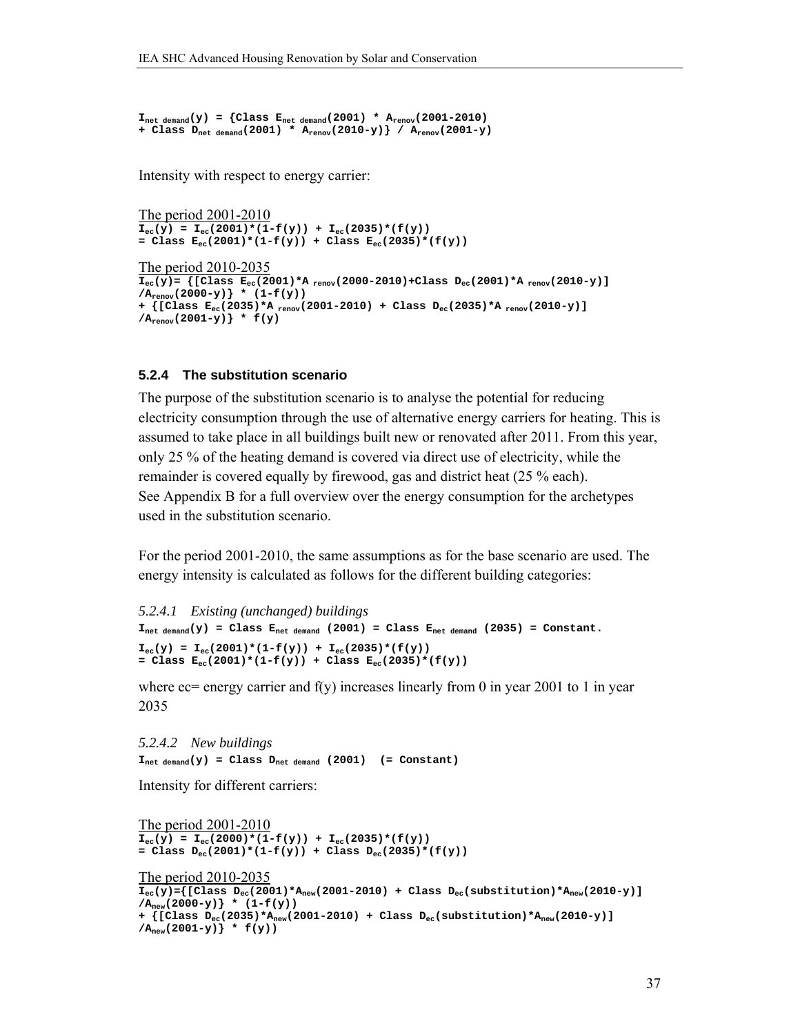$$I_{net\ demand}(y) = \{Class\ E_{net\ demand}(2001) * A_{renov}(2001\text{-}2010) + Class\ D_{net\ demand}(2001) * A_{renov}(2010\text{-}y)\} / A_{renov}(2001\text{-}y)$$

Intensity with respect to energy carrier:

<u>The period 2001-2010</u>

$$I_{ec}(y) = I_{ec}(2001)*(1-f(y)) + I_{ec}(2035)*(f(y))$$
$$= Class\ E_{ec}(2001)*(1-f(y)) + Class\ E_{ec}(2035)*(f(y))$$

<u>The period 2010-2035</u>

$$I_{ec}(y) = \{[Class\ E_{ec}(2001)*A_{renov}(2000\text{-}2010)+Class\ D_{ec}(2001)*A_{renov}(2010\text{-}y)] / A_{renov}(2000\text{-}y)\} * (1-f(y))$$
$$+ \{[Class\ E_{ec}(2035)*A_{renov}(2001\text{-}2010) + Class\ D_{ec}(2035)*A_{renov}(2010\text{-}y)] / A_{renov}(2001\text{-}y)\} * f(y)$$

### 5.2.4 The substitution scenario

The purpose of the substitution scenario is to analyse the potential for reducing electricity consumption through the use of alternative energy carriers for heating. This is assumed to take place in all buildings built new or renovated after 2011. From this year, only 25 % of the heating demand is covered via direct use of electricity, while the remainder is covered equally by firewood, gas and district heat (25 % each).
See Appendix B for a full overview over the energy consumption for the archetypes used in the substitution scenario.

For the period 2001-2010, the same assumptions as for the base scenario are used. The energy intensity is calculated as follows for the different building categories:

#### *5.2.4.1 Existing (unchanged) buildings*

$$I_{net\ demand}(y) = Class\ E_{net\ demand}\ (2001) = Class\ E_{net\ demand}\ (2035) = Constant.$$

$$I_{ec}(y) = I_{ec}(2001)*(1-f(y)) + I_{ec}(2035)*(f(y))$$
$$= Class\ E_{ec}(2001)*(1-f(y)) + Class\ E_{ec}(2035)*(f(y))$$

where ec= energy carrier and f(y) increases linearly from 0 in year 2001 to 1 in year 2035

#### *5.2.4.2 New buildings*

$$I_{net\ demand}(y) = Class\ D_{net\ demand}\ (2001)\ \ (= Constant)$$

Intensity for different carriers:

<u>The period 2001-2010</u>

$$I_{ec}(y) = I_{ec}(2000)*(1-f(y)) + I_{ec}(2035)*(f(y))$$
$$= Class\ D_{ec}(2001)*(1-f(y)) + Class\ D_{ec}(2035)*(f(y))$$

<u>The period 2010-2035</u>

$$I_{ec}(y)=\{[Class\ D_{ec}(2001)*A_{new}(2001\text{-}2010) + Class\ D_{ec}(substitution)*A_{new}(2010\text{-}y)] / A_{new}(2000\text{-}y)\} * (1-f(y))$$
$$+ \{[Class\ D_{ec}(2035)*A_{new}(2001\text{-}2010) + Class\ D_{ec}(substitution)*A_{new}(2010\text{-}y)] / A_{new}(2001\text{-}y)\} * f(y))$$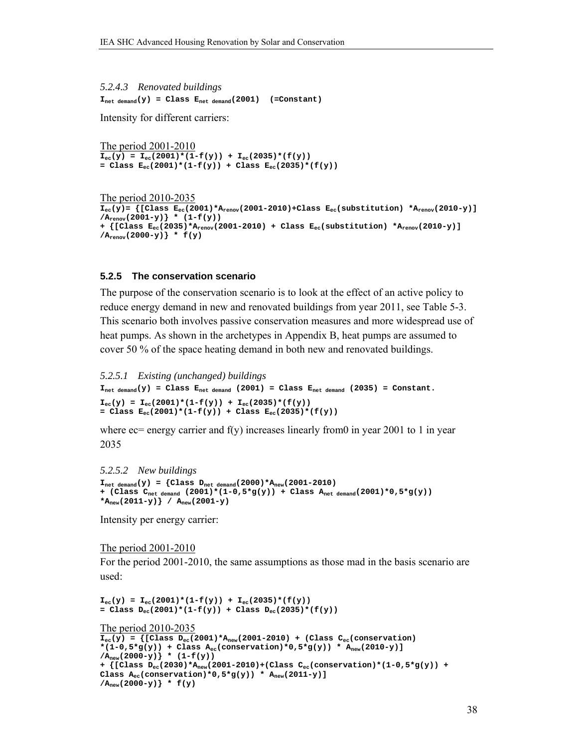#### 5.2.4.3 Renovated buildings

$$I_{net\ demand}(y) = Class\ E_{net\ demand}(2001) \quad (=Constant)$$

Intensity for different carriers:

The period 2001-2010

$$I_{ec}(y) = I_{ec}(2001)*(1-f(y)) + I_{ec}(2035)*(f(y))$$
$$= Class\ E_{ec}(2001)*(1-f(y)) + Class\ E_{ec}(2035)*(f(y))$$

The period 2010-2035

$$I_{ec}(y)= \{[Class\ E_{ec}(2001)*A_{renov}(2001\text{-}2010)+Class\ E_{ec}(substitution)*A_{renov}(2010\text{-}y)] /A_{renov}(2001\text{-}y)\} * (1-f(y))$$
$$+ \{[Class\ E_{ec}(2035)*A_{renov}(2001\text{-}2010) + Class\ E_{ec}(substitution)*A_{renov}(2010\text{-}y)] /A_{renov}(2000\text{-}y)\} * f(y)$$

### 5.2.5 The conservation scenario

The purpose of the conservation scenario is to look at the effect of an active policy to reduce energy demand in new and renovated buildings from year 2011, see Table 5-3. This scenario both involves passive conservation measures and more widespread use of heat pumps. As shown in the archetypes in Appendix B, heat pumps are assumed to cover 50 % of the space heating demand in both new and renovated buildings.

#### 5.2.5.1 Existing (unchanged) buildings

$$I_{net\ demand}(y) = Class\ E_{net\ demand}\ (2001) = Class\ E_{net\ demand}\ (2035) = Constant.$$

$$I_{ec}(y) = I_{ec}(2001)*(1-f(y)) + I_{ec}(2035)*(f(y))$$
$$= Class\ E_{ec}(2001)*(1-f(y)) + Class\ E_{ec}(2035)*(f(y))$$

where ec= energy carrier and f(y) increases linearly from0 in year 2001 to 1 in year 2035

#### 5.2.5.2 New buildings

$$I_{net\ demand}(y) = \{Class\ D_{net\ demand}(2000)*A_{new}(2001\text{-}2010) + (Class\ C_{net\ demand}\ (2001)*(1-0{,}5*g(y)) + Class\ A_{net\ demand}(2001)*0{,}5*g(y)) *A_{new}(2011\text{-}y)\} / A_{new}(2001\text{-}y)$$

Intensity per energy carrier:

The period 2001-2010

For the period 2001-2010, the same assumptions as those mad in the basis scenario are used:

$$I_{ec}(y) = I_{ec}(2001)*(1-f(y)) + I_{ec}(2035)*(f(y))$$
$$= Class\ D_{ec}(2001)*(1-f(y)) + Class\ D_{ec}(2035)*(f(y))$$

The period 2010-2035

$$I_{ec}(y) = \{[Class\ D_{ec}(2001)*A_{new}(2001\text{-}2010) + (Class\ C_{ec}(conservation) *(1-0{,}5*g(y)) + Class\ A_{ec}(conservation)*0{,}5*g(y)) * A_{new}(2010\text{-}y)] /A_{new}(2000\text{-}y)\} * (1-f(y))$$
$$+ \{[Class\ D_{ec}(2030)*A_{new}(2001\text{-}2010)+(Class\ C_{ec}(conservation)*(1-0{,}5*g(y)) + Class\ A_{ec}(conservation)*0{,}5*g(y)) * A_{new}(2011\text{-}y)] /A_{new}(2000\text{-}y)\} * f(y)$$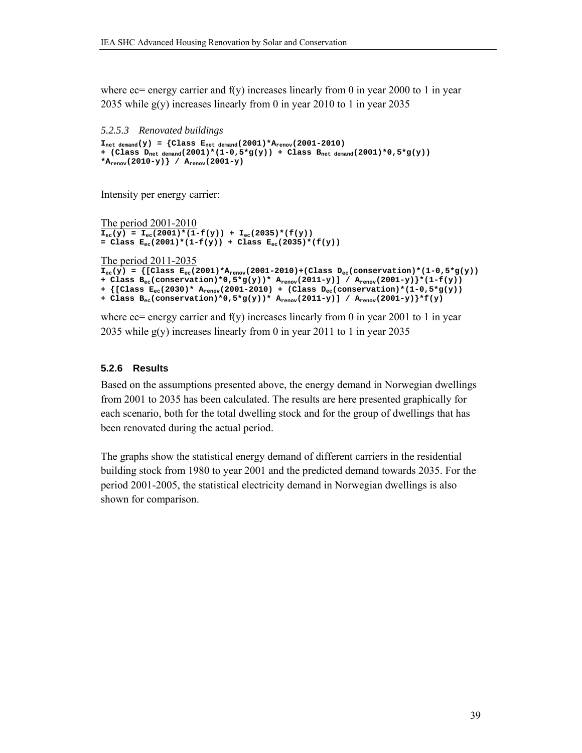where ec= energy carrier and f(y) increases linearly from 0 in year 2000 to 1 in year 2035 while g(y) increases linearly from 0 in year 2010 to 1 in year 2035

#### *5.2.5.3 Renovated buildings*

$$I_{net\ demand}(y) = \{Class\ E_{net\ demand}(2001)*A_{renov}(2001\text{-}2010) + (Class\ D_{net\ demand}(2001)*(1\text{-}0,5*g(y)) + Class\ B_{net\ demand}(2001)*0,5*g(y)) *A_{renov}(2010\text{-}y)\} / A_{renov}(2001\text{-}y)$$

Intensity per energy carrier:

<u>The period 2001-2010</u>

$$I_{ec}(y) = I_{ec}(2001)*(1\text{-}f(y)) + I_{ec}(2035)*(f(y)) = Class\ E_{ec}(2001)*(1\text{-}f(y)) + Class\ E_{ec}(2035)*(f(y))$$

<u>The period 2011-2035</u>

$$I_{ec}(y) = \{[Class\ E_{ec}(2001)*A_{renov}(2001\text{-}2010)+(Class\ D_{ec}(conservation)*(1\text{-}0,5*g(y)) + Class\ B_{ec}(conservation)*0,5*g(y))*\ A_{renov}(2011\text{-}y)]\ /\ A_{renov}(2001\text{-}y)\}*(1\text{-}f(y)) + \{[Class\ E_{ec}(2030)*\ A_{renov}(2001\text{-}2010) + (Class\ D_{ec}(conservation)*(1\text{-}0,5*g(y)) + Class\ B_{ec}(conservation)*0,5*g(y))*\ A_{renov}(2011\text{-}y)]\ /\ A_{renov}(2001\text{-}y)\}*f(y)$$

where ec= energy carrier and f(y) increases linearly from 0 in year 2001 to 1 in year 2035 while g(y) increases linearly from 0 in year 2011 to 1 in year 2035

### 5.2.6 Results

Based on the assumptions presented above, the energy demand in Norwegian dwellings from 2001 to 2035 has been calculated. The results are here presented graphically for each scenario, both for the total dwelling stock and for the group of dwellings that has been renovated during the actual period.

The graphs show the statistical energy demand of different carriers in the residential building stock from 1980 to year 2001 and the predicted demand towards 2035. For the period 2001-2005, the statistical electricity demand in Norwegian dwellings is also shown for comparison.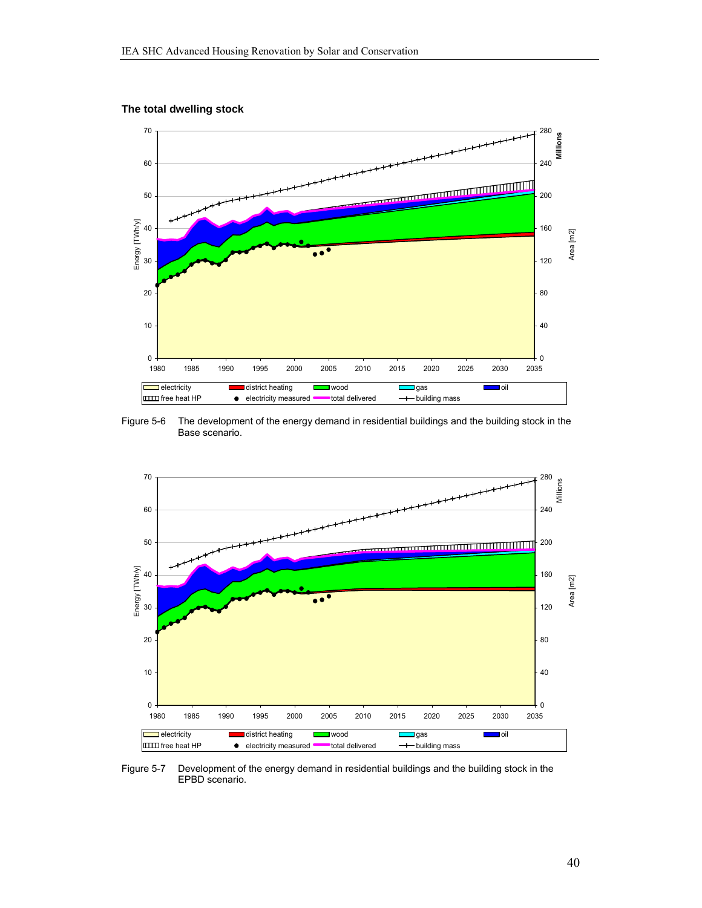**The total dwelling stock**

Figure 5-6 The development of the energy demand in residential buildings and the building stock in the Base scenario.

Figure 5-7 Development of the energy demand in residential buildings and the building stock in the EPBD scenario.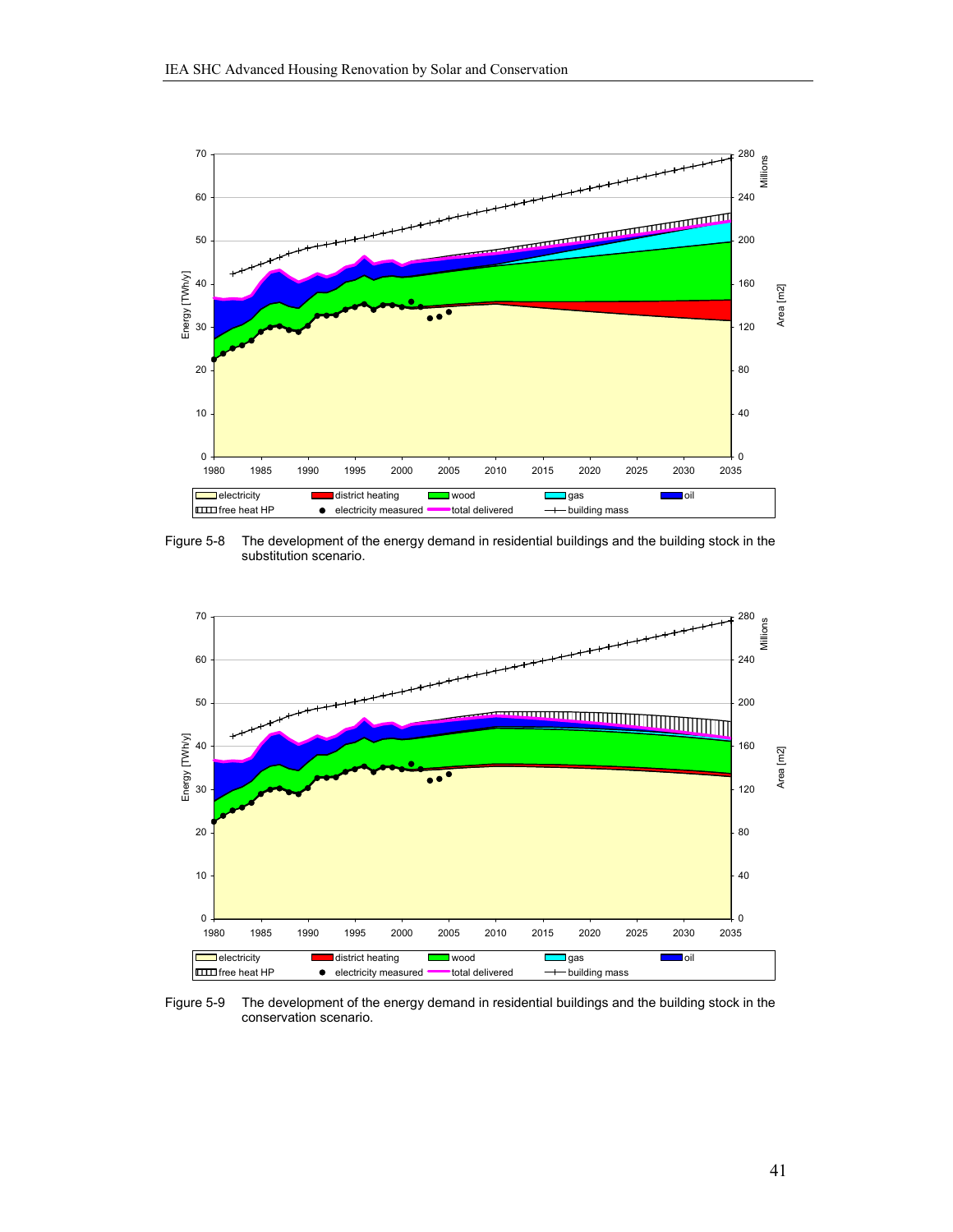Figure 5-8 The development of the energy demand in residential buildings and the building stock in the substitution scenario.

Figure 5-9 The development of the energy demand in residential buildings and the building stock in the conservation scenario.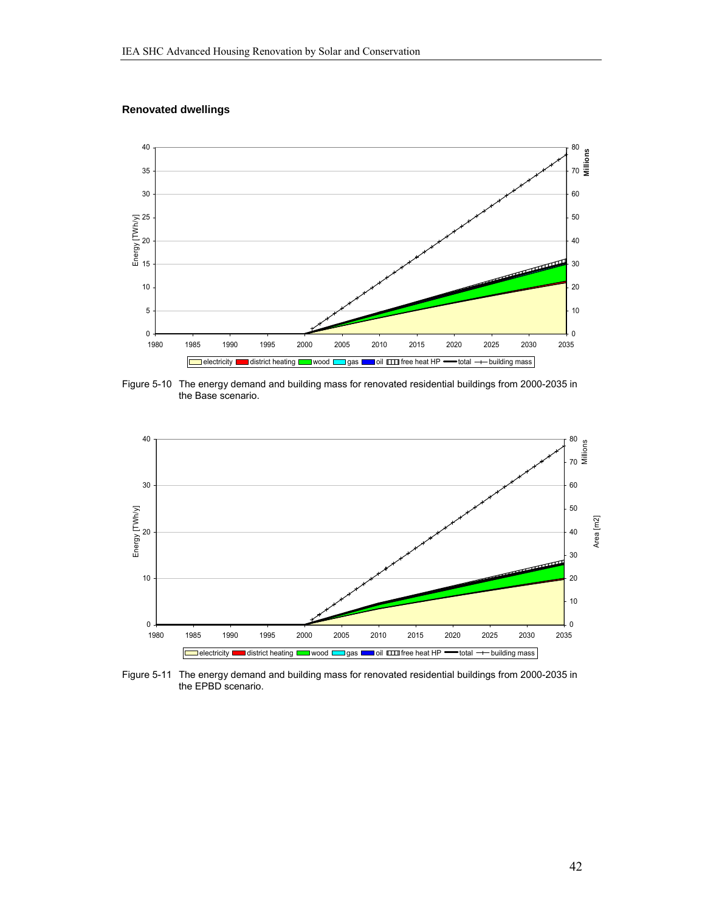**Renovated dwellings**

Figure 5-10 The energy demand and building mass for renovated residential buildings from 2000-2035 in the Base scenario.

Figure 5-11 The energy demand and building mass for renovated residential buildings from 2000-2035 in the EPBD scenario.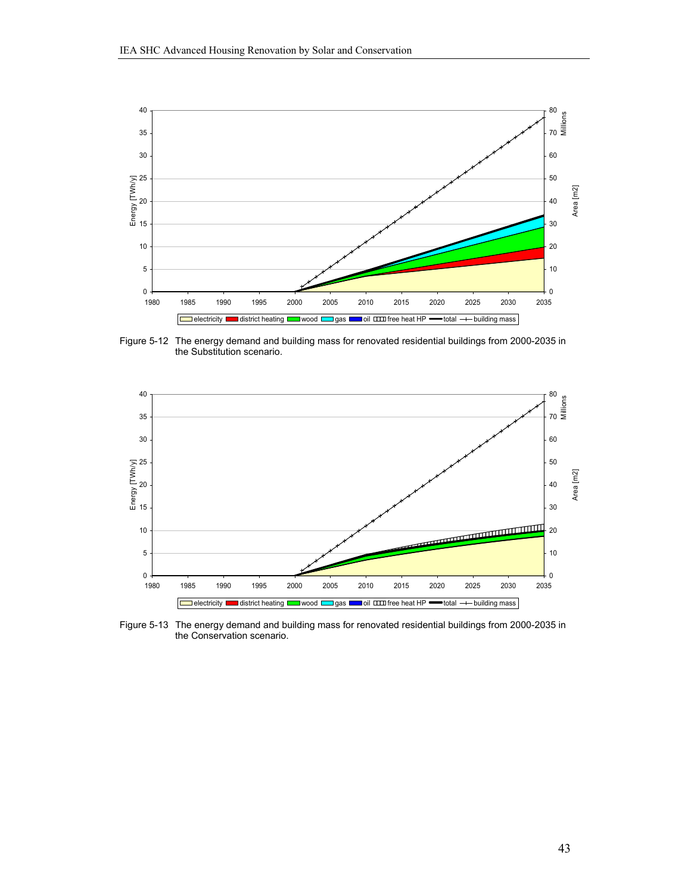Figure 5-12 The energy demand and building mass for renovated residential buildings from 2000-2035 in the Substitution scenario.

Figure 5-13 The energy demand and building mass for renovated residential buildings from 2000-2035 in the Conservation scenario.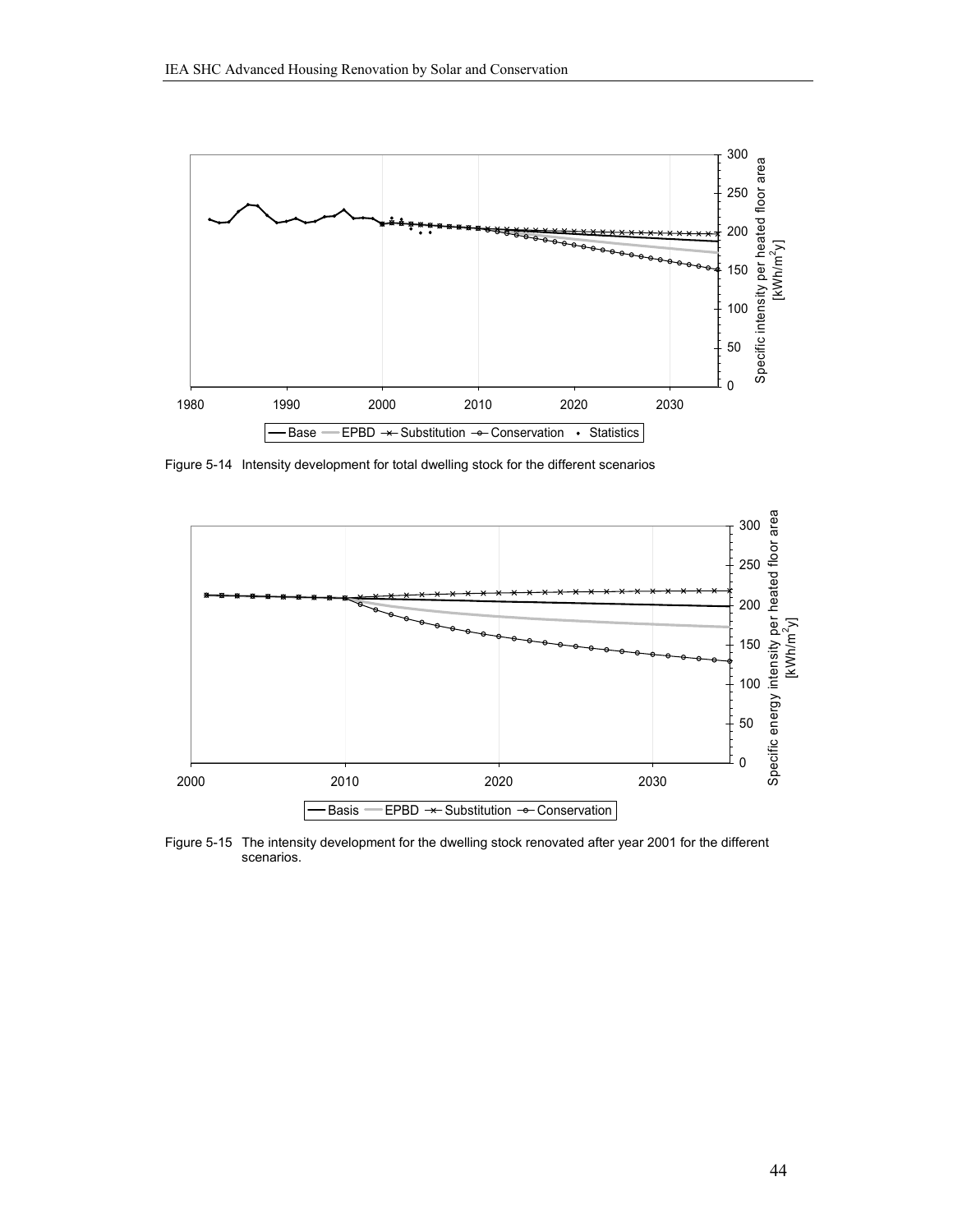Figure 5-14 Intensity development for total dwelling stock for the different scenarios

Figure 5-15 The intensity development for the dwelling stock renovated after year 2001 for the different scenarios.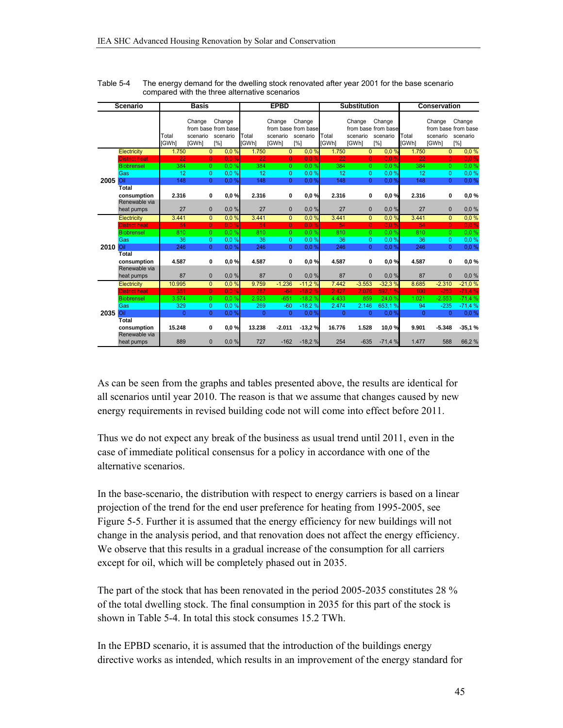Table 5-4 The energy demand for the dwelling stock renovated after year 2001 for the base scenario compared with the three alternative scenarios

| Scenario | | Basis | | | EPBD | | | Substitution | | | Conservation | | |
|---|---|---|---|---|---|---|---|---|---|---|---|---|---|
| | | Total [GWh] | Change from base scenario [GWh] | Change from base scenario [%] | Total [GWh] | Change from base scenario [GWh] | Change from base scenario [%] | Total [GWh] | Change from base scenario [GWh] | Change from base scenario [%] | Total [GWh] | Change from base scenario [GWh] | Change from base scenario [%] |
| 2005 | Electricity | 1.750 | 0 | 0,0 % | 1.750 | 0 | 0,0 % | 1.750 | 0 | 0,0 % | 1.750 | 0 | 0,0 % |
| | District heat | 22 | 0 | 0,0 % | 22 | 0 | 0,0 % | 22 | 0 | 0,0 % | 22 | 0 | 0,0 % |
| | Biobrensel | 384 | 0 | 0,0 % | 384 | 0 | 0,0 % | 384 | 0 | 0,0 % | 384 | 0 | 0,0 % |
| | Gas | 12 | 0 | 0,0 % | 12 | 0 | 0,0 % | 12 | 0 | 0,0 % | 12 | 0 | 0,0 % |
| | Oil | 148 | 0 | 0,0 % | 148 | 0 | 0,0 % | 148 | 0 | 0,0 % | 148 | 0 | 0,0 % |
| | **Total consumption** | **2.316** | **0** | **0,0 %** | **2.316** | **0** | **0,0 %** | **2.316** | **0** | **0,0 %** | **2.316** | **0** | **0,0 %** |
| | Renewable via heat pumps | 27 | 0 | 0,0 % | 27 | 0 | 0,0 % | 27 | 0 | 0,0 % | 27 | 0 | 0,0 % |
| 2010 | Electricity | 3.441 | 0 | 0,0 % | 3.441 | 0 | 0,0 % | 3.441 | 0 | 0,0 % | 3.441 | 0 | 0,0 % |
| | District heat | 54 | 0 | 0,0 % | 54 | 0 | 0,0 % | 54 | 0 | 0,0 % | 54 | 0 | 0,0 % |
| | Biobrensel | 810 | 0 | 0,0 % | 810 | 0 | 0,0 % | 810 | 0 | 0,0 % | 810 | 0 | 0,0 % |
| | Gas | 36 | 0 | 0,0 % | 36 | 0 | 0,0 % | 36 | 0 | 0,0 % | 36 | 0 | 0,0 % |
| | Oil | 246 | 0 | 0,0 % | 246 | 0 | 0,0 % | 246 | 0 | 0,0 % | 246 | 0 | 0,0 % |
| | **Total consumption** | **4.587** | **0** | **0,0 %** | **4.587** | **0** | **0,0 %** | **4.587** | **0** | **0,0 %** | **4.587** | **0** | **0,0 %** |
| | Renewable via heat pumps | 87 | 0 | 0,0 % | 87 | 0 | 0,0 % | 87 | 0 | 0,0 % | 87 | 0 | 0,0 % |
| 2035 | Electricity | 10.995 | 0 | 0,0 % | 9.759 | -1.236 | -11,2 % | 7.442 | -3.553 | -32,3 % | 8.685 | -2.310 | -21,0 % |
| | District heat | 351 | 0 | 0,0 % | 287 | -64 | -18,2 % | 2.427 | 2.076 | 592,1 % | 100 | -250 | -71,4 % |
| | Biobrensel | 3.574 | 0 | 0,0 % | 2.923 | -651 | -18,2 % | 4.433 | 859 | 24,0 % | 1.021 | -2.553 | -71,4 % |
| | Gas | 329 | 0 | 0,0 % | 269 | -60 | -18,2 % | 2.474 | 2.146 | 653,1 % | 94 | -235 | -71,4 % |
| | Oil | 0 | 0 | 0,0 % | 0 | 0 | 0,0 % | 0 | 0 | 0,0 % | 0 | 0 | 0,0 % |
| | **Total consumption** | **15.248** | **0** | **0,0 %** | **13.238** | **-2.011** | **-13,2 %** | **16.776** | **1.528** | **10,0 %** | **9.901** | **-5.348** | **-35,1 %** |
| | Renewable via heat pumps | 889 | 0 | 0,0 % | 727 | -162 | -18,2 % | 254 | -635 | -71,4 % | 1.477 | 588 | 66,2 % |

As can be seen from the graphs and tables presented above, the results are identical for all scenarios until year 2010. The reason is that we assume that changes caused by new energy requirements in revised building code not will come into effect before 2011.

Thus we do not expect any break of the business as usual trend until 2011, even in the case of immediate political consensus for a policy in accordance with one of the alternative scenarios.

In the base-scenario, the distribution with respect to energy carriers is based on a linear projection of the trend for the end user preference for heating from 1995-2005, see Figure 5-5. Further it is assumed that the energy efficiency for new buildings will not change in the analysis period, and that renovation does not affect the energy efficiency. We observe that this results in a gradual increase of the consumption for all carriers except for oil, which will be completely phased out in 2035.

The part of the stock that has been renovated in the period 2005-2035 constitutes 28 % of the total dwelling stock. The final consumption in 2035 for this part of the stock is shown in Table 5-4. In total this stock consumes 15.2 TWh.

In the EPBD scenario, it is assumed that the introduction of the buildings energy directive works as intended, which results in an improvement of the energy standard for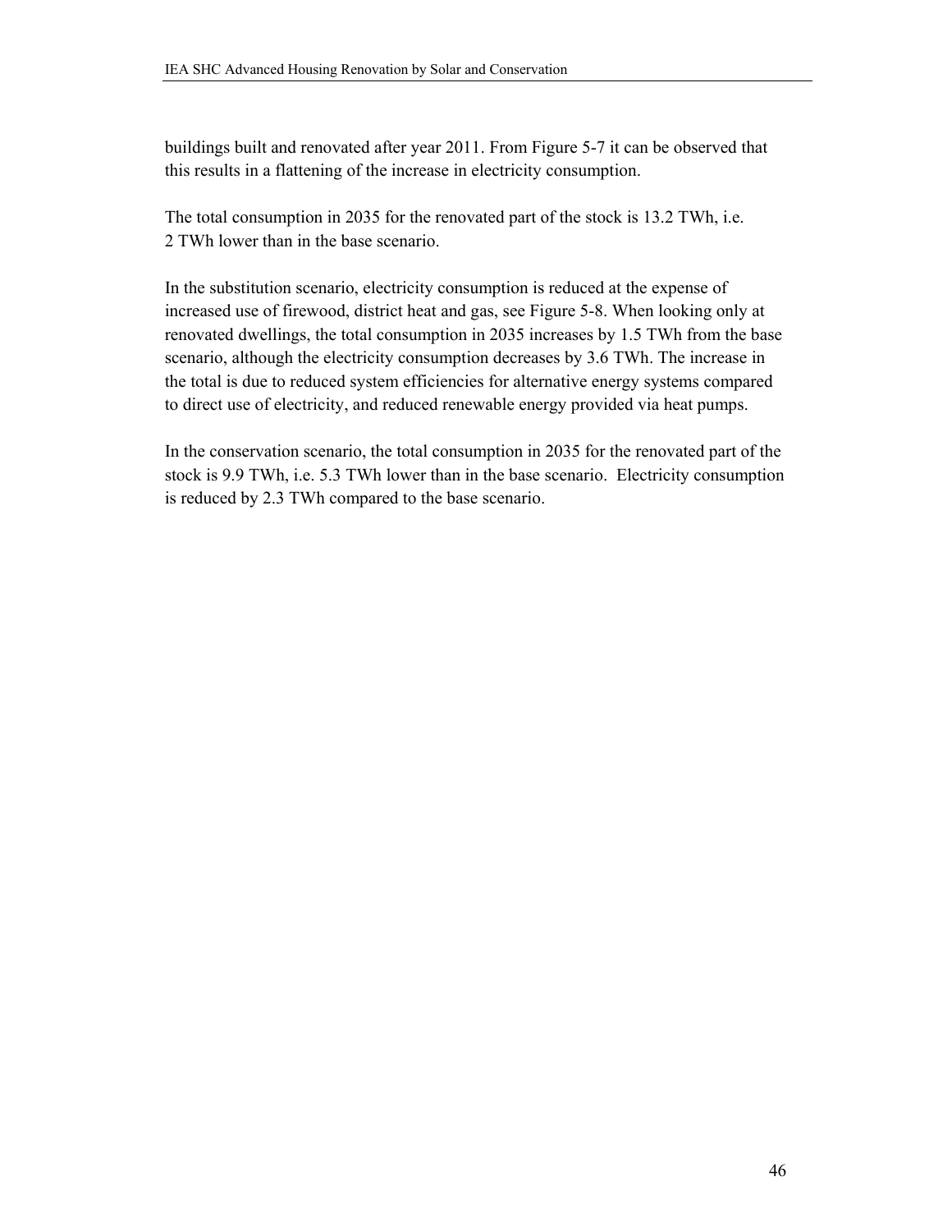buildings built and renovated after year 2011. From Figure 5-7 it can be observed that this results in a flattening of the increase in electricity consumption.

The total consumption in 2035 for the renovated part of the stock is 13.2 TWh, i.e. 2 TWh lower than in the base scenario.

In the substitution scenario, electricity consumption is reduced at the expense of increased use of firewood, district heat and gas, see Figure 5-8. When looking only at renovated dwellings, the total consumption in 2035 increases by 1.5 TWh from the base scenario, although the electricity consumption decreases by 3.6 TWh. The increase in the total is due to reduced system efficiencies for alternative energy systems compared to direct use of electricity, and reduced renewable energy provided via heat pumps.

In the conservation scenario, the total consumption in 2035 for the renovated part of the stock is 9.9 TWh, i.e. 5.3 TWh lower than in the base scenario. Electricity consumption is reduced by 2.3 TWh compared to the base scenario.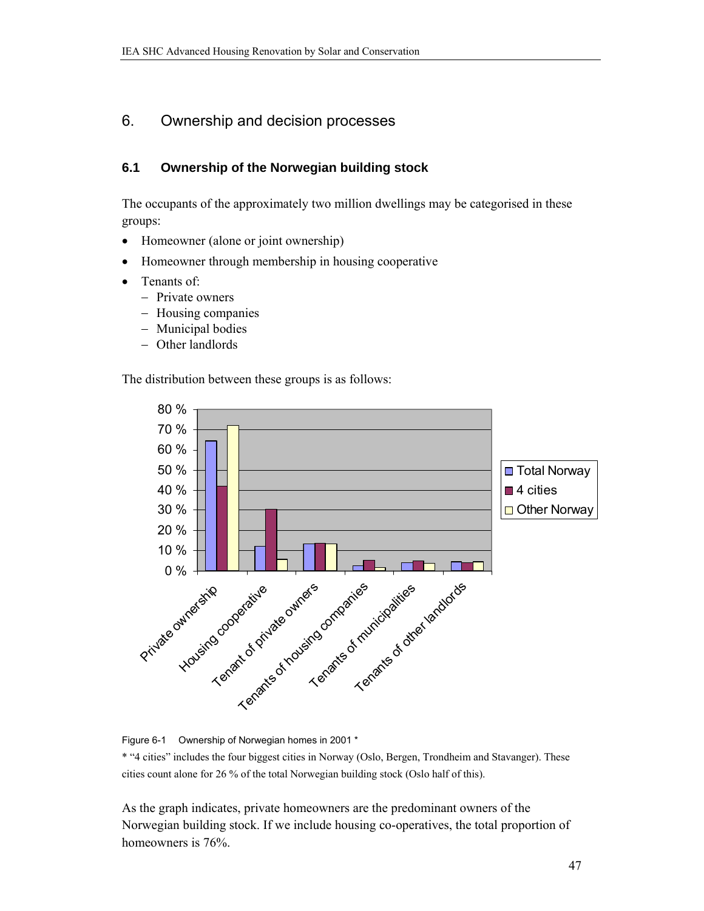## 6. Ownership and decision processes

### 6.1 Ownership of the Norwegian building stock

The occupants of the approximately two million dwellings may be categorised in these groups:

- Homeowner (alone or joint ownership)
- Homeowner through membership in housing cooperative
- Tenants of:
  - Private owners
  - Housing companies
  - Municipal bodies
  - Other landlords

The distribution between these groups is as follows:

Figure 6-1 Ownership of Norwegian homes in 2001 *

* "4 cities" includes the four biggest cities in Norway (Oslo, Bergen, Trondheim and Stavanger). These cities count alone for 26 % of the total Norwegian building stock (Oslo half of this).

As the graph indicates, private homeowners are the predominant owners of the Norwegian building stock. If we include housing co-operatives, the total proportion of homeowners is 76%.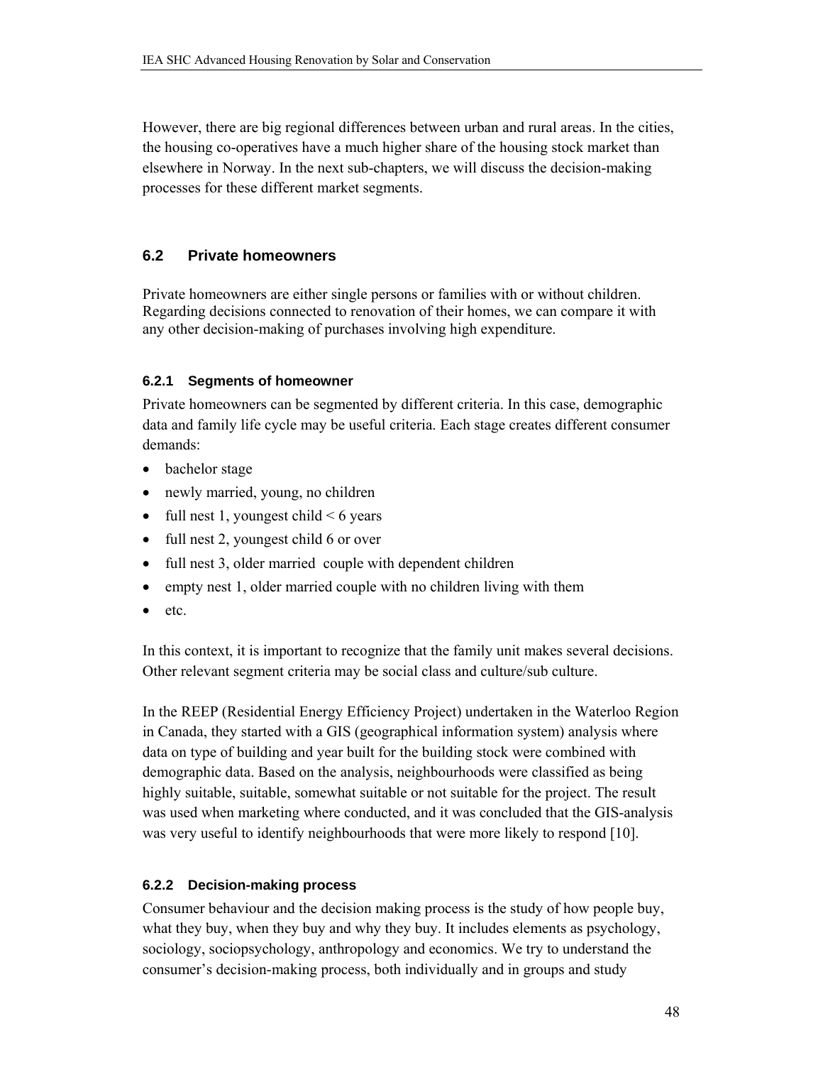However, there are big regional differences between urban and rural areas. In the cities, the housing co-operatives have a much higher share of the housing stock market than elsewhere in Norway. In the next sub-chapters, we will discuss the decision-making processes for these different market segments.

## 6.2 Private homeowners

Private homeowners are either single persons or families with or without children. Regarding decisions connected to renovation of their homes, we can compare it with any other decision-making of purchases involving high expenditure.

### 6.2.1 Segments of homeowner

Private homeowners can be segmented by different criteria. In this case, demographic data and family life cycle may be useful criteria. Each stage creates different consumer demands:

- bachelor stage
- newly married, young, no children
- full nest 1, youngest child < 6 years
- full nest 2, youngest child 6 or over
- full nest 3, older married couple with dependent children
- empty nest 1, older married couple with no children living with them
- etc.

In this context, it is important to recognize that the family unit makes several decisions. Other relevant segment criteria may be social class and culture/sub culture.

In the REEP (Residential Energy Efficiency Project) undertaken in the Waterloo Region in Canada, they started with a GIS (geographical information system) analysis where data on type of building and year built for the building stock were combined with demographic data. Based on the analysis, neighbourhoods were classified as being highly suitable, suitable, somewhat suitable or not suitable for the project. The result was used when marketing where conducted, and it was concluded that the GIS-analysis was very useful to identify neighbourhoods that were more likely to respond [10].

### 6.2.2 Decision-making process

Consumer behaviour and the decision making process is the study of how people buy, what they buy, when they buy and why they buy. It includes elements as psychology, sociology, sociopsychology, anthropology and economics. We try to understand the consumer's decision-making process, both individually and in groups and study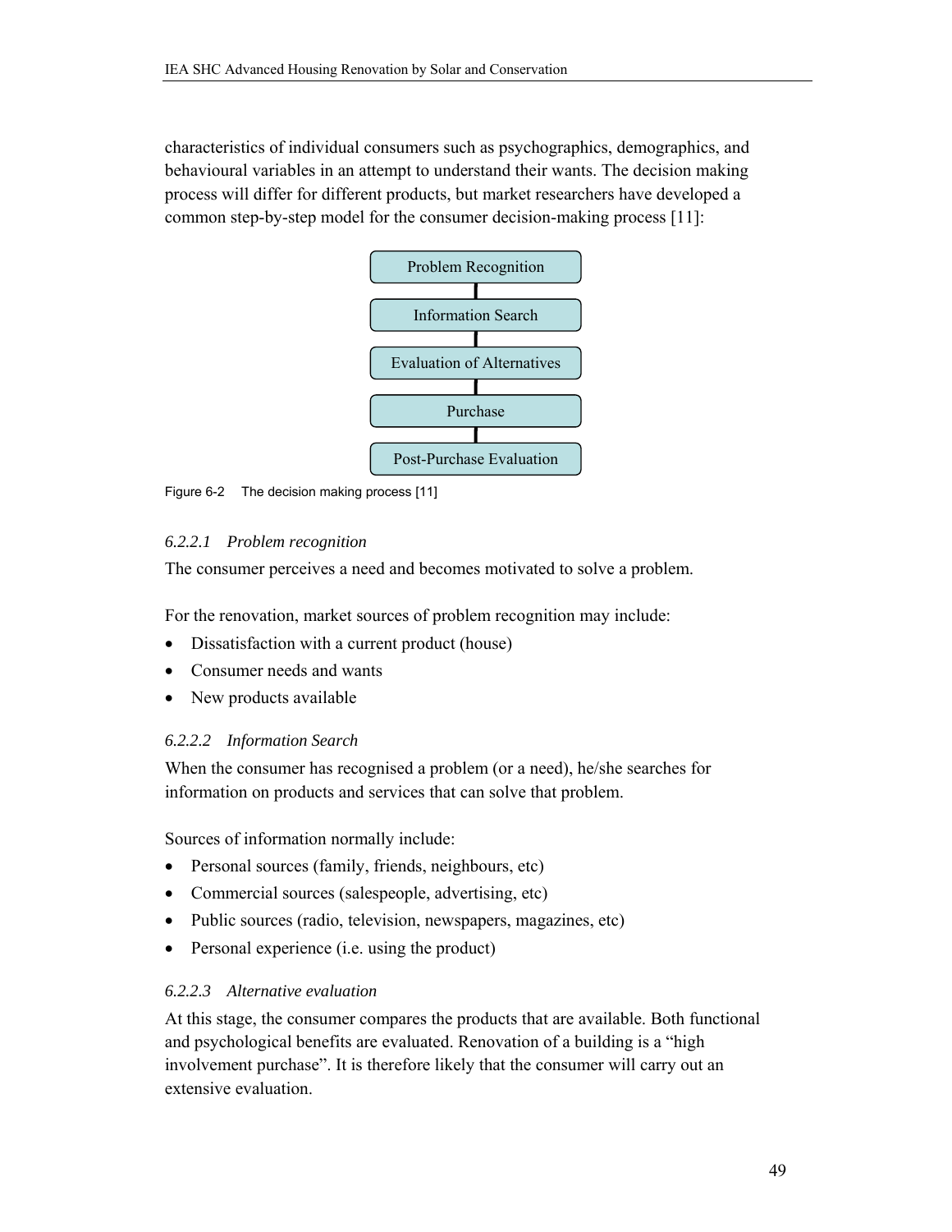characteristics of individual consumers such as psychographics, demographics, and behavioural variables in an attempt to understand their wants. The decision making process will differ for different products, but market researchers have developed a common step-by-step model for the consumer decision-making process [11]:

Problem Recognition

Information Search

Evaluation of Alternatives

Purchase

Post-Purchase Evaluation

Figure 6-2 The decision making process [11]

#### *6.2.2.1 Problem recognition*

The consumer perceives a need and becomes motivated to solve a problem.

For the renovation, market sources of problem recognition may include:

- Dissatisfaction with a current product (house)
- Consumer needs and wants
- New products available

#### *6.2.2.2 Information Search*

When the consumer has recognised a problem (or a need), he/she searches for information on products and services that can solve that problem.

Sources of information normally include:

- Personal sources (family, friends, neighbours, etc)
- Commercial sources (salespeople, advertising, etc)
- Public sources (radio, television, newspapers, magazines, etc)
- Personal experience (i.e. using the product)

#### *6.2.2.3 Alternative evaluation*

At this stage, the consumer compares the products that are available. Both functional and psychological benefits are evaluated. Renovation of a building is a "high involvement purchase". It is therefore likely that the consumer will carry out an extensive evaluation.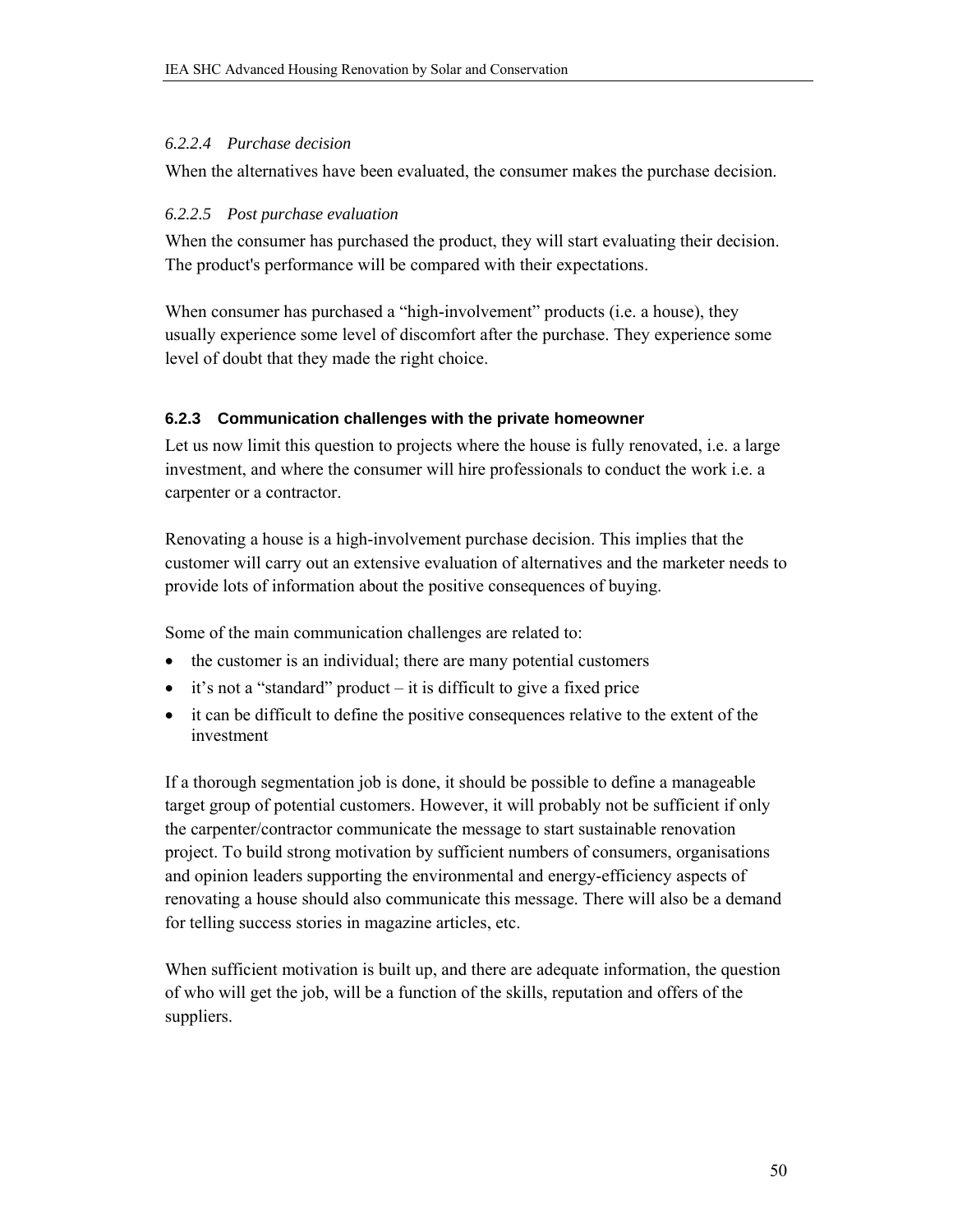#### *6.2.2.4 Purchase decision*

When the alternatives have been evaluated, the consumer makes the purchase decision.

#### *6.2.2.5 Post purchase evaluation*

When the consumer has purchased the product, they will start evaluating their decision. The product's performance will be compared with their expectations.

When consumer has purchased a "high-involvement" products (i.e. a house), they usually experience some level of discomfort after the purchase. They experience some level of doubt that they made the right choice.

### 6.2.3 Communication challenges with the private homeowner

Let us now limit this question to projects where the house is fully renovated, i.e. a large investment, and where the consumer will hire professionals to conduct the work i.e. a carpenter or a contractor.

Renovating a house is a high-involvement purchase decision. This implies that the customer will carry out an extensive evaluation of alternatives and the marketer needs to provide lots of information about the positive consequences of buying.

Some of the main communication challenges are related to:

- the customer is an individual; there are many potential customers
- it's not a "standard" product – it is difficult to give a fixed price
- it can be difficult to define the positive consequences relative to the extent of the investment

If a thorough segmentation job is done, it should be possible to define a manageable target group of potential customers. However, it will probably not be sufficient if only the carpenter/contractor communicate the message to start sustainable renovation project. To build strong motivation by sufficient numbers of consumers, organisations and opinion leaders supporting the environmental and energy-efficiency aspects of renovating a house should also communicate this message. There will also be a demand for telling success stories in magazine articles, etc.

When sufficient motivation is built up, and there are adequate information, the question of who will get the job, will be a function of the skills, reputation and offers of the suppliers.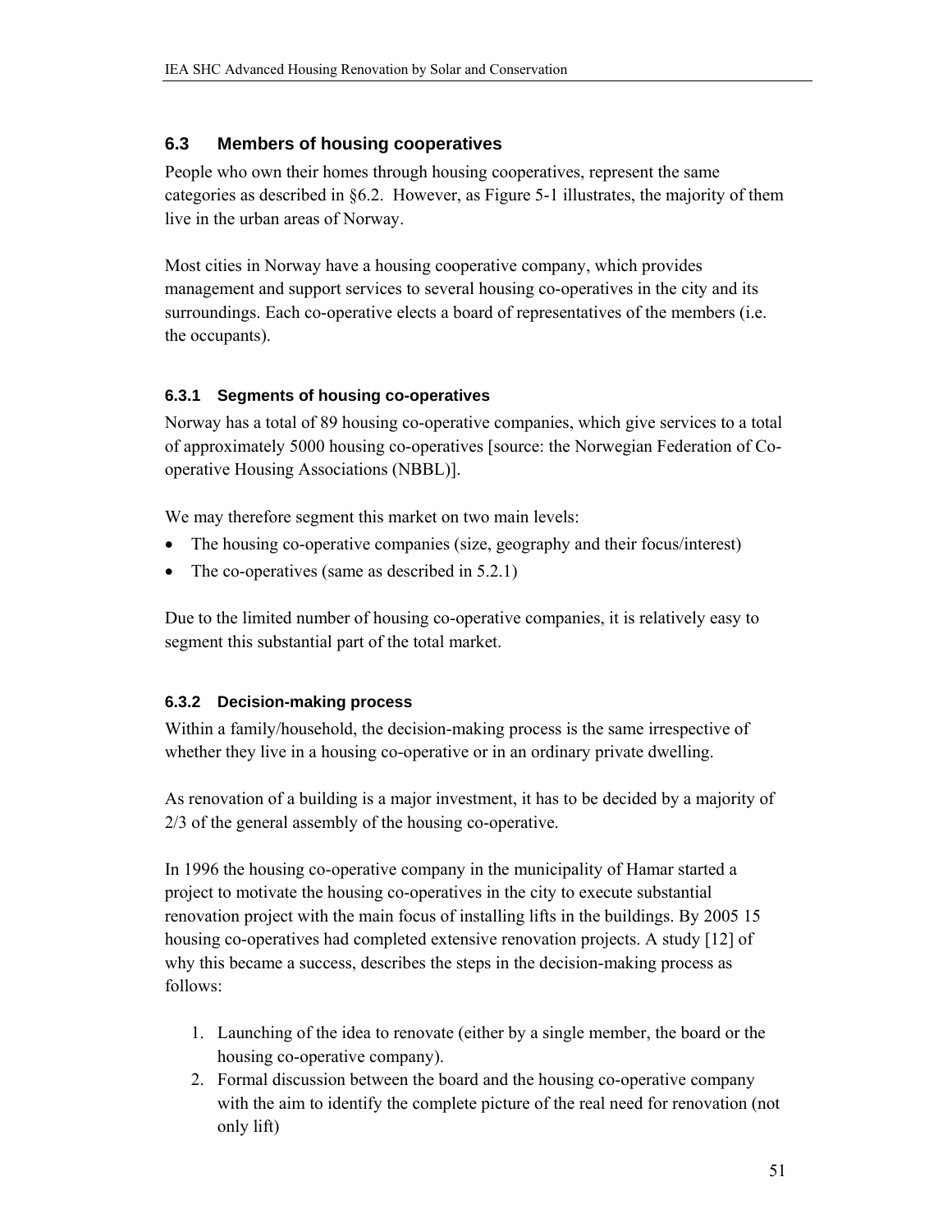## 6.3 Members of housing cooperatives

People who own their homes through housing cooperatives, represent the same categories as described in §6.2. However, as Figure 5-1 illustrates, the majority of them live in the urban areas of Norway.

Most cities in Norway have a housing cooperative company, which provides management and support services to several housing co-operatives in the city and its surroundings. Each co-operative elects a board of representatives of the members (i.e. the occupants).

### 6.3.1 Segments of housing co-operatives

Norway has a total of 89 housing co-operative companies, which give services to a total of approximately 5000 housing co-operatives [source: the Norwegian Federation of Co-operative Housing Associations (NBBL)].

We may therefore segment this market on two main levels:

- The housing co-operative companies (size, geography and their focus/interest)
- The co-operatives (same as described in 5.2.1)

Due to the limited number of housing co-operative companies, it is relatively easy to segment this substantial part of the total market.

### 6.3.2 Decision-making process

Within a family/household, the decision-making process is the same irrespective of whether they live in a housing co-operative or in an ordinary private dwelling.

As renovation of a building is a major investment, it has to be decided by a majority of 2/3 of the general assembly of the housing co-operative.

In 1996 the housing co-operative company in the municipality of Hamar started a project to motivate the housing co-operatives in the city to execute substantial renovation project with the main focus of installing lifts in the buildings. By 2005 15 housing co-operatives had completed extensive renovation projects. A study [12] of why this became a success, describes the steps in the decision-making process as follows:

1. Launching of the idea to renovate (either by a single member, the board or the housing co-operative company).
2. Formal discussion between the board and the housing co-operative company with the aim to identify the complete picture of the real need for renovation (not only lift)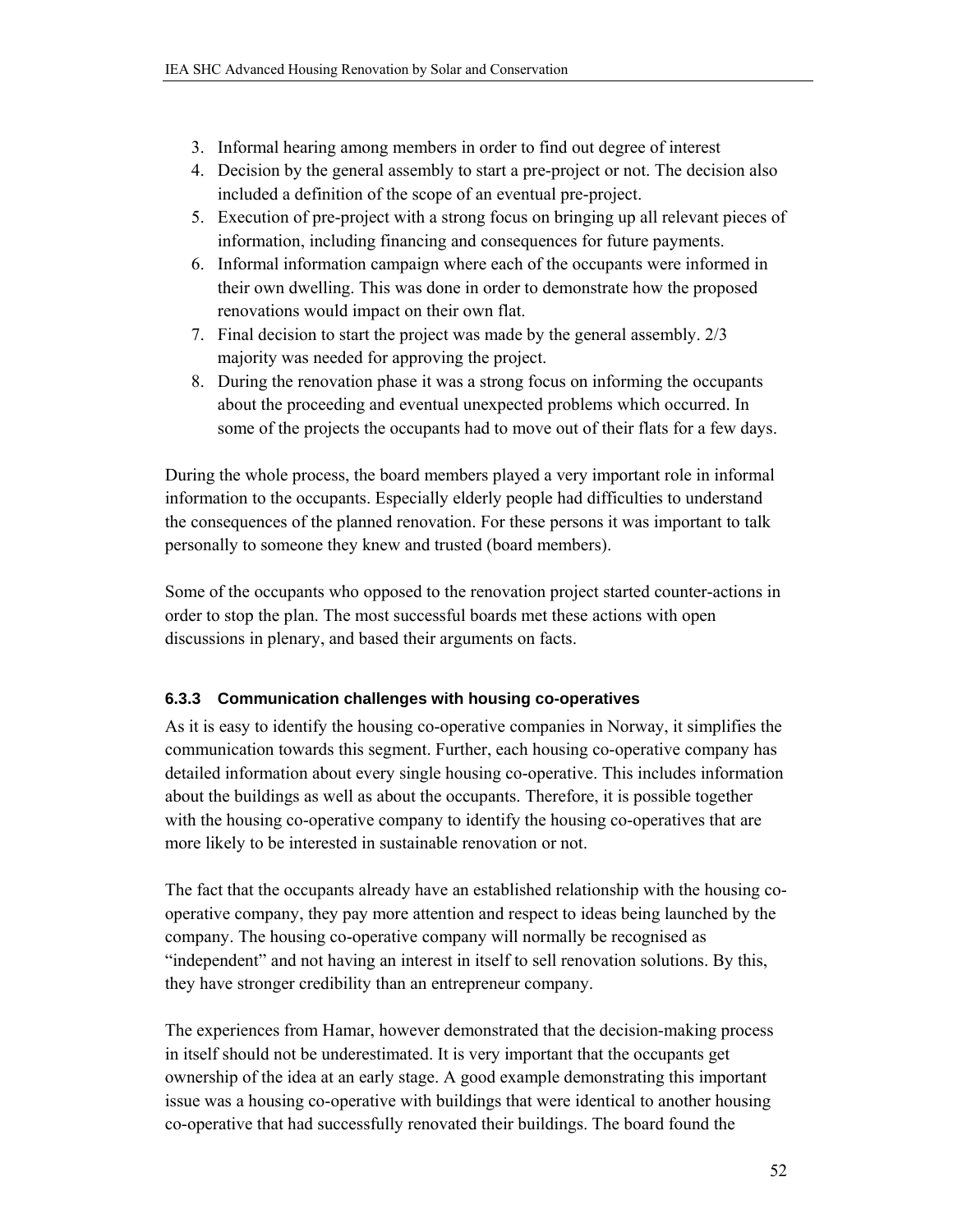3. Informal hearing among members in order to find out degree of interest
4. Decision by the general assembly to start a pre-project or not. The decision also included a definition of the scope of an eventual pre-project.
5. Execution of pre-project with a strong focus on bringing up all relevant pieces of information, including financing and consequences for future payments.
6. Informal information campaign where each of the occupants were informed in their own dwelling. This was done in order to demonstrate how the proposed renovations would impact on their own flat.
7. Final decision to start the project was made by the general assembly. 2/3 majority was needed for approving the project.
8. During the renovation phase it was a strong focus on informing the occupants about the proceeding and eventual unexpected problems which occurred. In some of the projects the occupants had to move out of their flats for a few days.

During the whole process, the board members played a very important role in informal information to the occupants. Especially elderly people had difficulties to understand the consequences of the planned renovation. For these persons it was important to talk personally to someone they knew and trusted (board members).

Some of the occupants who opposed to the renovation project started counter-actions in order to stop the plan. The most successful boards met these actions with open discussions in plenary, and based their arguments on facts.

### 6.3.3 Communication challenges with housing co-operatives

As it is easy to identify the housing co-operative companies in Norway, it simplifies the communication towards this segment. Further, each housing co-operative company has detailed information about every single housing co-operative. This includes information about the buildings as well as about the occupants. Therefore, it is possible together with the housing co-operative company to identify the housing co-operatives that are more likely to be interested in sustainable renovation or not.

The fact that the occupants already have an established relationship with the housing co-operative company, they pay more attention and respect to ideas being launched by the company. The housing co-operative company will normally be recognised as "independent" and not having an interest in itself to sell renovation solutions. By this, they have stronger credibility than an entrepreneur company.

The experiences from Hamar, however demonstrated that the decision-making process in itself should not be underestimated. It is very important that the occupants get ownership of the idea at an early stage. A good example demonstrating this important issue was a housing co-operative with buildings that were identical to another housing co-operative that had successfully renovated their buildings. The board found the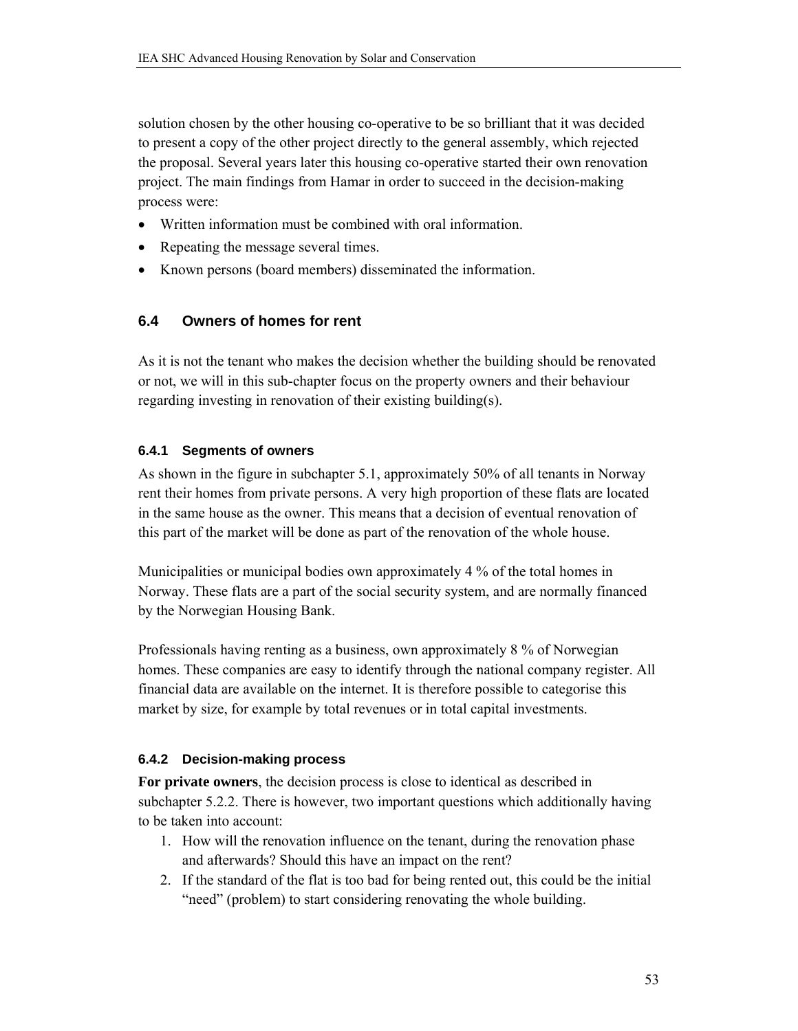solution chosen by the other housing co-operative to be so brilliant that it was decided to present a copy of the other project directly to the general assembly, which rejected the proposal. Several years later this housing co-operative started their own renovation project. The main findings from Hamar in order to succeed in the decision-making process were:

- Written information must be combined with oral information.
- Repeating the message several times.
- Known persons (board members) disseminated the information.

## 6.4 Owners of homes for rent

As it is not the tenant who makes the decision whether the building should be renovated or not, we will in this sub-chapter focus on the property owners and their behaviour regarding investing in renovation of their existing building(s).

### 6.4.1 Segments of owners

As shown in the figure in subchapter 5.1, approximately 50% of all tenants in Norway rent their homes from private persons. A very high proportion of these flats are located in the same house as the owner. This means that a decision of eventual renovation of this part of the market will be done as part of the renovation of the whole house.

Municipalities or municipal bodies own approximately 4 % of the total homes in Norway. These flats are a part of the social security system, and are normally financed by the Norwegian Housing Bank.

Professionals having renting as a business, own approximately 8 % of Norwegian homes. These companies are easy to identify through the national company register. All financial data are available on the internet. It is therefore possible to categorise this market by size, for example by total revenues or in total capital investments.

### 6.4.2 Decision-making process

**For private owners**, the decision process is close to identical as described in subchapter 5.2.2. There is however, two important questions which additionally having to be taken into account:

1. How will the renovation influence on the tenant, during the renovation phase and afterwards? Should this have an impact on the rent?
2. If the standard of the flat is too bad for being rented out, this could be the initial "need" (problem) to start considering renovating the whole building.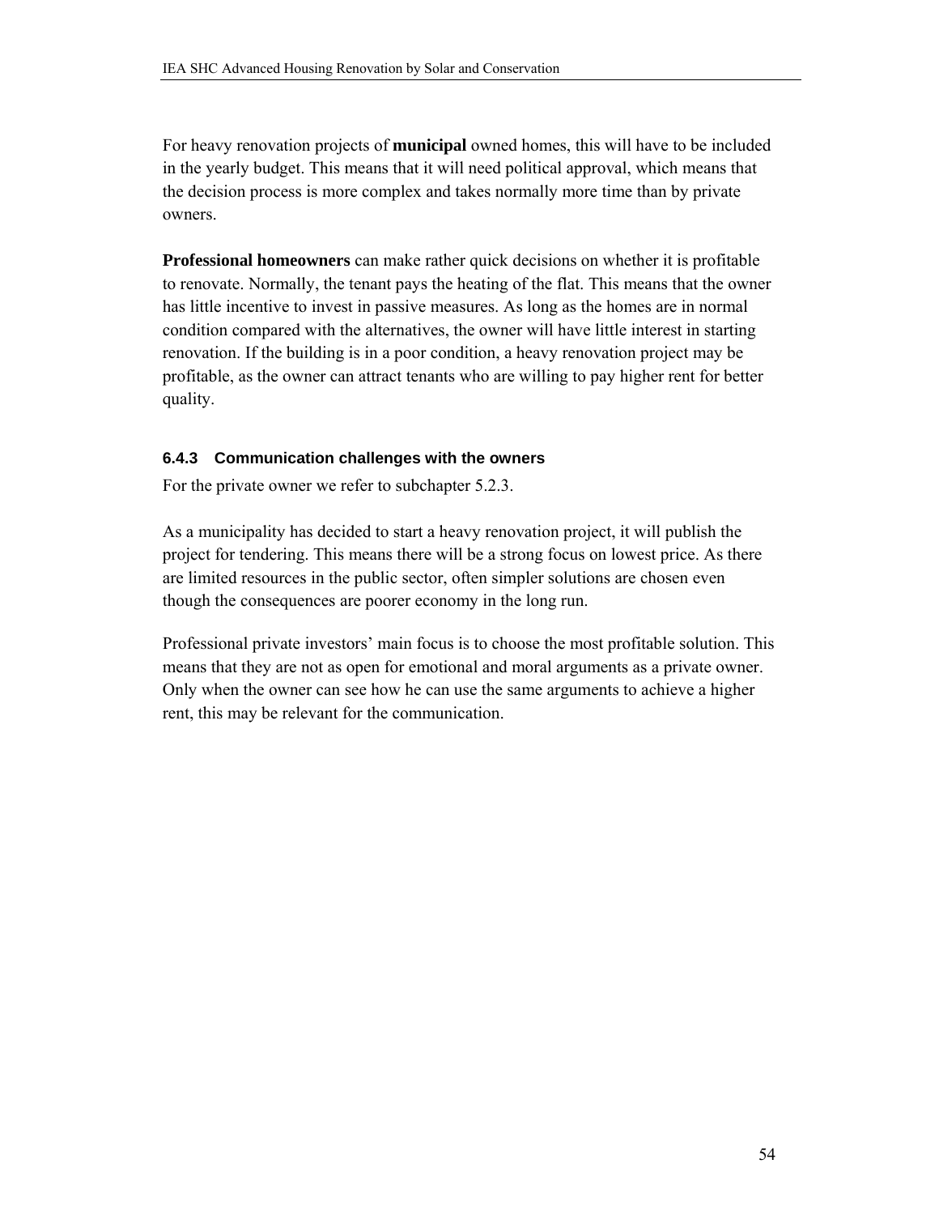For heavy renovation projects of **municipal** owned homes, this will have to be included in the yearly budget. This means that it will need political approval, which means that the decision process is more complex and takes normally more time than by private owners.

**Professional homeowners** can make rather quick decisions on whether it is profitable to renovate. Normally, the tenant pays the heating of the flat. This means that the owner has little incentive to invest in passive measures. As long as the homes are in normal condition compared with the alternatives, the owner will have little interest in starting renovation. If the building is in a poor condition, a heavy renovation project may be profitable, as the owner can attract tenants who are willing to pay higher rent for better quality.

### 6.4.3 Communication challenges with the owners

For the private owner we refer to subchapter 5.2.3.

As a municipality has decided to start a heavy renovation project, it will publish the project for tendering. This means there will be a strong focus on lowest price. As there are limited resources in the public sector, often simpler solutions are chosen even though the consequences are poorer economy in the long run.

Professional private investors' main focus is to choose the most profitable solution. This means that they are not as open for emotional and moral arguments as a private owner. Only when the owner can see how he can use the same arguments to achieve a higher rent, this may be relevant for the communication.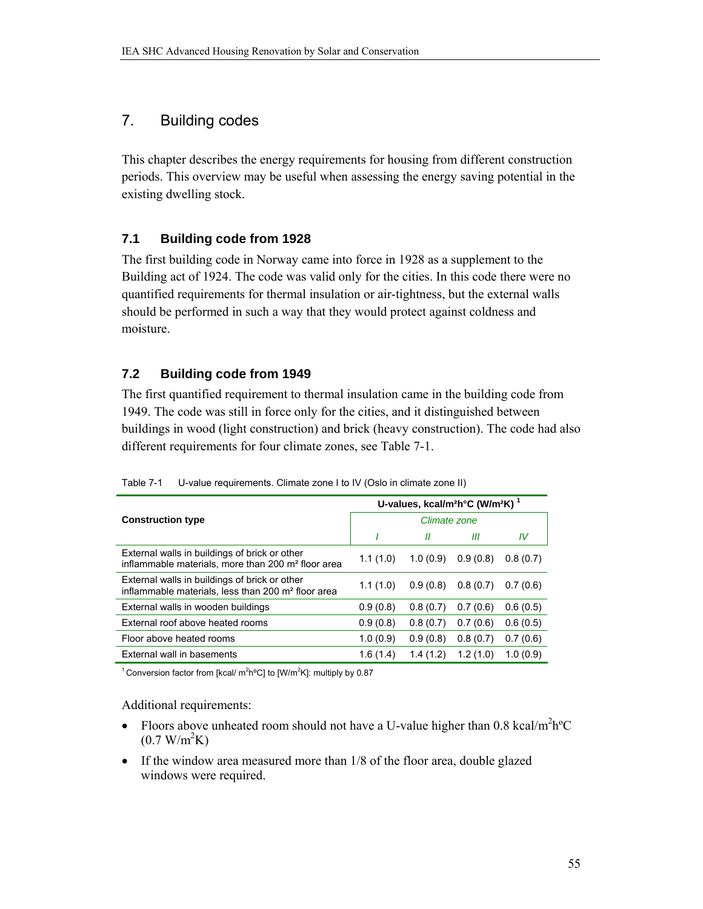# 7. Building codes

This chapter describes the energy requirements for housing from different construction periods. This overview may be useful when assessing the energy saving potential in the existing dwelling stock.

## 7.1 Building code from 1928

The first building code in Norway came into force in 1928 as a supplement to the Building act of 1924. The code was valid only for the cities. In this code there were no quantified requirements for thermal insulation or air-tightness, but the external walls should be performed in such a way that they would protect against coldness and moisture.

## 7.2 Building code from 1949

The first quantified requirement to thermal insulation came in the building code from 1949. The code was still in force only for the cities, and it distinguished between buildings in wood (light construction) and brick (heavy construction). The code had also different requirements for four climate zones, see Table 7-1.

Table 7-1 U-value requirements. Climate zone I to IV (Oslo in climate zone II)

| Construction type | U-values, kcal/m²h°C (W/m²K) [1] | | | |
|---|---|---|---|---|
| | *Climate zone* | | | |
| | *I* | *II* | *III* | *IV* |
| External walls in buildings of brick or other inflammable materials, more than 200 m² floor area | 1.1 (1.0) | 1.0 (0.9) | 0.9 (0.8) | 0.8 (0.7) |
| External walls in buildings of brick or other inflammable materials, less than 200 m² floor area | 1.1 (1.0) | 0.9 (0.8) | 0.8 (0.7) | 0.7 (0.6) |
| External walls in wooden buildings | 0.9 (0.8) | 0.8 (0.7) | 0.7 (0.6) | 0.6 (0.5) |
| External roof above heated rooms | 0.9 (0.8) | 0.8 (0.7) | 0.7 (0.6) | 0.6 (0.5) |
| Floor above heated rooms | 1.0 (0.9) | 0.9 (0.8) | 0.8 (0.7) | 0.7 (0.6) |
| External wall in basements | 1.6 (1.4) | 1.4 (1.2) | 1.2 (1.0) | 1.0 (0.9) |

[1] Conversion factor from [kcal/ m²hºC] to [W/m²K]: multiply by 0.87

Additional requirements:

- Floors above unheated room should not have a U-value higher than 0.8 kcal/m²hºC (0.7 W/m²K)
- If the window area measured more than 1/8 of the floor area, double glazed windows were required.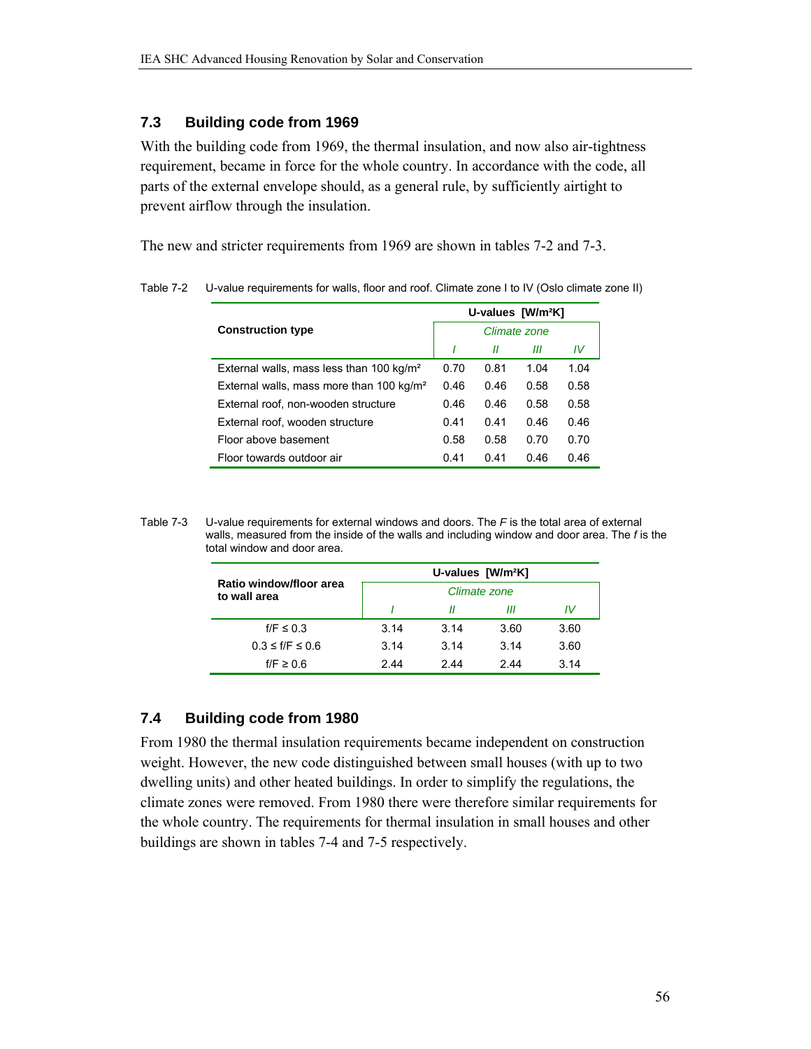## 7.3 Building code from 1969

With the building code from 1969, the thermal insulation, and now also air-tightness requirement, became in force for the whole country. In accordance with the code, all parts of the external envelope should, as a general rule, by sufficiently airtight to prevent airflow through the insulation.

The new and stricter requirements from 1969 are shown in tables 7-2 and 7-3.

Table 7-2 U-value requirements for walls, floor and roof. Climate zone I to IV (Oslo climate zone II)

| Construction type | U-values [W/m²K] | | | |
|---|---|---|---|---|
| | *Climate zone* | | | |
| | *I* | *II* | *III* | *IV* |
| External walls, mass less than 100 kg/m² | 0.70 | 0.81 | 1.04 | 1.04 |
| External walls, mass more than 100 kg/m² | 0.46 | 0.46 | 0.58 | 0.58 |
| External roof, non-wooden structure | 0.46 | 0.46 | 0.58 | 0.58 |
| External roof, wooden structure | 0.41 | 0.41 | 0.46 | 0.46 |
| Floor above basement | 0.58 | 0.58 | 0.70 | 0.70 |
| Floor towards outdoor air | 0.41 | 0.41 | 0.46 | 0.46 |

Table 7-3 U-value requirements for external windows and doors. The *F* is the total area of external walls, measured from the inside of the walls and including window and door area. The *f* is the total window and door area.

| Ratio window/floor area to wall area | U-values [W/m²K] | | | |
|---|---|---|---|---|
| | *Climate zone* | | | |
| | *I* | *II* | *III* | *IV* |
| $f/F \leq 0.3$ | 3.14 | 3.14 | 3.60 | 3.60 |
| $0.3 \leq f/F \leq 0.6$ | 3.14 | 3.14 | 3.14 | 3.60 |
| $f/F \geq 0.6$ | 2.44 | 2.44 | 2.44 | 3.14 |

## 7.4 Building code from 1980

From 1980 the thermal insulation requirements became independent on construction weight. However, the new code distinguished between small houses (with up to two dwelling units) and other heated buildings. In order to simplify the regulations, the climate zones were removed. From 1980 there were therefore similar requirements for the whole country. The requirements for thermal insulation in small houses and other buildings are shown in tables 7-4 and 7-5 respectively.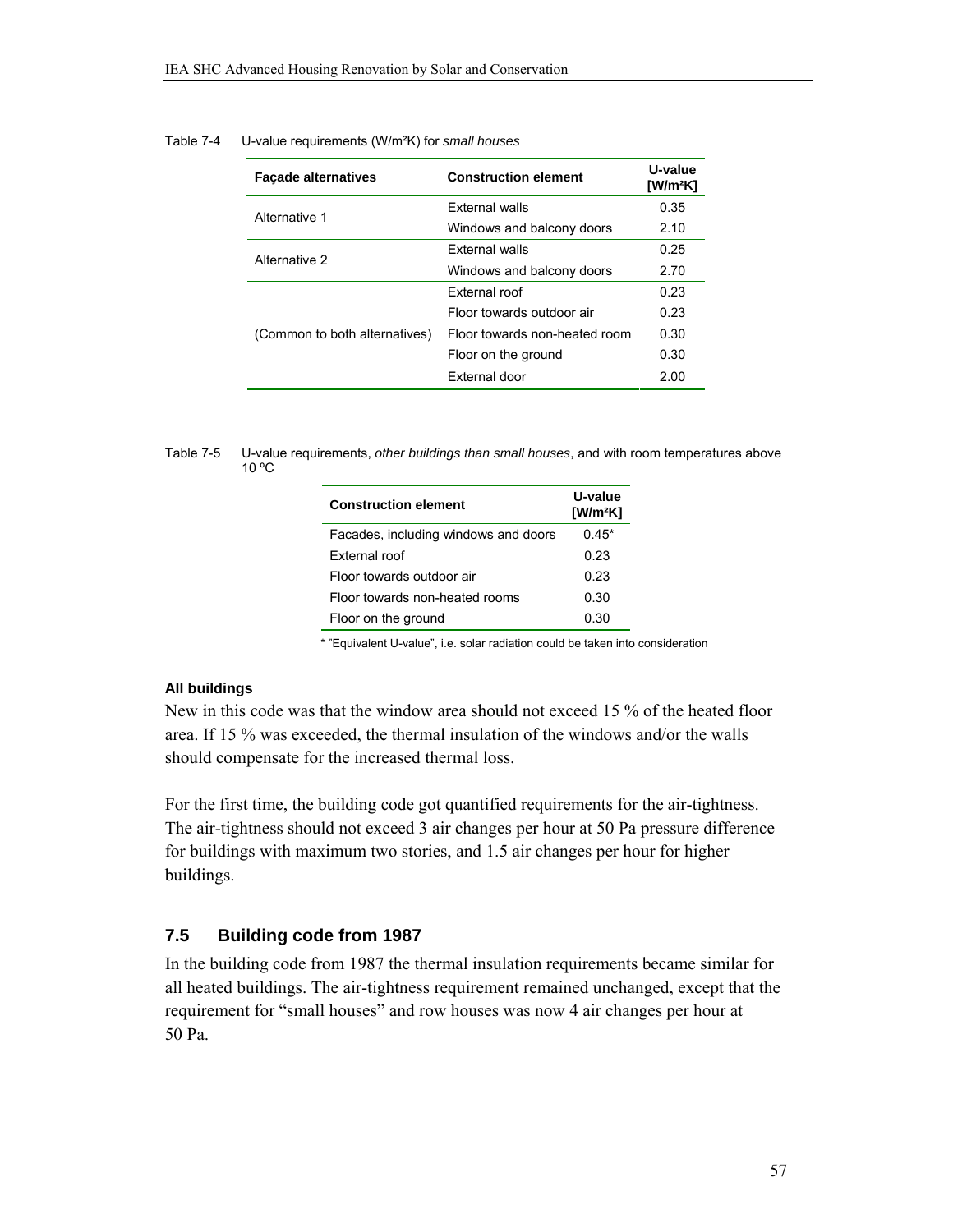Table 7-4 U-value requirements (W/m²K) for *small houses*

| Façade alternatives | Construction element | U-value [W/m²K] |
|---|---|---|
| Alternative 1 | External walls | 0.35 |
| | Windows and balcony doors | 2.10 |
| Alternative 2 | External walls | 0.25 |
| | Windows and balcony doors | 2.70 |
| (Common to both alternatives) | External roof | 0.23 |
| | Floor towards outdoor air | 0.23 |
| | Floor towards non-heated room | 0.30 |
| | Floor on the ground | 0.30 |
| | External door | 2.00 |

Table 7-5 U-value requirements, *other buildings than small houses*, and with room temperatures above 10 ºC

| Construction element | U-value [W/m²K] |
|---|---|
| Facades, including windows and doors | 0.45* |
| External roof | 0.23 |
| Floor towards outdoor air | 0.23 |
| Floor towards non-heated rooms | 0.30 |
| Floor on the ground | 0.30 |

* "Equivalent U-value", i.e. solar radiation could be taken into consideration

**All buildings**

New in this code was that the window area should not exceed 15 % of the heated floor area. If 15 % was exceeded, the thermal insulation of the windows and/or the walls should compensate for the increased thermal loss.

For the first time, the building code got quantified requirements for the air-tightness. The air-tightness should not exceed 3 air changes per hour at 50 Pa pressure difference for buildings with maximum two stories, and 1.5 air changes per hour for higher buildings.

## 7.5 Building code from 1987

In the building code from 1987 the thermal insulation requirements became similar for all heated buildings. The air-tightness requirement remained unchanged, except that the requirement for "small houses" and row houses was now 4 air changes per hour at 50 Pa.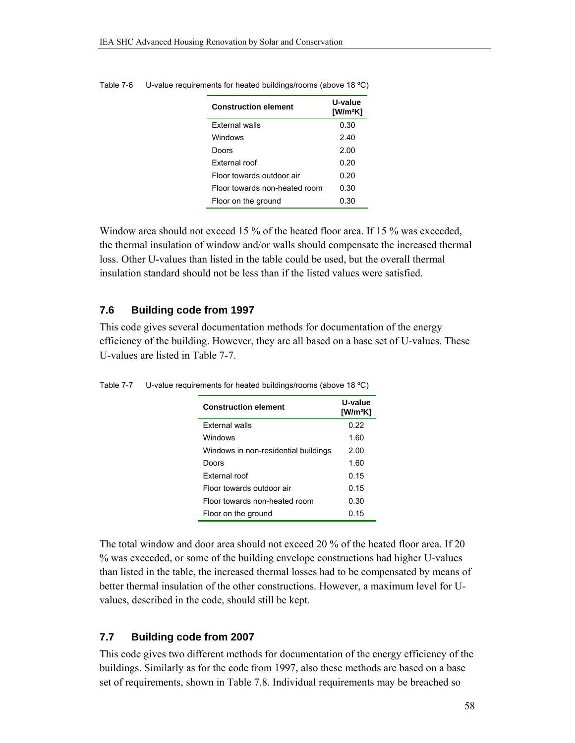Table 7-6 U-value requirements for heated buildings/rooms (above 18 ºC)

| Construction element | U-value [W/m²K] |
|---|---|
| External walls | 0.30 |
| Windows | 2.40 |
| Doors | 2.00 |
| External roof | 0.20 |
| Floor towards outdoor air | 0.20 |
| Floor towards non-heated room | 0.30 |
| Floor on the ground | 0.30 |

Window area should not exceed 15 % of the heated floor area. If 15 % was exceeded, the thermal insulation of window and/or walls should compensate the increased thermal loss. Other U-values than listed in the table could be used, but the overall thermal insulation standard should not be less than if the listed values were satisfied.

## 7.6 Building code from 1997

This code gives several documentation methods for documentation of the energy efficiency of the building. However, they are all based on a base set of U-values. These U-values are listed in Table 7-7.

Table 7-7 U-value requirements for heated buildings/rooms (above 18 ºC)

| Construction element | U-value [W/m²K] |
|---|---|
| External walls | 0.22 |
| Windows | 1.60 |
| Windows in non-residential buildings | 2.00 |
| Doors | 1.60 |
| External roof | 0.15 |
| Floor towards outdoor air | 0.15 |
| Floor towards non-heated room | 0.30 |
| Floor on the ground | 0.15 |

The total window and door area should not exceed 20 % of the heated floor area. If 20 % was exceeded, or some of the building envelope constructions had higher U-values than listed in the table, the increased thermal losses had to be compensated by means of better thermal insulation of the other constructions. However, a maximum level for U-values, described in the code, should still be kept.

## 7.7 Building code from 2007

This code gives two different methods for documentation of the energy efficiency of the buildings. Similarly as for the code from 1997, also these methods are based on a base set of requirements, shown in Table 7.8. Individual requirements may be breached so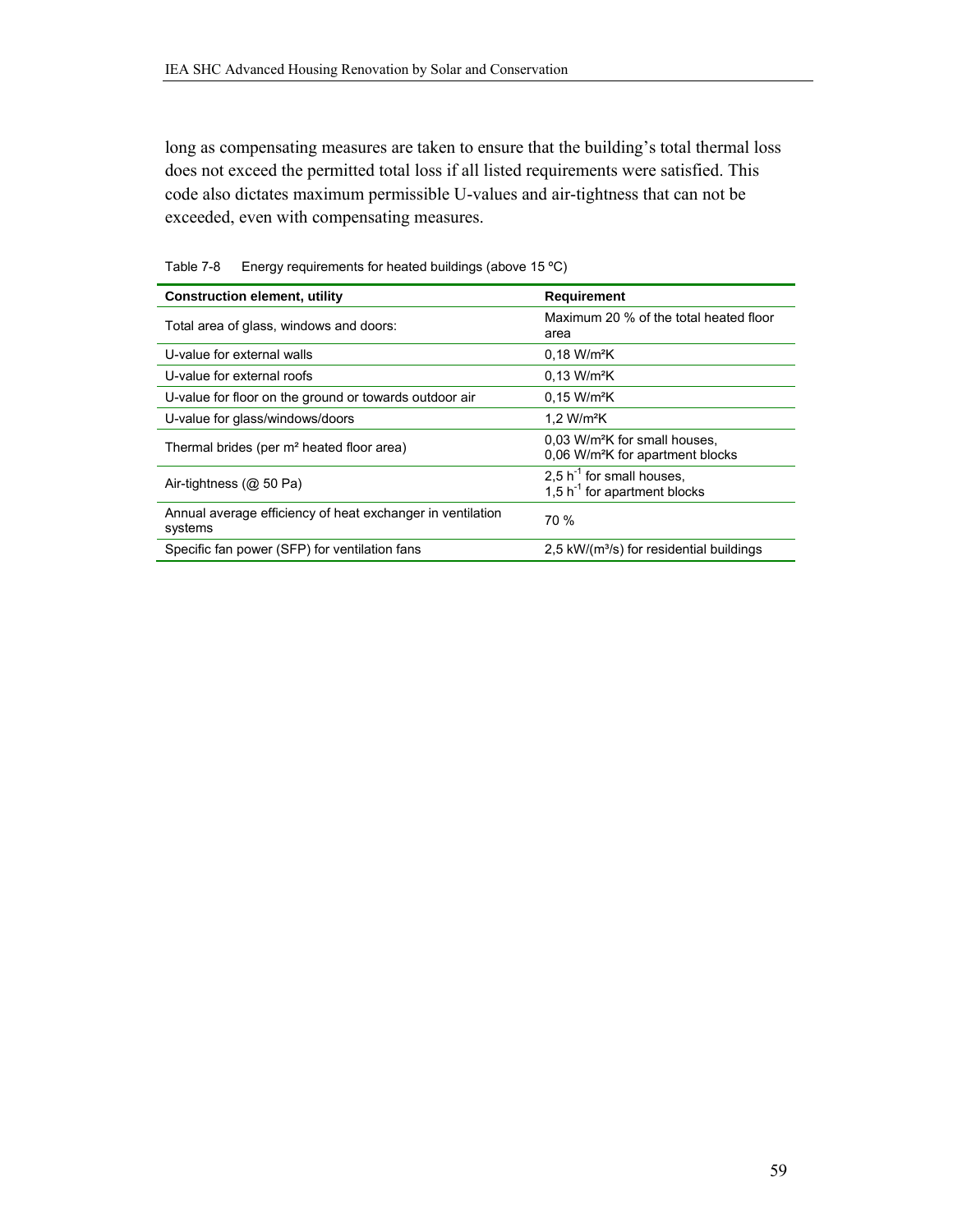long as compensating measures are taken to ensure that the building's total thermal loss does not exceed the permitted total loss if all listed requirements were satisfied. This code also dictates maximum permissible U-values and air-tightness that can not be exceeded, even with compensating measures.

Table 7-8 Energy requirements for heated buildings (above 15 ºC)

| **Construction element, utility** | **Requirement** |
|---|---|
| Total area of glass, windows and doors: | Maximum 20 % of the total heated floor area |
| U-value for external walls | 0,18 W/m²K |
| U-value for external roofs | 0,13 W/m²K |
| U-value for floor on the ground or towards outdoor air | 0,15 W/m²K |
| U-value for glass/windows/doors | 1,2 W/m²K |
| Thermal brides (per m² heated floor area) | 0,03 W/m²K for small houses, 0,06 W/m²K for apartment blocks |
| Air-tightness (@ 50 Pa) | 2,5 $h^{-1}$ for small houses, 1,5 $h^{-1}$ for apartment blocks |
| Annual average efficiency of heat exchanger in ventilation systems | 70 % |
| Specific fan power (SFP) for ventilation fans | 2,5 kW/(m³/s) for residential buildings |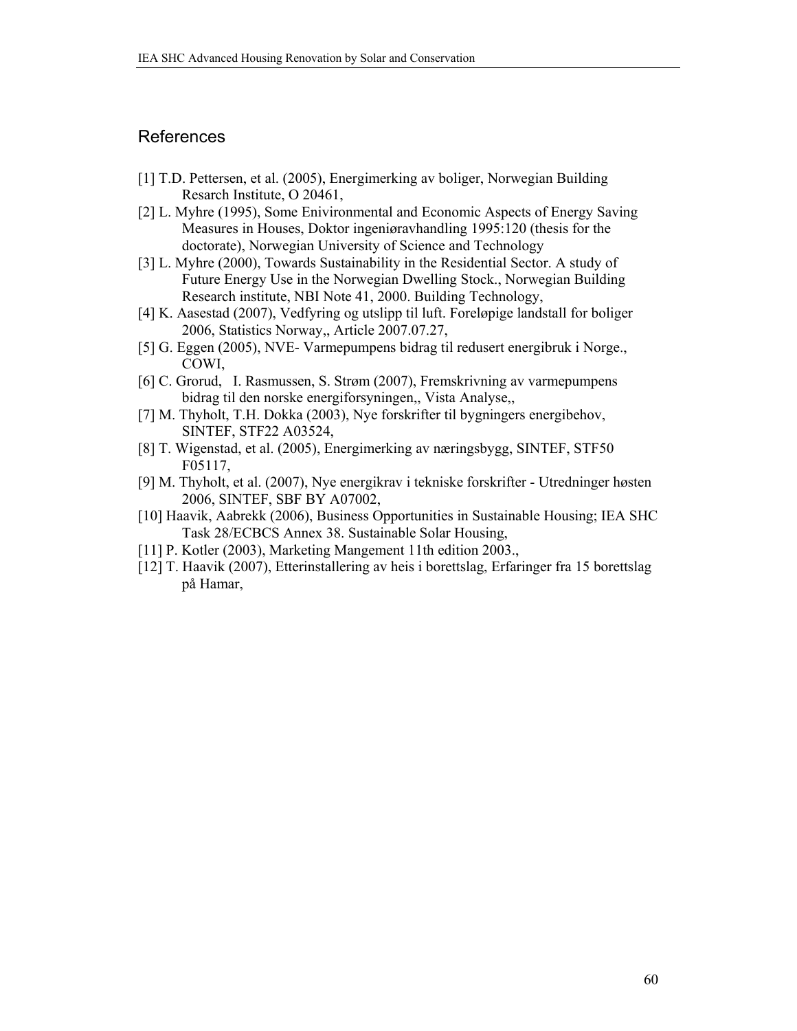## References

[1] T.D. Pettersen, et al. (2005), Energimerking av boliger, Norwegian Building Resarch Institute, O 20461,

[2] L. Myhre (1995), Some Enivironmental and Economic Aspects of Energy Saving Measures in Houses, Doktor ingeniøravhandling 1995:120 (thesis for the doctorate), Norwegian University of Science and Technology

[3] L. Myhre (2000), Towards Sustainability in the Residential Sector. A study of Future Energy Use in the Norwegian Dwelling Stock., Norwegian Building Research institute, NBI Note 41, 2000. Building Technology,

[4] K. Aasestad (2007), Vedfyring og utslipp til luft. Foreløpige landstall for boliger 2006, Statistics Norway,, Article 2007.07.27,

[5] G. Eggen (2005), NVE- Varmepumpens bidrag til redusert energibruk i Norge., COWI,

[6] C. Grorud, I. Rasmussen, S. Strøm (2007), Fremskrivning av varmepumpens bidrag til den norske energiforsyningen,, Vista Analyse,,

[7] M. Thyholt, T.H. Dokka (2003), Nye forskrifter til bygningers energibehov, SINTEF, STF22 A03524,

[8] T. Wigenstad, et al. (2005), Energimerking av næringsbygg, SINTEF, STF50 F05117,

[9] M. Thyholt, et al. (2007), Nye energikrav i tekniske forskrifter - Utredninger høsten 2006, SINTEF, SBF BY A07002,

[10] Haavik, Aabrekk (2006), Business Opportunities in Sustainable Housing; IEA SHC Task 28/ECBCS Annex 38. Sustainable Solar Housing,

[11] P. Kotler (2003), Marketing Mangement 11th edition 2003.,

[12] T. Haavik (2007), Etterinstallering av heis i borettslag, Erfaringer fra 15 borettslag på Hamar,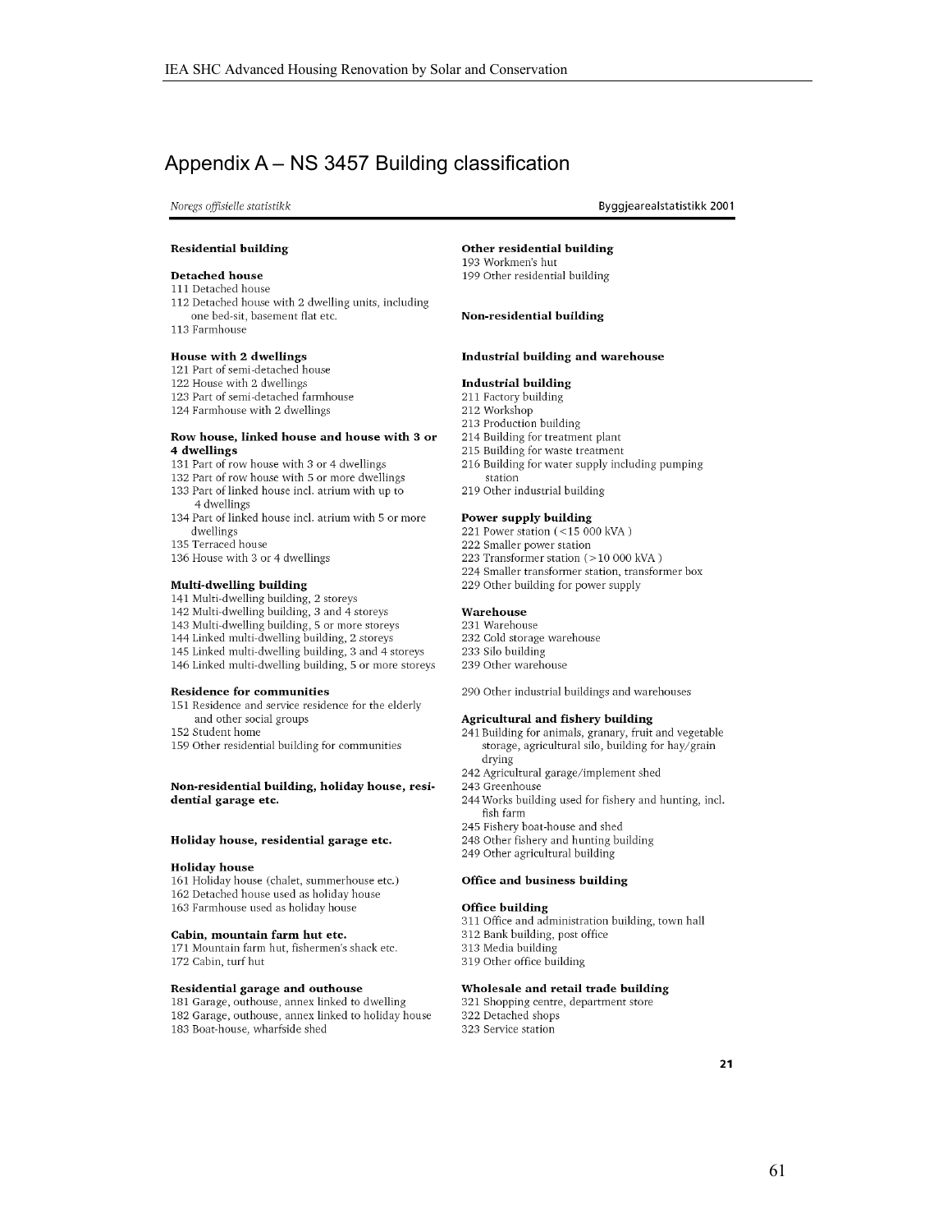# Appendix A – NS 3457 Building classification

*Noregs offisielle statistikk* — Byggjearealstatistikk 2001

**Residential building**

**Detached house**
111 Detached house
112 Detached house with 2 dwelling units, including one bed-sit, basement flat etc.
113 Farmhouse

**House with 2 dwellings**
121 Part of semi-detached house
122 House with 2 dwellings
123 Part of semi-detached farmhouse
124 Farmhouse with 2 dwellings

**Row house, linked house and house with 3 or 4 dwellings**
131 Part of row house with 3 or 4 dwellings
132 Part of row house with 5 or more dwellings
133 Part of linked house incl. atrium with up to 4 dwellings
134 Part of linked house incl. atrium with 5 or more dwellings
135 Terraced house
136 House with 3 or 4 dwellings

**Multi-dwelling building**
141 Multi-dwelling building, 2 storeys
142 Multi-dwelling building, 3 and 4 storeys
143 Multi-dwelling building, 5 or more storeys
144 Linked multi-dwelling building, 2 storeys
145 Linked multi-dwelling building, 3 and 4 storeys
146 Linked multi-dwelling building, 5 or more storeys

**Residence for communities**
151 Residence and service residence for the elderly and other social groups
152 Student home
159 Other residential building for communities

**Non-residential building, holiday house, residential garage etc.**

**Holiday house, residential garage etc.**

**Holiday house**
161 Holiday house (chalet, summerhouse etc.)
162 Detached house used as holiday house
163 Farmhouse used as holiday house

**Cabin, mountain farm hut etc.**
171 Mountain farm hut, fishermen's shack etc.
172 Cabin, turf hut

**Residential garage and outhouse**
181 Garage, outhouse, annex linked to dwelling
182 Garage, outhouse, annex linked to holiday house
183 Boat-house, wharfside shed

**Other residential building**
193 Workmen's hut
199 Other residential building

**Non-residential building**

**Industrial building and warehouse**

**Industrial building**
211 Factory building
212 Workshop
213 Production building
214 Building for treatment plant
215 Building for waste treatment
216 Building for water supply including pumping station
219 Other industrial building

**Power supply building**
221 Power station (<15 000 kVA )
222 Smaller power station
223 Transformer station (>10 000 kVA )
224 Smaller transformer station, transformer box
229 Other building for power supply

**Warehouse**
231 Warehouse
232 Cold storage warehouse
233 Silo building
239 Other warehouse

290 Other industrial buildings and warehouses

**Agricultural and fishery building**
241 Building for animals, granary, fruit and vegetable storage, agricultural silo, building for hay/grain drying
242 Agricultural garage/implement shed
243 Greenhouse
244 Works building used for fishery and hunting, incl. fish farm
245 Fishery boat-house and shed
248 Other fishery and hunting building
249 Other agricultural building

**Office and business building**

**Office building**
311 Office and administration building, town hall
312 Bank building, post office
313 Media building
319 Other office building

**Wholesale and retail trade building**
321 Shopping centre, department store
322 Detached shops
323 Service station

21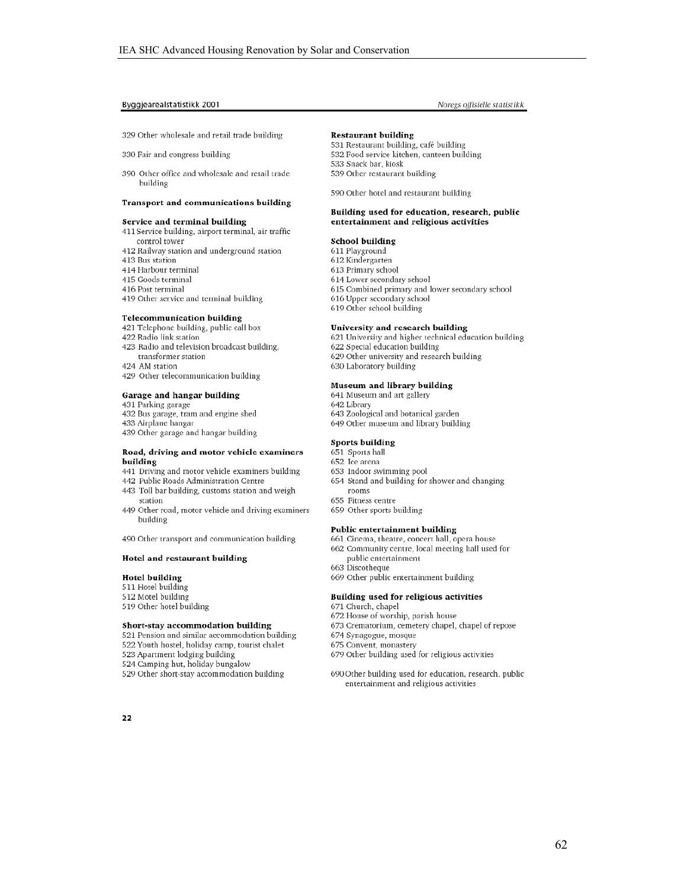329 Other wholesale and retail trade building

330 Fair and congress building

390 Other office and wholesale and retail trade building

### Transport and communications building

#### Service and terminal building

411 Service building, airport terminal, air traffic control tower
412 Railway station and underground station
413 Bus station
414 Harbour terminal
415 Goods terminal
416 Post terminal
419 Other service and terminal building

#### Telecommunication building

421 Telephone building, public call box
422 Radio link station
423 Radio and television broadcast building, transformer station
424 AM station
429 Other telecommunication building

#### Garage and hangar building

431 Parking garage
432 Bus garage, tram and engine shed
433 Airplane hangar
439 Other garage and hangar building

#### Road, driving and motor vehicle examiners building

441 Driving and motor vehicle examiners building
442 Public Roads Administration Centre
443 Toll bar building, customs station and weigh station
449 Other road, motor vehicle and driving examiners building

490 Other transport and communication building

### Hotel and restaurant building

#### Hotel building

511 Hotel building
512 Motel building
519 Other hotel building

#### Short-stay accommodation building

521 Pension and similar accommodation building
522 Youth hostel, holiday camp, tourist chalet
523 Apartment lodging building
524 Camping hut, holiday bungalow
529 Other short-stay accommodation building

#### Restaurant building

531 Restaurant building, café building
532 Food service kitchen, canteen building
533 Snack bar, kiosk
539 Other restaurant building

590 Other hotel and restaurant building

### Building used for education, research, public entertainment and religious activities

#### School building

611 Playground
612 Kindergarten
613 Primary school
614 Lower secondary school
615 Combined primary and lower secondary school
616 Upper secondary school
619 Other school building

#### University and research building

621 University and higher technical education building
622 Special education building
629 Other university and research building
630 Laboratory building

#### Museum and library building

641 Museum and art gallery
642 Library
643 Zoological and botanical garden
649 Other museum and library building

#### Sports building

651 Sports hall
652 Ice arena
653 Indoor swimming pool
654 Stand and building for shower and changing rooms
655 Fitness centre
659 Other sports building

#### Public entertainment building

661 Cinema, theatre, concert hall, opera house
662 Community centre, local meeting hall used for public entertainment
663 Discotheque
669 Other public entertainment building

#### Building used for religious activities

671 Church, chapel
672 House of worship, parish house
673 Crematorium, cemetery chapel, chapel of repose
674 Synagogue, mosque
675 Convent, monastery
679 Other building used for religious activities

690 Other building used for education, research, public entertainment and religious activities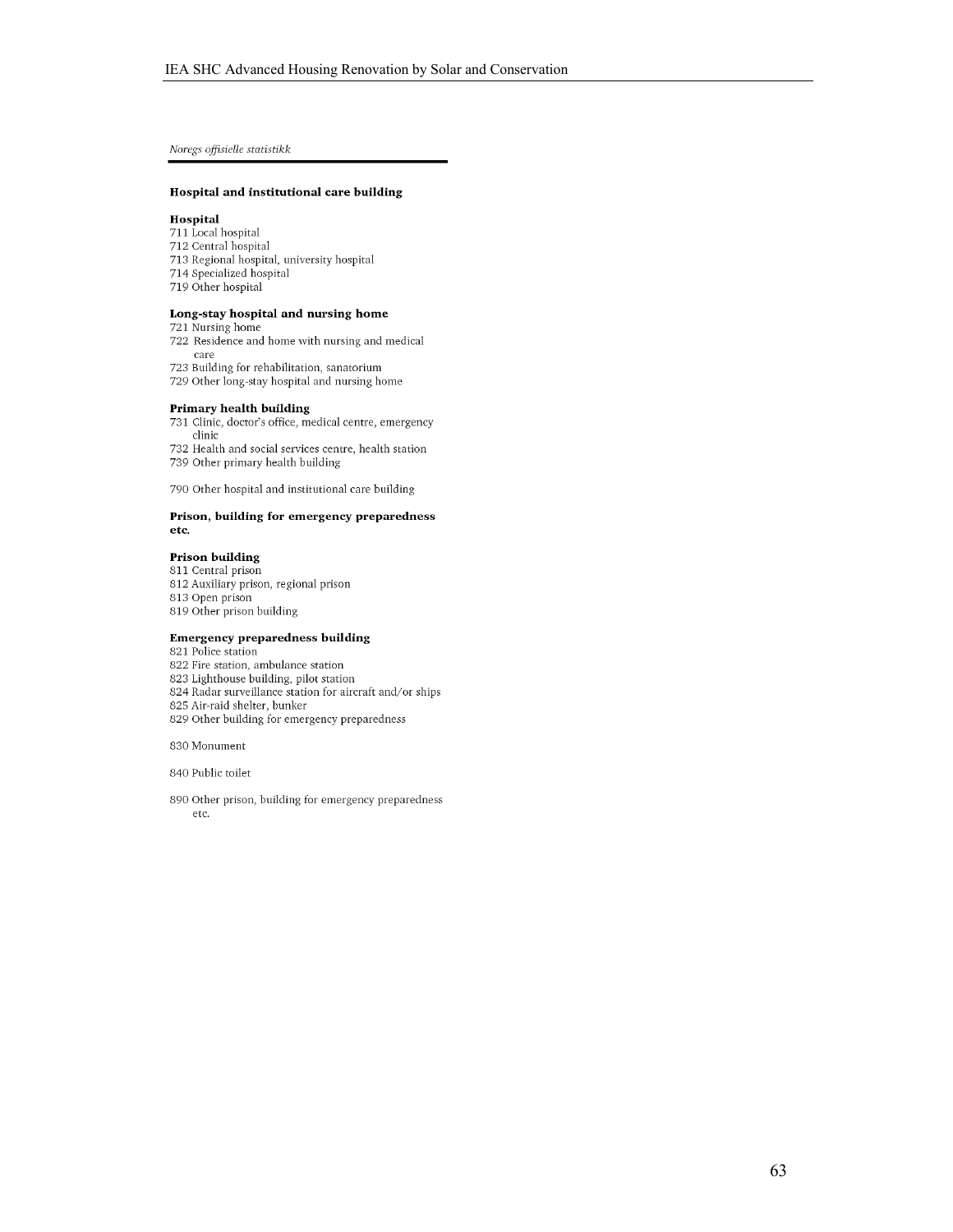*Noregs offisielle statistikk*

### Hospital and institutional care building

#### Hospital

711 Local hospital
712 Central hospital
713 Regional hospital, university hospital
714 Specialized hospital
719 Other hospital

#### Long-stay hospital and nursing home

721 Nursing home
722 Residence and home with nursing and medical care
723 Building for rehabilitation, sanatorium
729 Other long-stay hospital and nursing home

#### Primary health building

731 Clinic, doctor's office, medical centre, emergency clinic
732 Health and social services centre, health station
739 Other primary health building

790 Other hospital and institutional care building

### Prison, building for emergency preparedness etc.

#### Prison building

811 Central prison
812 Auxiliary prison, regional prison
813 Open prison
819 Other prison building

#### Emergency preparedness building

821 Police station
822 Fire station, ambulance station
823 Lighthouse building, pilot station
824 Radar surveillance station for aircraft and/or ships
825 Air-raid shelter, bunker
829 Other building for emergency preparedness

830 Monument

840 Public toilet

890 Other prison, building for emergency preparedness etc.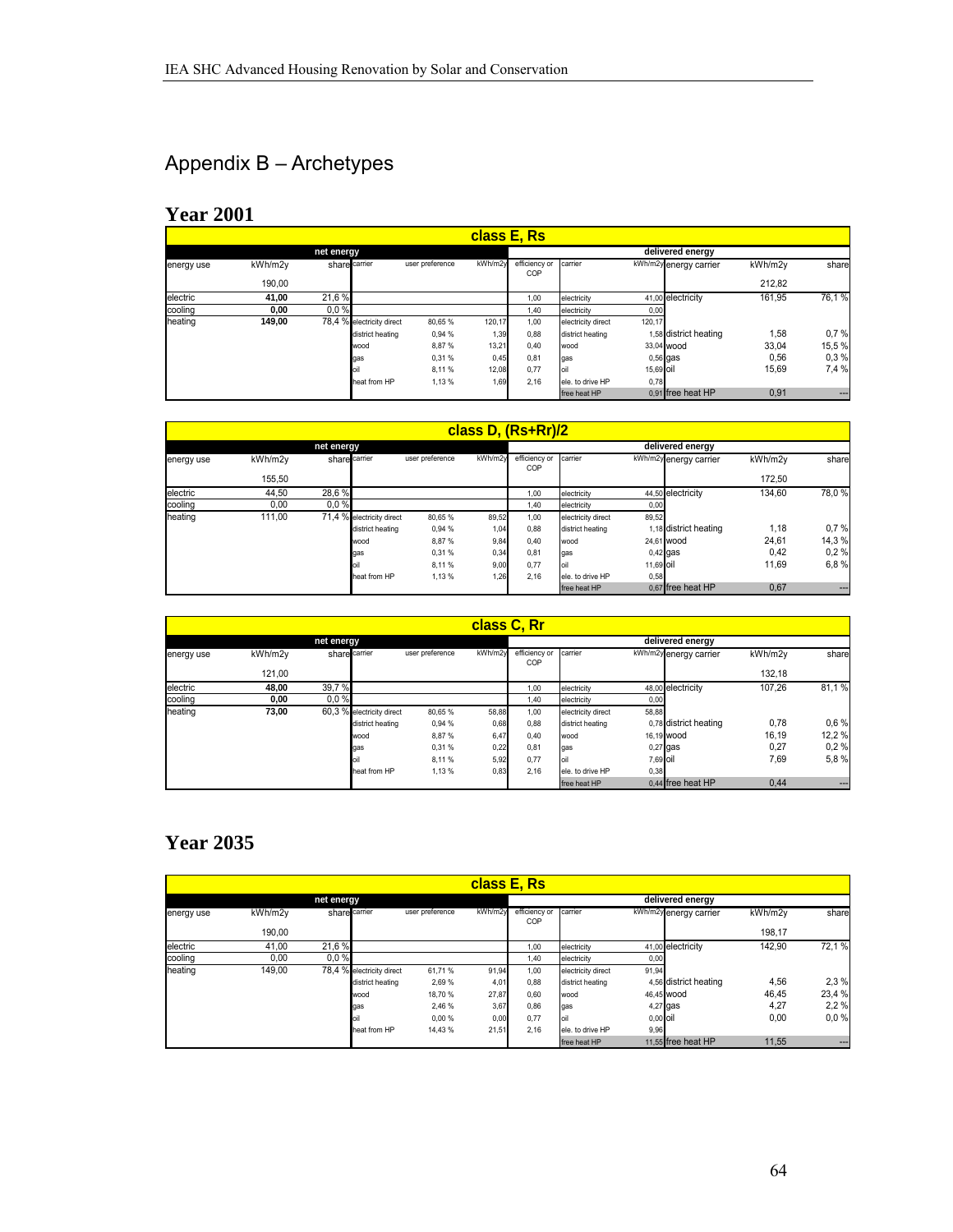# Appendix B – Archetypes

## Year 2001

| class E, Rs | | | | | | | | | | | |
|---|---|---|---|---|---|---|---|---|---|---|---|
| net energy | | | | | | delivered energy | | | | | |
| energy use | kWh/m2y | share | carrier | user preference | kWh/m2y | efficiency or COP | carrier | kWh/m2y | energy carrier | kWh/m2y | share |
| | 190,00 | | | | | | | | | 212,82 | |
| electric | **41,00** | 21,6 % | | | | 1,00 | electricity | 41,00 | electricity | 161,95 | 76,1 % |
| cooling | **0,00** | 0,0 % | | | | 1,40 | electricity | 0,00 | | | |
| heating | **149,00** | 78,4 % | electricity direct | 80,65 % | 120,17 | 1,00 | electricity direct | 120,17 | | | |
| | | | district heating | 0,94 % | 1,39 | 0,88 | district heating | 1,58 | district heating | 1,58 | 0,7 % |
| | | | wood | 8,87 % | 13,21 | 0,40 | wood | 33,04 | wood | 33,04 | 15,5 % |
| | | | gas | 0,31 % | 0,45 | 0,81 | gas | 0,56 | gas | 0,56 | 0,3 % |
| | | | oil | 8,11 % | 12,08 | 0,77 | oil | 15,69 | oil | 15,69 | 7,4 % |
| | | | heat from HP | 1,13 % | 1,69 | 2,16 | ele. to drive HP | 0,78 | | | |
| | | | | | | | free heat HP | 0,91 | free heat HP | 0,91 | --- |

| class D, (Rs+Rr)/2 | | | | | | | | | | | |
|---|---|---|---|---|---|---|---|---|---|---|---|
| net energy | | | | | | delivered energy | | | | | |
| energy use | kWh/m2y | share | carrier | user preference | kWh/m2y | efficiency or COP | carrier | kWh/m2y | energy carrier | kWh/m2y | share |
| | 155,50 | | | | | | | | | 172,50 | |
| electric | 44,50 | 28,6 % | | | | 1,00 | electricity | 44,50 | electricity | 134,60 | 78,0 % |
| cooling | 0,00 | 0,0 % | | | | 1,40 | electricity | 0,00 | | | |
| heating | 111,00 | 71,4 % | electricity direct | 80,65 % | 89,52 | 1,00 | electricity direct | 89,52 | | | |
| | | | district heating | 0,94 % | 1,04 | 0,88 | district heating | 1,18 | district heating | 1,18 | 0,7 % |
| | | | wood | 8,87 % | 9,84 | 0,40 | wood | 24,61 | wood | 24,61 | 14,3 % |
| | | | gas | 0,31 % | 0,34 | 0,81 | gas | 0,42 | gas | 0,42 | 0,2 % |
| | | | oil | 8,11 % | 9,00 | 0,77 | oil | 11,69 | oil | 11,69 | 6,8 % |
| | | | heat from HP | 1,13 % | 1,26 | 2,16 | ele. to drive HP | 0,58 | | | |
| | | | | | | | free heat HP | 0,67 | free heat HP | 0,67 | --- |

| class C, Rr | | | | | | | | | | | |
|---|---|---|---|---|---|---|---|---|---|---|---|
| net energy | | | | | | delivered energy | | | | | |
| energy use | kWh/m2y | share | carrier | user preference | kWh/m2y | efficiency or COP | carrier | kWh/m2y | energy carrier | kWh/m2y | share |
| | 121,00 | | | | | | | | | 132,18 | |
| electric | **48,00** | 39,7 % | | | | 1,00 | electricity | 48,00 | electricity | 107,26 | 81,1 % |
| cooling | **0,00** | 0,0 % | | | | 1,40 | electricity | 0,00 | | | |
| heating | **73,00** | 60,3 % | electricity direct | 80,65 % | 58,88 | 1,00 | electricity direct | 58,88 | | | |
| | | | district heating | 0,94 % | 0,68 | 0,88 | district heating | 0,78 | district heating | 0,78 | 0,6 % |
| | | | wood | 8,87 % | 6,47 | 0,40 | wood | 16,19 | wood | 16,19 | 12,2 % |
| | | | gas | 0,31 % | 0,22 | 0,81 | gas | 0,27 | gas | 0,27 | 0,2 % |
| | | | oil | 8,11 % | 5,92 | 0,77 | oil | 7,69 | oil | 7,69 | 5,8 % |
| | | | heat from HP | 1,13 % | 0,83 | 2,16 | ele. to drive HP | 0,38 | | | |
| | | | | | | | free heat HP | 0,44 | free heat HP | 0,44 | --- |

## Year 2035

| class E, Rs | | | | | | | | | | | |
|---|---|---|---|---|---|---|---|---|---|---|---|
| net energy | | | | | | delivered energy | | | | | |
| energy use | kWh/m2y | share | carrier | user preference | kWh/m2y | efficiency or COP | carrier | kWh/m2y | energy carrier | kWh/m2y | share |
| | 190,00 | | | | | | | | | 198,17 | |
| electric | 41,00 | 21,6 % | | | | 1,00 | electricity | 41,00 | electricity | 142,90 | 72,1 % |
| cooling | 0,00 | 0,0 % | | | | 1,40 | electricity | 0,00 | | | |
| heating | 149,00 | 78,4 % | electricity direct | 61,71 % | 91,94 | 1,00 | electricity direct | 91,94 | | | |
| | | | district heating | 2,69 % | 4,01 | 0,88 | district heating | 4,56 | district heating | 4,56 | 2,3 % |
| | | | wood | 18,70 % | 27,87 | 0,60 | wood | 46,45 | wood | 46,45 | 23,4 % |
| | | | gas | 2,46 % | 3,67 | 0,86 | gas | 4,27 | gas | 4,27 | 2,2 % |
| | | | oil | 0,00 % | 0,00 | 0,77 | oil | 0,00 | oil | 0,00 | 0,0 % |
| | | | heat from HP | 14,43 % | 21,51 | 2,16 | ele. to drive HP | 9,96 | | | |
| | | | | | | | free heat HP | 11,55 | free heat HP | 11,55 | --- |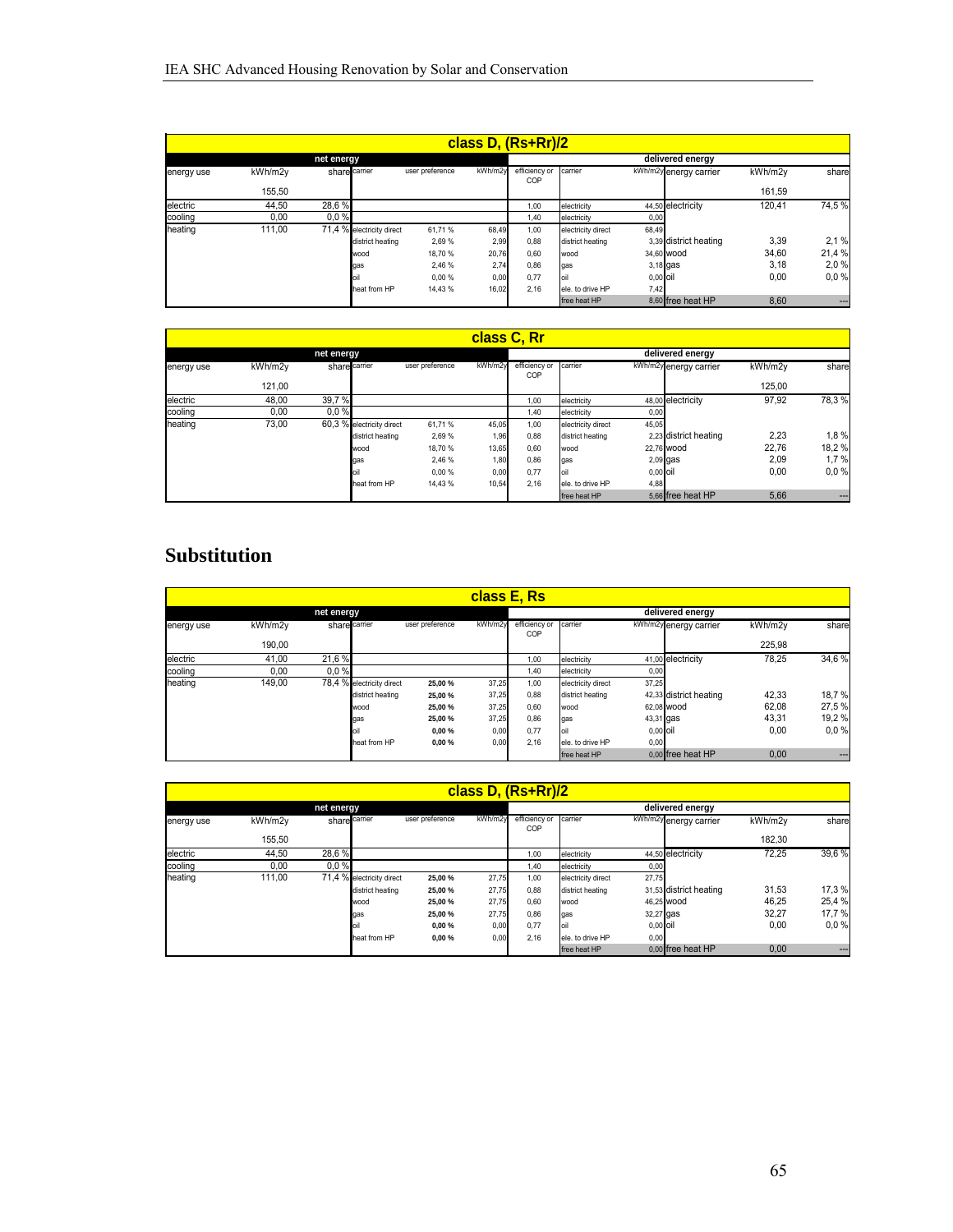| class D, (Rs+Rr)/2 | | | | | | | | | | | |
|---|---|---|---|---|---|---|---|---|---|---|---|
| net energy | | | | | | delivered energy | | | | | |
| energy use | kWh/m2y | share | carrier | user preference | kWh/m2y | efficiency or COP | carrier | kWh/m2y | energy carrier | kWh/m2y | share |
| | 155,50 | | | | | | | | | 161,59 | |
| electric | 44,50 | 28,6 % | | | | 1,00 | electricity | 44,50 | electricity | 120,41 | 74,5 % |
| cooling | 0,00 | 0,0 % | | | | 1,40 | electricity | 0,00 | | | |
| heating | 111,00 | 71,4 % | electricity direct | 61,71 % | 68,49 | 1,00 | electricity direct | 68,49 | | | |
| | | | district heating | 2,69 % | 2,99 | 0,88 | district heating | 3,39 | district heating | 3,39 | 2,1 % |
| | | | wood | 18,70 % | 20,76 | 0,60 | wood | 34,60 | wood | 34,60 | 21,4 % |
| | | | gas | 2,46 % | 2,74 | 0,86 | gas | 3,18 | gas | 3,18 | 2,0 % |
| | | | oil | 0,00 % | 0,00 | 0,77 | oil | 0,00 | oil | 0,00 | 0,0 % |
| | | | heat from HP | 14,43 % | 16,02 | 2,16 | ele. to drive HP | 7,42 | | | |
| | | | | | | | free heat HP | 8,60 | free heat HP | 8,60 | --- |

| class C, Rr | | | | | | | | | | | |
|---|---|---|---|---|---|---|---|---|---|---|---|
| net energy | | | | | | delivered energy | | | | | |
| energy use | kWh/m2y | share | carrier | user preference | kWh/m2y | efficiency or COP | carrier | kWh/m2y | energy carrier | kWh/m2y | share |
| | 121,00 | | | | | | | | | 125,00 | |
| electric | 48,00 | 39,7 % | | | | 1,00 | electricity | 48,00 | electricity | 97,92 | 78,3 % |
| cooling | 0,00 | 0,0 % | | | | 1,40 | electricity | 0,00 | | | |
| heating | 73,00 | 60,3 % | electricity direct | 61,71 % | 45,05 | 1,00 | electricity direct | 45,05 | | | |
| | | | district heating | 2,69 % | 1,96 | 0,88 | district heating | 2,23 | district heating | 2,23 | 1,8 % |
| | | | wood | 18,70 % | 13,65 | 0,60 | wood | 22,76 | wood | 22,76 | 18,2 % |
| | | | gas | 2,46 % | 1,80 | 0,86 | gas | 2,09 | gas | 2,09 | 1,7 % |
| | | | oil | 0,00 % | 0,00 | 0,77 | oil | 0,00 | oil | 0,00 | 0,0 % |
| | | | heat from HP | 14,43 % | 10,54 | 2,16 | ele. to drive HP | 4,88 | | | |
| | | | | | | | free heat HP | 5,66 | free heat HP | 5,66 | --- |

# Substitution

| class E, Rs | | | | | | | | | | | |
|---|---|---|---|---|---|---|---|---|---|---|---|
| net energy | | | | | | delivered energy | | | | | |
| energy use | kWh/m2y | share | carrier | user preference | kWh/m2y | efficiency or COP | carrier | kWh/m2y | energy carrier | kWh/m2y | share |
| | 190,00 | | | | | | | | | 225,98 | |
| electric | 41,00 | 21,6 % | | | | 1,00 | electricity | 41,00 | electricity | 78,25 | 34,6 % |
| cooling | 0,00 | 0,0 % | | | | 1,40 | electricity | 0,00 | | | |
| heating | 149,00 | 78,4 % | electricity direct | **25,00 %** | 37,25 | 1,00 | electricity direct | 37,25 | | | |
| | | | district heating | **25,00 %** | 37,25 | 0,88 | district heating | 42,33 | district heating | 42,33 | 18,7 % |
| | | | wood | **25,00 %** | 37,25 | 0,60 | wood | 62,08 | wood | 62,08 | 27,5 % |
| | | | gas | **25,00 %** | 37,25 | 0,86 | gas | 43,31 | gas | 43,31 | 19,2 % |
| | | | oil | **0,00 %** | 0,00 | 0,77 | oil | 0,00 | oil | 0,00 | 0,0 % |
| | | | heat from HP | **0,00 %** | 0,00 | 2,16 | ele. to drive HP | 0,00 | | | |
| | | | | | | | free heat HP | 0,00 | free heat HP | 0,00 | --- |

| class D, (Rs+Rr)/2 | | | | | | | | | | | |
|---|---|---|---|---|---|---|---|---|---|---|---|
| net energy | | | | | | delivered energy | | | | | |
| energy use | kWh/m2y | share | carrier | user preference | kWh/m2y | efficiency or COP | carrier | kWh/m2y | energy carrier | kWh/m2y | share |
| | 155,50 | | | | | | | | | 182,30 | |
| electric | 44,50 | 28,6 % | | | | 1,00 | electricity | 44,50 | electricity | 72,25 | 39,6 % |
| cooling | 0,00 | 0,0 % | | | | 1,40 | electricity | 0,00 | | | |
| heating | 111,00 | 71,4 % | electricity direct | **25,00 %** | 27,75 | 1,00 | electricity direct | 27,75 | | | |
| | | | district heating | **25,00 %** | 27,75 | 0,88 | district heating | 31,53 | district heating | 31,53 | 17,3 % |
| | | | wood | **25,00 %** | 27,75 | 0,60 | wood | 46,25 | wood | 46,25 | 25,4 % |
| | | | gas | **25,00 %** | 27,75 | 0,86 | gas | 32,27 | gas | 32,27 | 17,7 % |
| | | | oil | **0,00 %** | 0,00 | 0,77 | oil | 0,00 | oil | 0,00 | 0,0 % |
| | | | heat from HP | **0,00 %** | 0,00 | 2,16 | ele. to drive HP | 0,00 | | | |
| | | | | | | | free heat HP | 0,00 | free heat HP | 0,00 | --- |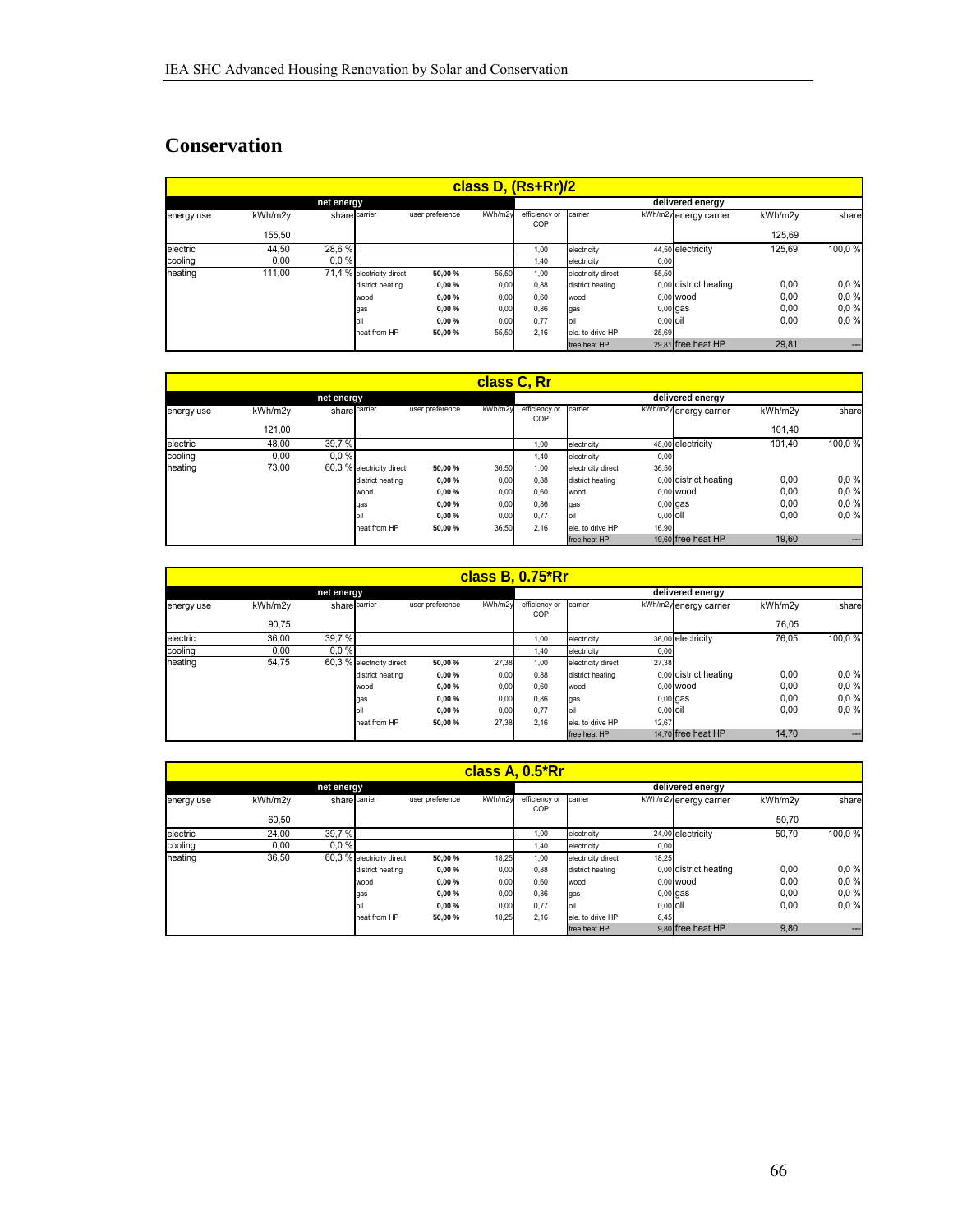# Conservation

| class D, (Rs+Rr)/2 | | | | | | | | | | | |
|---|---|---|---|---|---|---|---|---|---|---|---|
| net energy | | | | | | | delivered energy | | | | |
| energy use | kWh/m2y | share | carrier | user preference | kWh/m2y | efficiency or COP | carrier | kWh/m2y | energy carrier | kWh/m2y | share |
| | 155,50 | | | | | | | | | 125,69 | |
| electric | 44,50 | 28,6 % | | | | 1,00 | electricity | 44,50 | electricity | 125,69 | 100,0 % |
| cooling | 0,00 | 0,0 % | | | | 1,40 | electricity | 0,00 | | | |
| heating | 111,00 | 71,4 % | electricity direct | 50,00 % | 55,50 | 1,00 | electricity direct | 55,50 | | | |
| | | | district heating | 0,00 % | 0,00 | 0,88 | district heating | 0,00 | district heating | 0,00 | 0,0 % |
| | | | wood | 0,00 % | 0,00 | 0,60 | wood | 0,00 | wood | 0,00 | 0,0 % |
| | | | gas | 0,00 % | 0,00 | 0,86 | gas | 0,00 | gas | 0,00 | 0,0 % |
| | | | oil | 0,00 % | 0,00 | 0,77 | oil | 0,00 | oil | 0,00 | 0,0 % |
| | | | heat from HP | 50,00 % | 55,50 | 2,16 | ele. to drive HP | 25,69 | | | |
| | | | | | | | free heat HP | 29,81 | free heat HP | 29,81 | --- |

| class C, Rr | | | | | | | | | | | |
|---|---|---|---|---|---|---|---|---|---|---|---|
| net energy | | | | | | | delivered energy | | | | |
| energy use | kWh/m2y | share | carrier | user preference | kWh/m2y | efficiency or COP | carrier | kWh/m2y | energy carrier | kWh/m2y | share |
| | 121,00 | | | | | | | | | 101,40 | |
| electric | 48,00 | 39,7 % | | | | 1,00 | electricity | 48,00 | electricity | 101,40 | 100,0 % |
| cooling | 0,00 | 0,0 % | | | | 1,40 | electricity | 0,00 | | | |
| heating | 73,00 | 60,3 % | electricity direct | 50,00 % | 36,50 | 1,00 | electricity direct | 36,50 | | | |
| | | | district heating | 0,00 % | 0,00 | 0,88 | district heating | 0,00 | district heating | 0,00 | 0,0 % |
| | | | wood | 0,00 % | 0,00 | 0,60 | wood | 0,00 | wood | 0,00 | 0,0 % |
| | | | gas | 0,00 % | 0,00 | 0,86 | gas | 0,00 | gas | 0,00 | 0,0 % |
| | | | oil | 0,00 % | 0,00 | 0,77 | oil | 0,00 | oil | 0,00 | 0,0 % |
| | | | heat from HP | 50,00 % | 36,50 | 2,16 | ele. to drive HP | 16,90 | | | |
| | | | | | | | free heat HP | 19,60 | free heat HP | 19,60 | --- |

| class B, 0.75*Rr | | | | | | | | | | | |
|---|---|---|---|---|---|---|---|---|---|---|---|
| net energy | | | | | | | delivered energy | | | | |
| energy use | kWh/m2y | share | carrier | user preference | kWh/m2y | efficiency or COP | carrier | kWh/m2y | energy carrier | kWh/m2y | share |
| | 90,75 | | | | | | | | | 76,05 | |
| electric | 36,00 | 39,7 % | | | | 1,00 | electricity | 36,00 | electricity | 76,05 | 100,0 % |
| cooling | 0,00 | 0,0 % | | | | 1,40 | electricity | 0,00 | | | |
| heating | 54,75 | 60,3 % | electricity direct | 50,00 % | 27,38 | 1,00 | electricity direct | 27,38 | | | |
| | | | district heating | 0,00 % | 0,00 | 0,88 | district heating | 0,00 | district heating | 0,00 | 0,0 % |
| | | | wood | 0,00 % | 0,00 | 0,60 | wood | 0,00 | wood | 0,00 | 0,0 % |
| | | | gas | 0,00 % | 0,00 | 0,86 | gas | 0,00 | gas | 0,00 | 0,0 % |
| | | | oil | 0,00 % | 0,00 | 0,77 | oil | 0,00 | oil | 0,00 | 0,0 % |
| | | | heat from HP | 50,00 % | 27,38 | 2,16 | ele. to drive HP | 12,67 | | | |
| | | | | | | | free heat HP | 14,70 | free heat HP | 14,70 | --- |

| class A, 0.5*Rr | | | | | | | | | | | |
|---|---|---|---|---|---|---|---|---|---|---|---|
| net energy | | | | | | | delivered energy | | | | |
| energy use | kWh/m2y | share | carrier | user preference | kWh/m2y | efficiency or COP | carrier | kWh/m2y | energy carrier | kWh/m2y | share |
| | 60,50 | | | | | | | | | 50,70 | |
| electric | 24,00 | 39,7 % | | | | 1,00 | electricity | 24,00 | electricity | 50,70 | 100,0 % |
| cooling | 0,00 | 0,0 % | | | | 1,40 | electricity | 0,00 | | | |
| heating | 36,50 | 60,3 % | electricity direct | 50,00 % | 18,25 | 1,00 | electricity direct | 18,25 | | | |
| | | | district heating | 0,00 % | 0,00 | 0,88 | district heating | 0,00 | district heating | 0,00 | 0,0 % |
| | | | wood | 0,00 % | 0,00 | 0,60 | wood | 0,00 | wood | 0,00 | 0,0 % |
| | | | gas | 0,00 % | 0,00 | 0,86 | gas | 0,00 | gas | 0,00 | 0,0 % |
| | | | oil | 0,00 % | 0,00 | 0,77 | oil | 0,00 | oil | 0,00 | 0,0 % |
| | | | heat from HP | 50,00 % | 18,25 | 2,16 | ele. to drive HP | 8,45 | | | |
| | | | | | | | free heat HP | 9,80 | free heat HP | 9,80 | --- |